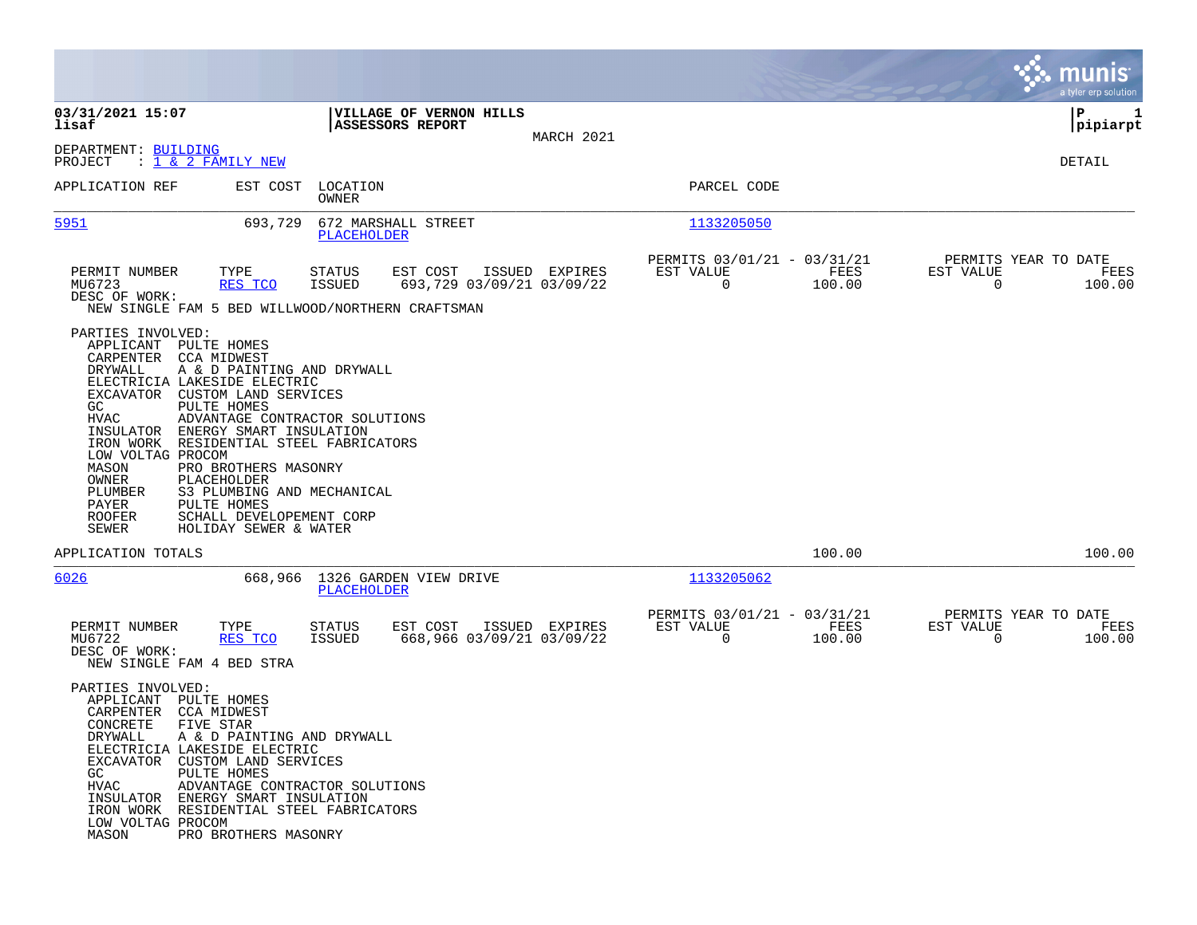**VILLAGE OF VERNON HILLS**
**ASSESSORS REPORT**

03/31/2021 15:07
lisaf

MARCH 2021

P 1
pipiarpt

DEPARTMENT: BUILDING
PROJECT : 1 & 2 FAMILY NEW

DETAIL

| APPLICATION REF | EST COST | LOCATION / OWNER | PARCEL CODE |
|---|---|---|---|
| 5951 | 693,729 | 672 MARSHALL STREET / PLACEHOLDER | 1133205050 |

| PERMIT NUMBER | TYPE | STATUS | EST COST | ISSUED | EXPIRES | PERMITS 03/01/21 - 03/31/21 EST VALUE | FEES | PERMITS YEAR TO DATE EST VALUE | FEES |
|---|---|---|---|---|---|---|---|---|---|
| MU6723 | RES TCO | ISSUED | 693,729 | 03/09/21 | 03/09/22 | 0 | 100.00 | 0 | 100.00 |

DESC OF WORK:
NEW SINGLE FAM 5 BED WILLWOOD/NORTHERN CRAFTSMAN

PARTIES INVOLVED:

| Role | Party |
|---|---|
| APPLICANT | PULTE HOMES |
| CARPENTER | CCA MIDWEST |
| DRYWALL | A & D PAINTING AND DRYWALL |
| ELECTRICIA | LAKESIDE ELECTRIC |
| EXCAVATOR | CUSTOM LAND SERVICES |
| GC | PULTE HOMES |
| HVAC | ADVANTAGE CONTRACTOR SOLUTIONS |
| INSULATOR | ENERGY SMART INSULATION |
| IRON WORK | RESIDENTIAL STEEL FABRICATORS |
| LOW VOLTAG | PROCOM |
| MASON | PRO BROTHERS MASONRY |
| OWNER | PLACEHOLDER |
| PLUMBER | S3 PLUMBING AND MECHANICAL |
| PAYER | PULTE HOMES |
| ROOFER | SCHALL DEVELOPEMENT CORP |
| SEWER | HOLIDAY SEWER & WATER |

APPLICATION TOTALS — 100.00 — 100.00

| APPLICATION REF | EST COST | LOCATION / OWNER | PARCEL CODE |
|---|---|---|---|
| 6026 | 668,966 | 1326 GARDEN VIEW DRIVE / PLACEHOLDER | 1133205062 |

| PERMIT NUMBER | TYPE | STATUS | EST COST | ISSUED | EXPIRES | PERMITS 03/01/21 - 03/31/21 EST VALUE | FEES | PERMITS YEAR TO DATE EST VALUE | FEES |
|---|---|---|---|---|---|---|---|---|---|
| MU6722 | RES TCO | ISSUED | 668,966 | 03/09/21 | 03/09/22 | 0 | 100.00 | 0 | 100.00 |

DESC OF WORK:
NEW SINGLE FAM 4 BED STRA

PARTIES INVOLVED:

| Role | Party |
|---|---|
| APPLICANT | PULTE HOMES |
| CARPENTER | CCA MIDWEST |
| CONCRETE | FIVE STAR |
| DRYWALL | A & D PAINTING AND DRYWALL |
| ELECTRICIA | LAKESIDE ELECTRIC |
| EXCAVATOR | CUSTOM LAND SERVICES |
| GC | PULTE HOMES |
| HVAC | ADVANTAGE CONTRACTOR SOLUTIONS |
| INSULATOR | ENERGY SMART INSULATION |
| IRON WORK | RESIDENTIAL STEEL FABRICATORS |
| LOW VOLTAG | PROCOM |
| MASON | PRO BROTHERS MASONRY |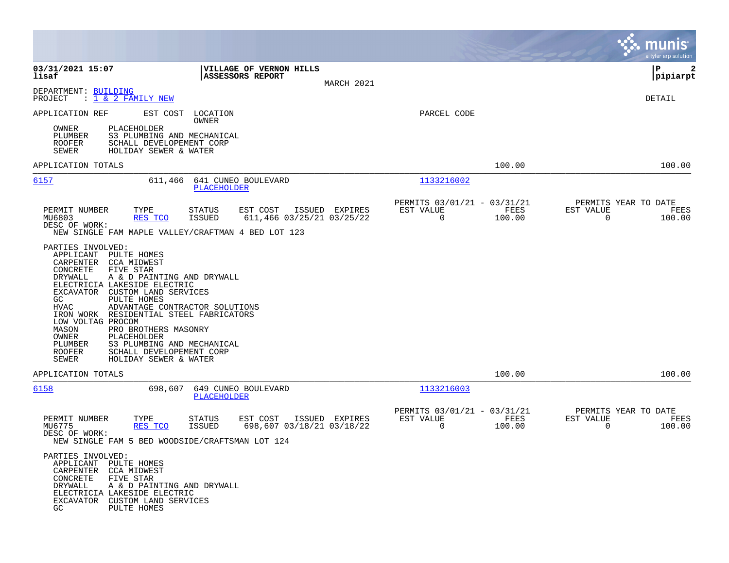**03/31/2021 15:07**
**lisaf**

**VILLAGE OF VERNON HILLS**
**ASSESSORS REPORT**
MARCH 2021

**pipiarpt**

DEPARTMENT: BUILDING
PROJECT : 1 & 2 FAMILY NEW

DETAIL

| APPLICATION REF | EST COST | LOCATION / OWNER | PARCEL CODE |
|---|---|---|---|

OWNER PLACEHOLDER
PLUMBER S3 PLUMBING AND MECHANICAL
ROOFER SCHALL DEVELOPEMENT CORP
SEWER HOLIDAY SEWER & WATER

APPLICATION TOTALS 100.00 100.00

---

**6157** 611,466 641 CUNEO BOULEVARD — PLACEHOLDER — Parcel: 1133216002

| PERMIT NUMBER | TYPE | STATUS | EST COST | ISSUED | EXPIRES | PERMITS 03/01/21 - 03/31/21 EST VALUE | FEES | PERMITS YEAR TO DATE EST VALUE | FEES |
|---|---|---|---|---|---|---|---|---|---|
| MU6803 | RES TCO | ISSUED | 611,466 | 03/25/21 | 03/25/22 | 0 | 100.00 | 0 | 100.00 |

DESC OF WORK:
NEW SINGLE FAM MAPLE VALLEY/CRAFTMAN 4 BED LOT 123

PARTIES INVOLVED:
APPLICANT PULTE HOMES
CARPENTER CCA MIDWEST
CONCRETE FIVE STAR
DRYWALL A & D PAINTING AND DRYWALL
ELECTRICIA LAKESIDE ELECTRIC
EXCAVATOR CUSTOM LAND SERVICES
GC PULTE HOMES
HVAC ADVANTAGE CONTRACTOR SOLUTIONS
IRON WORK RESIDENTIAL STEEL FABRICATORS
LOW VOLTAG PROCOM
MASON PRO BROTHERS MASONRY
OWNER PLACEHOLDER
PLUMBER S3 PLUMBING AND MECHANICAL
ROOFER SCHALL DEVELOPEMENT CORP
SEWER HOLIDAY SEWER & WATER

APPLICATION TOTALS 100.00 100.00

---

**6158** 698,607 649 CUNEO BOULEVARD — PLACEHOLDER — Parcel: 1133216003

| PERMIT NUMBER | TYPE | STATUS | EST COST | ISSUED | EXPIRES | PERMITS 03/01/21 - 03/31/21 EST VALUE | FEES | PERMITS YEAR TO DATE EST VALUE | FEES |
|---|---|---|---|---|---|---|---|---|---|
| MU6775 | RES TCO | ISSUED | 698,607 | 03/18/21 | 03/18/22 | 0 | 100.00 | 0 | 100.00 |

DESC OF WORK:
NEW SINGLE FAM 5 BED WOODSIDE/CRAFTSMAN LOT 124

PARTIES INVOLVED:
APPLICANT PULTE HOMES
CARPENTER CCA MIDWEST
CONCRETE FIVE STAR
DRYWALL A & D PAINTING AND DRYWALL
ELECTRICIA LAKESIDE ELECTRIC
EXCAVATOR CUSTOM LAND SERVICES
GC PULTE HOMES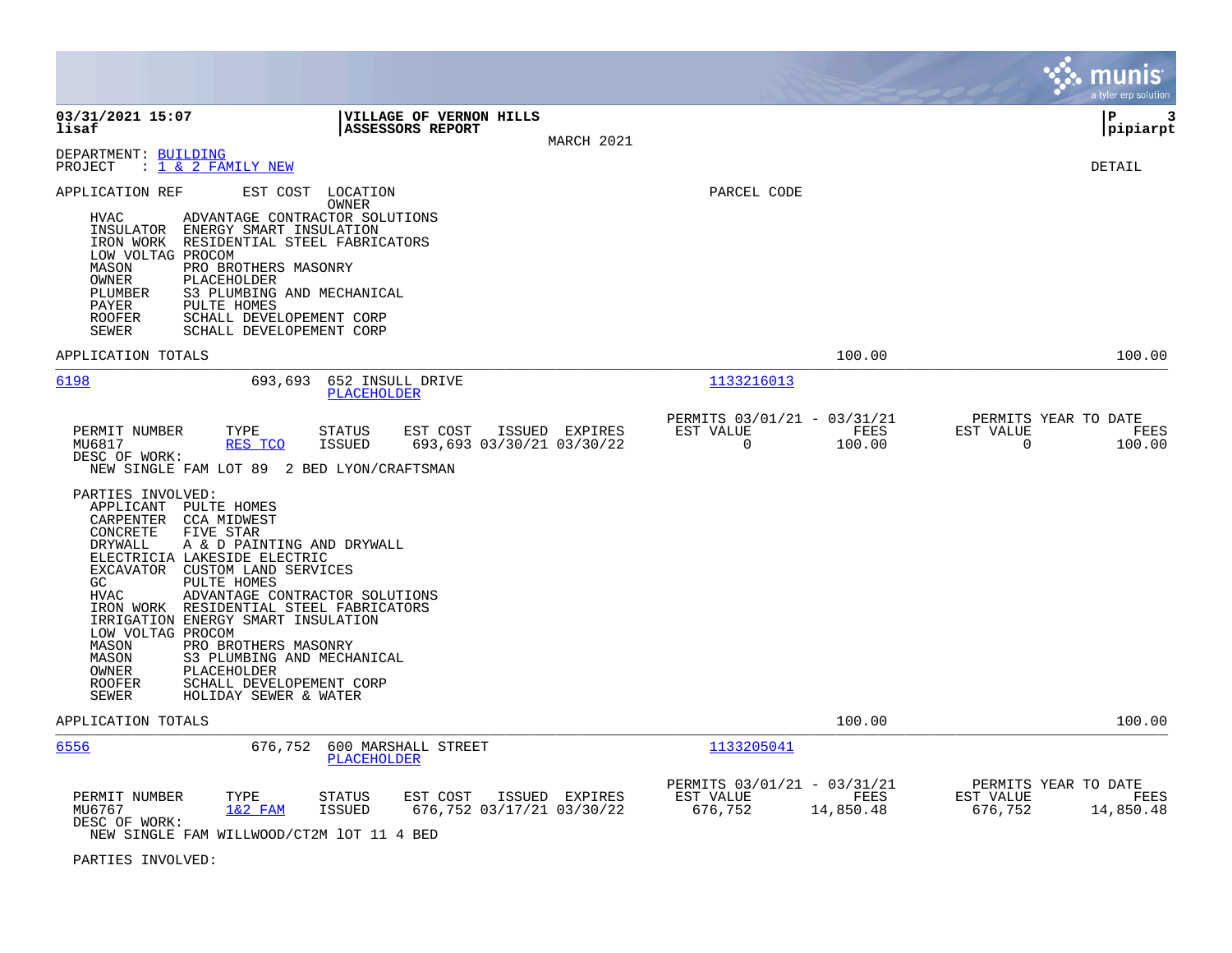03/31/2021 15:07 lisaf | VILLAGE OF VERNON HILLS ASSESSORS REPORT | MARCH 2021 | P 3 pipiarpt

DEPARTMENT: BUILDING
PROJECT : 1 & 2 FAMILY NEW

DETAIL

APPLICATION REF | EST COST | LOCATION OWNER | PARCEL CODE

- HVAC ADVANTAGE CONTRACTOR SOLUTIONS
- INSULATOR ENERGY SMART INSULATION
- IRON WORK RESIDENTIAL STEEL FABRICATORS
- LOW VOLTAG PROCOM
- MASON PRO BROTHERS MASONRY
- OWNER PLACEHOLDER
- PLUMBER S3 PLUMBING AND MECHANICAL
- PAYER PULTE HOMES
- ROOFER SCHALL DEVELOPEMENT CORP
- SEWER SCHALL DEVELOPEMENT CORP

APPLICATION TOTALS 100.00 100.00

---

**6198** 693,693 652 INSULL DRIVE PLACEHOLDER 1133216013

| PERMIT NUMBER | TYPE | STATUS | EST COST | ISSUED | EXPIRES | PERMITS 03/01/21 - 03/31/21 EST VALUE | FEES | PERMITS YEAR TO DATE EST VALUE | FEES |
|---|---|---|---|---|---|---|---|---|---|
| MU6817 | RES TCO | ISSUED | 693,693 | 03/30/21 | 03/30/22 | 0 | 100.00 | 0 | 100.00 |

DESC OF WORK:
NEW SINGLE FAM LOT 89 2 BED LYON/CRAFTSMAN

PARTIES INVOLVED:
- APPLICANT PULTE HOMES
- CARPENTER CCA MIDWEST
- CONCRETE FIVE STAR
- DRYWALL A & D PAINTING AND DRYWALL
- ELECTRICIA LAKESIDE ELECTRIC
- EXCAVATOR CUSTOM LAND SERVICES
- GC PULTE HOMES
- HVAC ADVANTAGE CONTRACTOR SOLUTIONS
- IRON WORK RESIDENTIAL STEEL FABRICATORS
- IRRIGATION ENERGY SMART INSULATION
- LOW VOLTAG PROCOM
- MASON PRO BROTHERS MASONRY
- MASON S3 PLUMBING AND MECHANICAL
- OWNER PLACEHOLDER
- ROOFER SCHALL DEVELOPEMENT CORP
- SEWER HOLIDAY SEWER & WATER

APPLICATION TOTALS 100.00 100.00

---

**6556** 676,752 600 MARSHALL STREET PLACEHOLDER 1133205041

| PERMIT NUMBER | TYPE | STATUS | EST COST | ISSUED | EXPIRES | PERMITS 03/01/21 - 03/31/21 EST VALUE | FEES | PERMITS YEAR TO DATE EST VALUE | FEES |
|---|---|---|---|---|---|---|---|---|---|
| MU6767 | 1&2 FAM | ISSUED | 676,752 | 03/17/21 | 03/30/22 | 676,752 | 14,850.48 | 676,752 | 14,850.48 |

DESC OF WORK:
NEW SINGLE FAM WILLWOOD/CT2M lOT 11 4 BED

PARTIES INVOLVED: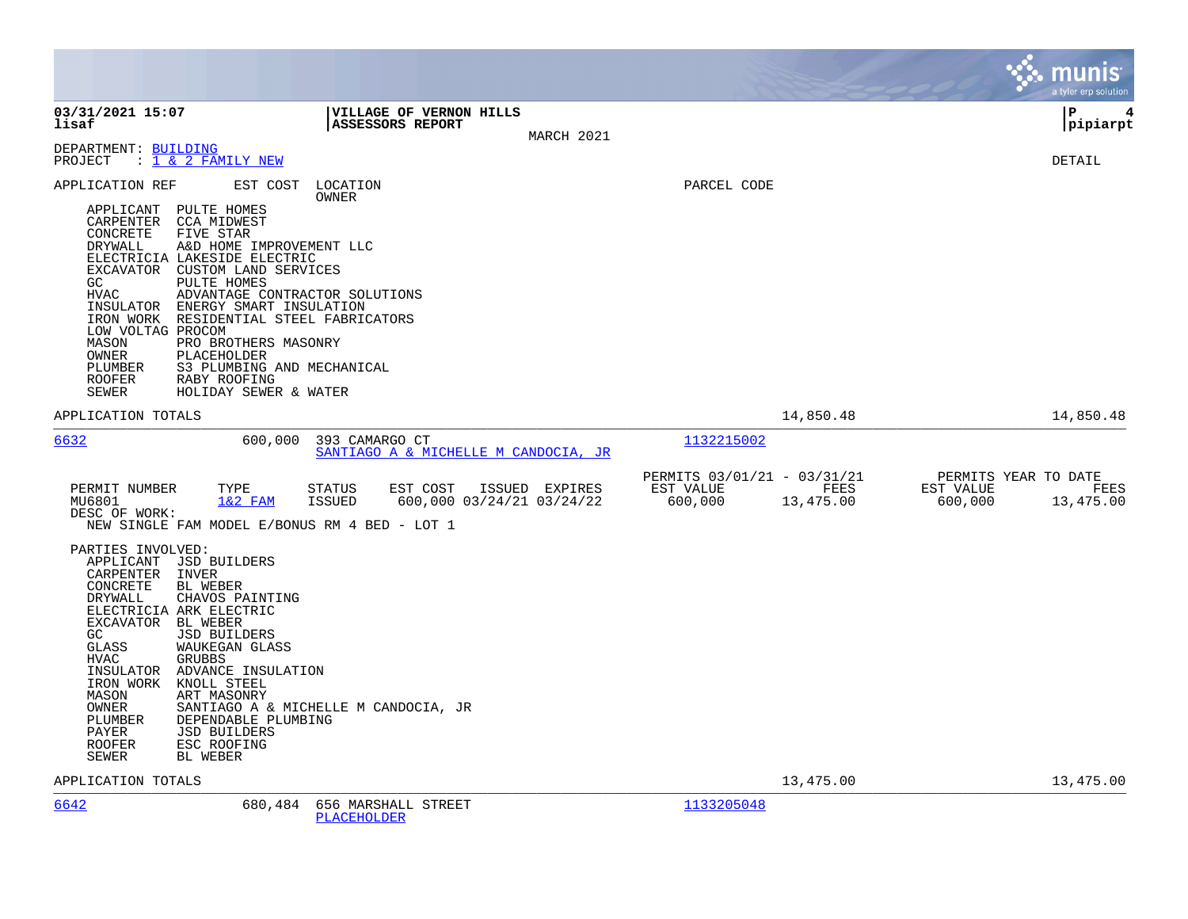**03/31/2021 15:07**
**lisaf**

**VILLAGE OF VERNON HILLS**
**ASSESSORS REPORT**

MARCH 2021

**P 4**
**pipiarpt**

DEPARTMENT: BUILDING
PROJECT : 1 & 2 FAMILY NEW

DETAIL

APPLICATION REF | EST COST | LOCATION / OWNER | PARCEL CODE

- APPLICANT PULTE HOMES
- CARPENTER CCA MIDWEST
- CONCRETE FIVE STAR
- DRYWALL A&D HOME IMPROVEMENT LLC
- ELECTRICIA LAKESIDE ELECTRIC
- EXCAVATOR CUSTOM LAND SERVICES
- GC PULTE HOMES
- HVAC ADVANTAGE CONTRACTOR SOLUTIONS
- INSULATOR ENERGY SMART INSULATION
- IRON WORK RESIDENTIAL STEEL FABRICATORS
- LOW VOLTAG PROCOM
- MASON PRO BROTHERS MASONRY
- OWNER PLACEHOLDER
- PLUMBER S3 PLUMBING AND MECHANICAL
- ROOFER RABY ROOFING
- SEWER HOLIDAY SEWER & WATER

APPLICATION TOTALS 14,850.48 14,850.48

---

**6632** 600,000 393 CAMARGO CT — 1132215002
SANTIAGO A & MICHELLE M CANDOCIA, JR

| PERMIT NUMBER | TYPE | STATUS | EST COST | ISSUED | EXPIRES | PERMITS 03/01/21 - 03/31/21 EST VALUE | FEES | PERMITS YEAR TO DATE EST VALUE | FEES |
|---|---|---|---|---|---|---|---|---|---|
| MU6801 | 1&2 FAM | ISSUED | 600,000 | 03/24/21 | 03/24/22 | 600,000 | 13,475.00 | 600,000 | 13,475.00 |

DESC OF WORK:
NEW SINGLE FAM MODEL E/BONUS RM 4 BED - LOT 1

PARTIES INVOLVED:
- APPLICANT JSD BUILDERS
- CARPENTER INVER
- CONCRETE BL WEBER
- DRYWALL CHAVOS PAINTING
- ELECTRICIA ARK ELECTRIC
- EXCAVATOR BL WEBER
- GC JSD BUILDERS
- GLASS WAUKEGAN GLASS
- HVAC GRUBBS
- INSULATOR ADVANCE INSULATION
- IRON WORK KNOLL STEEL
- MASON ART MASONRY
- OWNER SANTIAGO A & MICHELLE M CANDOCIA, JR
- PLUMBER DEPENDABLE PLUMBING
- PAYER JSD BUILDERS
- ROOFER ESC ROOFING
- SEWER BL WEBER

APPLICATION TOTALS 13,475.00 13,475.00

---

**6642** 680,484 656 MARSHALL STREET — 1133205048
PLACEHOLDER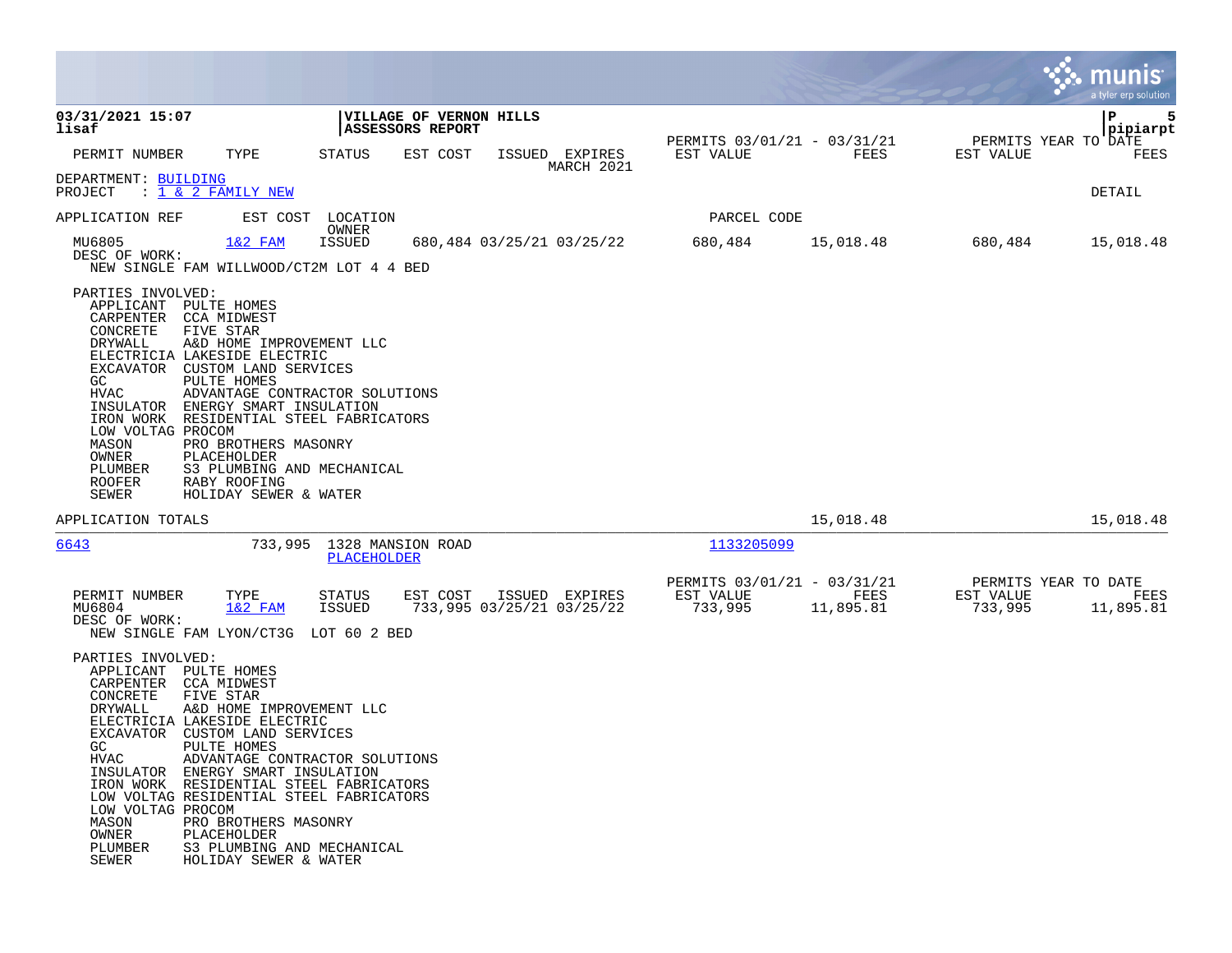**03/31/2021 15:07**
**lisaf**

**VILLAGE OF VERNON HILLS**
**ASSESSORS REPORT**

**P 5**
**pipiarpt**

| PERMIT NUMBER | TYPE | STATUS | EST COST | ISSUED | EXPIRES | PERMITS 03/01/21 - 03/31/21 EST VALUE | FEES | PERMITS YEAR TO DATE EST VALUE | FEES |
|---|---|---|---|---|---|---|---|---|---|
| | | | | MARCH 2021 | | | | | |

DEPARTMENT: BUILDING
PROJECT : 1 & 2 FAMILY NEW

DETAIL

| APPLICATION REF | EST COST | LOCATION / OWNER | PARCEL CODE |
|---|---|---|---|

| PERMIT NUMBER | TYPE | STATUS | EST COST | ISSUED | EXPIRES | EST VALUE | FEES | EST VALUE | FEES |
|---|---|---|---|---|---|---|---|---|---|
| MU6805 | 1&2 FAM | ISSUED | 680,484 | 03/25/21 | 03/25/22 | 680,484 | 15,018.48 | 680,484 | 15,018.48 |

DESC OF WORK:
NEW SINGLE FAM WILLWOOD/CT2M LOT 4 4 BED

PARTIES INVOLVED:

| | |
|---|---|
| APPLICANT | PULTE HOMES |
| CARPENTER | CCA MIDWEST |
| CONCRETE | FIVE STAR |
| DRYWALL | A&D HOME IMPROVEMENT LLC |
| ELECTRICIA | LAKESIDE ELECTRIC |
| EXCAVATOR | CUSTOM LAND SERVICES |
| GC | PULTE HOMES |
| HVAC | ADVANTAGE CONTRACTOR SOLUTIONS |
| INSULATOR | ENERGY SMART INSULATION |
| IRON WORK | RESIDENTIAL STEEL FABRICATORS |
| LOW VOLTAG | PROCOM |
| MASON | PRO BROTHERS MASONRY |
| OWNER | PLACEHOLDER |
| PLUMBER | S3 PLUMBING AND MECHANICAL |
| ROOFER | RABY ROOFING |
| SEWER | HOLIDAY SEWER & WATER |

APPLICATION TOTALS — 15,018.48 — 15,018.48

---

| APPLICATION REF | EST COST | LOCATION | OWNER | PARCEL CODE |
|---|---|---|---|---|
| 6643 | 733,995 | 1328 MANSION ROAD | PLACEHOLDER | 1133205099 |

| PERMIT NUMBER | TYPE | STATUS | EST COST | ISSUED | EXPIRES | PERMITS 03/01/21 - 03/31/21 EST VALUE | FEES | PERMITS YEAR TO DATE EST VALUE | FEES |
|---|---|---|---|---|---|---|---|---|---|
| MU6804 | 1&2 FAM | ISSUED | 733,995 | 03/25/21 | 03/25/22 | 733,995 | 11,895.81 | 733,995 | 11,895.81 |

DESC OF WORK:
NEW SINGLE FAM LYON/CT3G LOT 60 2 BED

PARTIES INVOLVED:

| | |
|---|---|
| APPLICANT | PULTE HOMES |
| CARPENTER | CCA MIDWEST |
| CONCRETE | FIVE STAR |
| DRYWALL | A&D HOME IMPROVEMENT LLC |
| ELECTRICIA | LAKESIDE ELECTRIC |
| EXCAVATOR | CUSTOM LAND SERVICES |
| GC | PULTE HOMES |
| HVAC | ADVANTAGE CONTRACTOR SOLUTIONS |
| INSULATOR | ENERGY SMART INSULATION |
| IRON WORK | RESIDENTIAL STEEL FABRICATORS |
| LOW VOLTAG | RESIDENTIAL STEEL FABRICATORS |
| LOW VOLTAG | PROCOM |
| MASON | PRO BROTHERS MASONRY |
| OWNER | PLACEHOLDER |
| PLUMBER | S3 PLUMBING AND MECHANICAL |
| SEWER | HOLIDAY SEWER & WATER |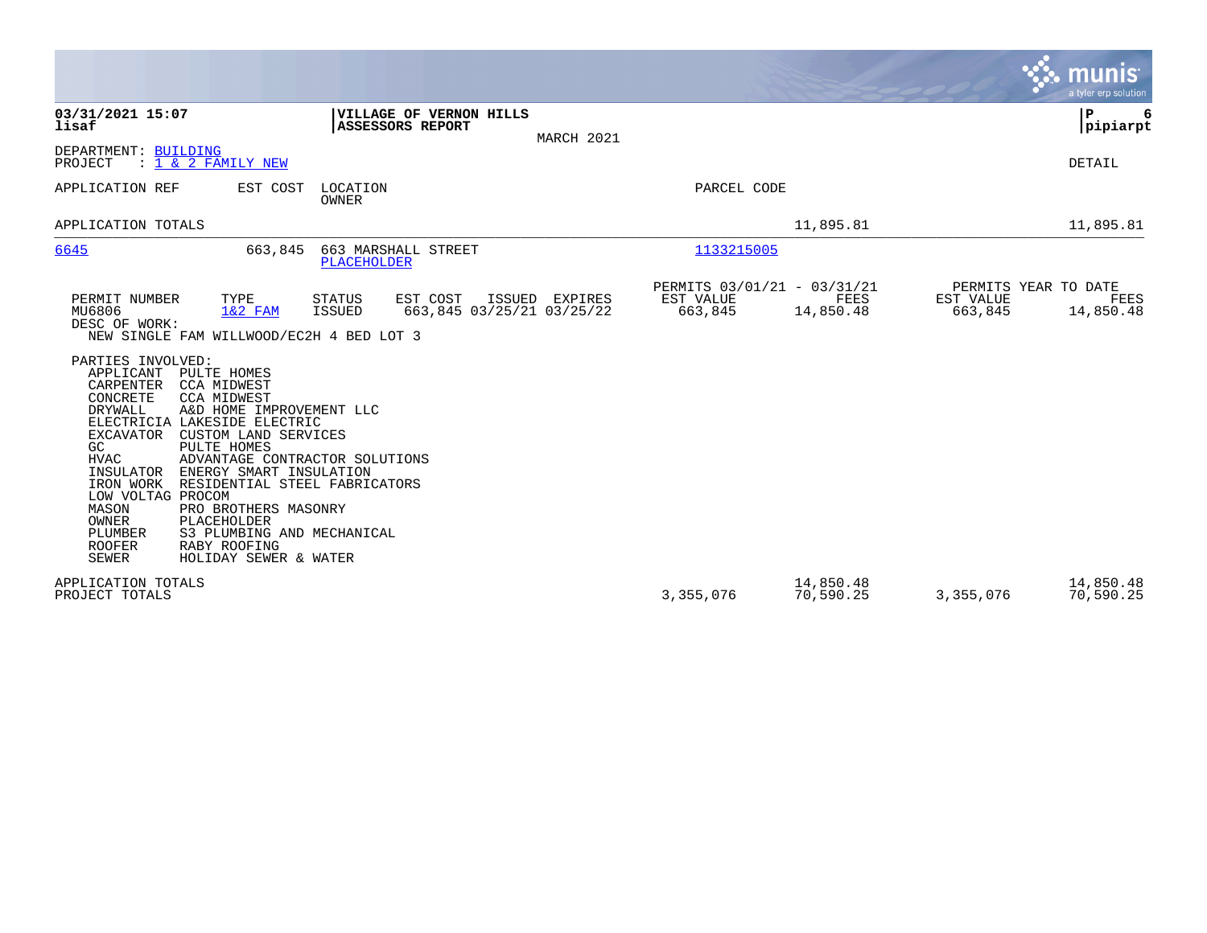**03/31/2021 15:07**
**lisaf**

**VILLAGE OF VERNON HILLS**
**ASSESSORS REPORT**

MARCH 2021

**P 6**
**pipiarpt**

DEPARTMENT: BUILDING
PROJECT : 1 & 2 FAMILY NEW

DETAIL

| APPLICATION REF | EST COST | LOCATION / OWNER | PARCEL CODE | | | |
|---|---|---|---|---|---|---|
| APPLICATION TOTALS | | | | 11,895.81 | | 11,895.81 |
| 6645 | 663,845 | 663 MARSHALL STREET / PLACEHOLDER | 1133215005 | | | |

| PERMIT NUMBER | TYPE | STATUS | EST COST | ISSUED | EXPIRES | PERMITS 03/01/21 - 03/31/21 EST VALUE | FEES | PERMITS YEAR TO DATE EST VALUE | FEES |
|---|---|---|---|---|---|---|---|---|---|
| MU6806 | 1&2 FAM | ISSUED | 663,845 | 03/25/21 | 03/25/22 | 663,845 | 14,850.48 | 663,845 | 14,850.48 |

DESC OF WORK:
NEW SINGLE FAM WILLWOOD/EC2H 4 BED LOT 3

PARTIES INVOLVED:

| Role | Party |
|---|---|
| APPLICANT | PULTE HOMES |
| CARPENTER | CCA MIDWEST |
| CONCRETE | CCA MIDWEST |
| DRYWALL | A&D HOME IMPROVEMENT LLC |
| ELECTRICIA | LAKESIDE ELECTRIC |
| EXCAVATOR | CUSTOM LAND SERVICES |
| GC | PULTE HOMES |
| HVAC | ADVANTAGE CONTRACTOR SOLUTIONS |
| INSULATOR | ENERGY SMART INSULATION |
| IRON WORK | RESIDENTIAL STEEL FABRICATORS |
| LOW VOLTAG | PROCOM |
| MASON | PRO BROTHERS MASONRY |
| OWNER | PLACEHOLDER |
| PLUMBER | S3 PLUMBING AND MECHANICAL |
| ROOFER | RABY ROOFING |
| SEWER | HOLIDAY SEWER & WATER |

| | EST VALUE | FEES | EST VALUE (YTD) | FEES (YTD) |
|---|---|---|---|---|
| APPLICATION TOTALS | | 14,850.48 | | 14,850.48 |
| PROJECT TOTALS | 3,355,076 | 70,590.25 | 3,355,076 | 70,590.25 |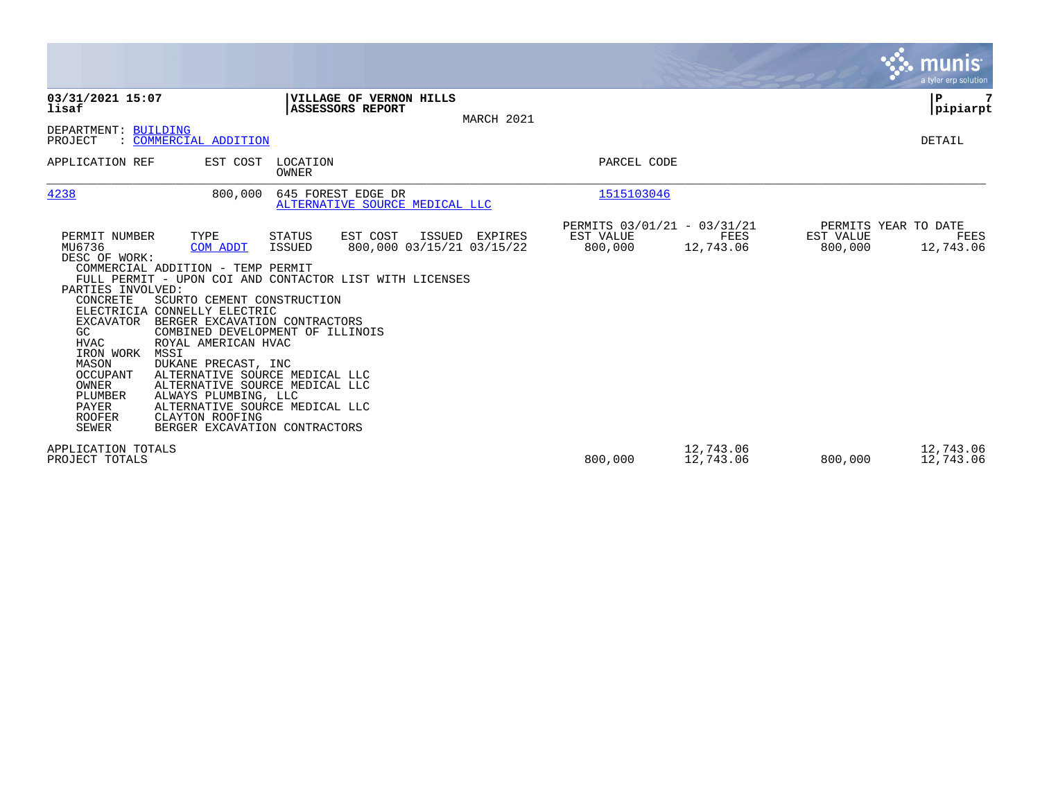**03/31/2021 15:07**
**lisaf**

**VILLAGE OF VERNON HILLS**
**ASSESSORS REPORT**

MARCH 2021

**P** 7
**pipiarpt**

DEPARTMENT: BUILDING
PROJECT : COMMERCIAL ADDITION

DETAIL

| APPLICATION REF | EST COST | LOCATION / OWNER | PARCEL CODE |
|---|---|---|---|
| 4238 | 800,000 | 645 FOREST EDGE DR<br>ALTERNATIVE SOURCE MEDICAL LLC | 1515103046 |

| PERMIT NUMBER | TYPE | STATUS | EST COST | ISSUED | EXPIRES | PERMITS 03/01/21 - 03/31/21 EST VALUE | FEES | PERMITS YEAR TO DATE EST VALUE | FEES |
|---|---|---|---|---|---|---|---|---|---|
| MU6736 | COM ADDT | ISSUED | 800,000 | 03/15/21 | 03/15/22 | 800,000 | 12,743.06 | 800,000 | 12,743.06 |

DESC OF WORK:
COMMERCIAL ADDITION - TEMP PERMIT
FULL PERMIT - UPON COI AND CONTACTOR LIST WITH LICENSES

PARTIES INVOLVED:

| | |
|---|---|
| CONCRETE | SCURTO CEMENT CONSTRUCTION |
| ELECTRICIA | CONNELLY ELECTRIC |
| EXCAVATOR | BERGER EXCAVATION CONTRACTORS |
| GC | COMBINED DEVELOPMENT OF ILLINOIS |
| HVAC | ROYAL AMERICAN HVAC |
| IRON WORK | MSSI |
| MASON | DUKANE PRECAST, INC |
| OCCUPANT | ALTERNATIVE SOURCE MEDICAL LLC |
| OWNER | ALTERNATIVE SOURCE MEDICAL LLC |
| PLUMBER | ALWAYS PLUMBING, LLC |
| PAYER | ALTERNATIVE SOURCE MEDICAL LLC |
| ROOFER | CLAYTON ROOFING |
| SEWER | BERGER EXCAVATION CONTRACTORS |

| | EST VALUE | FEES | EST VALUE | FEES |
|---|---|---|---|---|
| APPLICATION TOTALS | | 12,743.06 | | 12,743.06 |
| PROJECT TOTALS | 800,000 | 12,743.06 | 800,000 | 12,743.06 |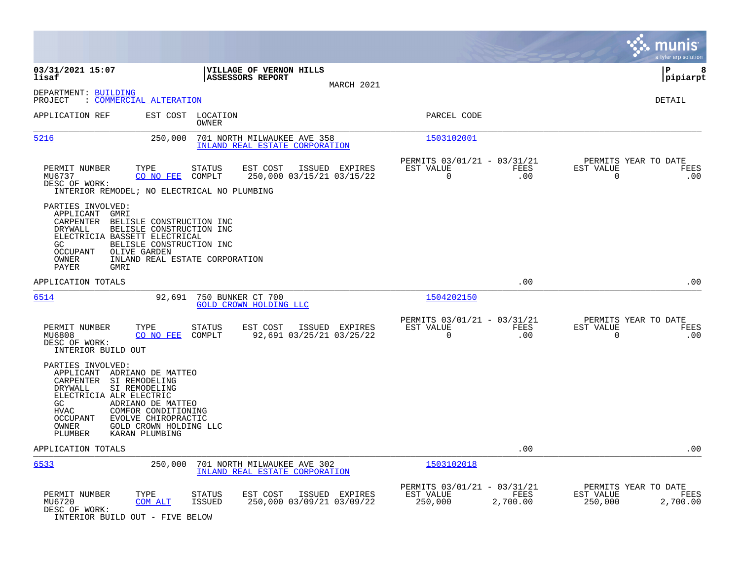03/31/2021 15:07
lisaf

**VILLAGE OF VERNON HILLS**
**ASSESSORS REPORT**

MARCH 2021

DEPARTMENT: BUILDING
PROJECT : COMMERCIAL ALTERATION

DETAIL

APPLICATION REF | EST COST | LOCATION / OWNER | PARCEL CODE

---

**5216** | 250,000 | 701 NORTH MILWAUKEE AVE 358 / INLAND REAL ESTATE CORPORATION | 1503102001

| PERMIT NUMBER | TYPE | STATUS | EST COST | ISSUED | EXPIRES | PERMITS 03/01/21 - 03/31/21 EST VALUE | FEES | PERMITS YEAR TO DATE EST VALUE | FEES |
|---|---|---|---|---|---|---|---|---|---|
| MU6737 | CO NO FEE | COMPLT | 250,000 | 03/15/21 | 03/15/22 | 0 | .00 | 0 | .00 |

DESC OF WORK:
INTERIOR REMODEL; NO ELECTRICAL NO PLUMBING

PARTIES INVOLVED:
- APPLICANT GMRI
- CARPENTER BELISLE CONSTRUCTION INC
- DRYWALL BELISLE CONSTRUCTION INC
- ELECTRICIA BASSETT ELECTRICAL
- GC BELISLE CONSTRUCTION INC
- OCCUPANT OLIVE GARDEN
- OWNER INLAND REAL ESTATE CORPORATION
- PAYER GMRI

APPLICATION TOTALS .00 .00

---

**6514** | 92,691 | 750 BUNKER CT 700 / GOLD CROWN HOLDING LLC | 1504202150

| PERMIT NUMBER | TYPE | STATUS | EST COST | ISSUED | EXPIRES | PERMITS 03/01/21 - 03/31/21 EST VALUE | FEES | PERMITS YEAR TO DATE EST VALUE | FEES |
|---|---|---|---|---|---|---|---|---|---|
| MU6808 | CO NO FEE | COMPLT | 92,691 | 03/25/21 | 03/25/22 | 0 | .00 | 0 | .00 |

DESC OF WORK:
INTERIOR BUILD OUT

PARTIES INVOLVED:
- APPLICANT ADRIANO DE MATTEO
- CARPENTER SI REMODELING
- DRYWALL SI REMODELING
- ELECTRICIA ALR ELECTRIC
- GC ADRIANO DE MATTEO
- HVAC COMFOR CONDITIONING
- OCCUPANT EVOLVE CHIROPRACTIC
- OWNER GOLD CROWN HOLDING LLC
- PLUMBER KARAN PLUMBING

APPLICATION TOTALS .00 .00

---

**6533** | 250,000 | 701 NORTH MILWAUKEE AVE 302 / INLAND REAL ESTATE CORPORATION | 1503102018

| PERMIT NUMBER | TYPE | STATUS | EST COST | ISSUED | EXPIRES | PERMITS 03/01/21 - 03/31/21 EST VALUE | FEES | PERMITS YEAR TO DATE EST VALUE | FEES |
|---|---|---|---|---|---|---|---|---|---|
| MU6720 | COM ALT | ISSUED | 250,000 | 03/09/21 | 03/09/22 | 250,000 | 2,700.00 | 250,000 | 2,700.00 |

DESC OF WORK:
INTERIOR BUILD OUT - FIVE BELOW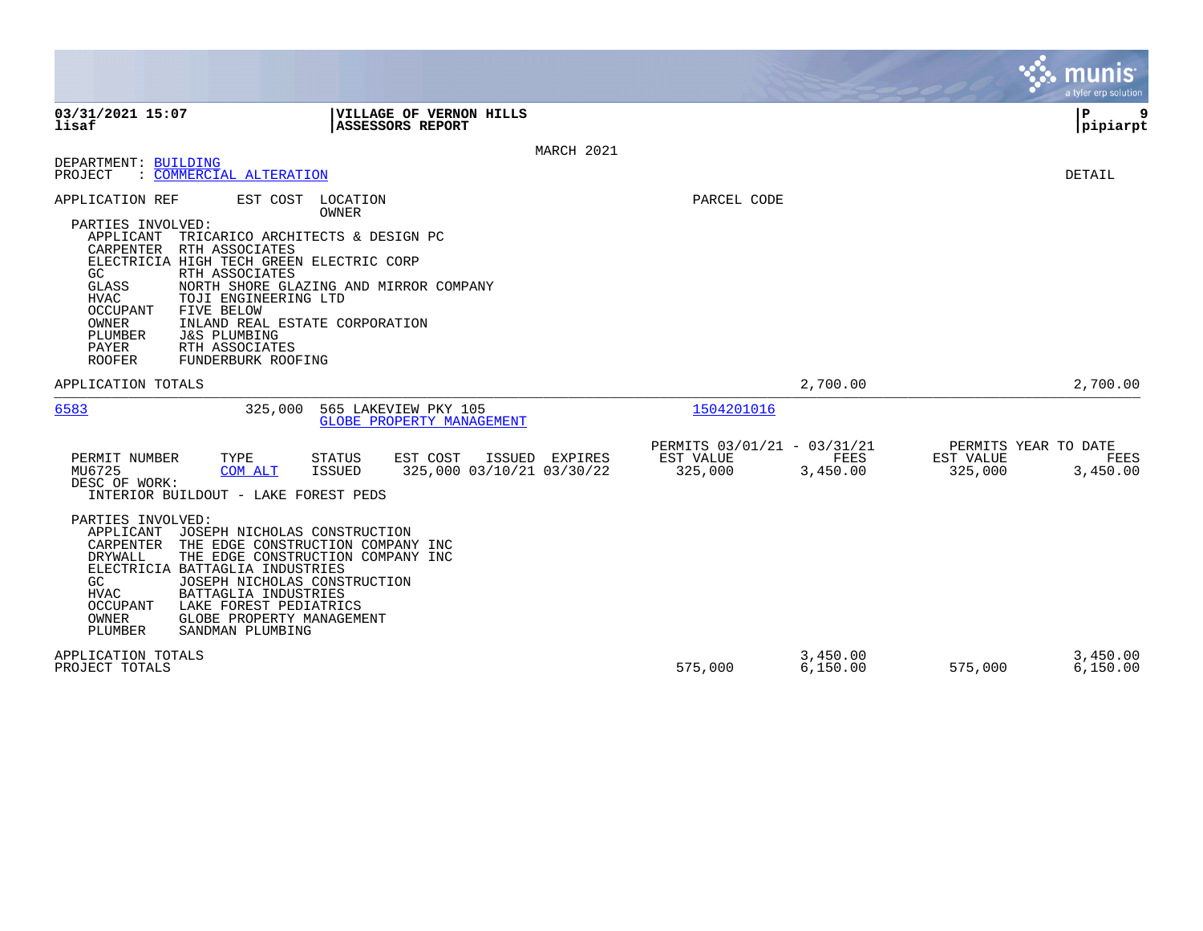03/31/2021 15:07 | VILLAGE OF VERNON HILLS
lisaf | ASSESSORS REPORT | pipiarpt

MARCH 2021

DEPARTMENT: BUILDING
PROJECT : COMMERCIAL ALTERATION

DETAIL

APPLICATION REF | EST COST | LOCATION / OWNER | PARCEL CODE

PARTIES INVOLVED:

| Role | Party |
|---|---|
| APPLICANT | TRICARICO ARCHITECTS & DESIGN PC |
| CARPENTER | RTH ASSOCIATES |
| ELECTRICIA | HIGH TECH GREEN ELECTRIC CORP |
| GC | RTH ASSOCIATES |
| GLASS | NORTH SHORE GLAZING AND MIRROR COMPANY |
| HVAC | TOJI ENGINEERING LTD |
| OCCUPANT | FIVE BELOW |
| OWNER | INLAND REAL ESTATE CORPORATION |
| PLUMBER | J&S PLUMBING |
| PAYER | RTH ASSOCIATES |
| ROOFER | FUNDERBURK ROOFING |

APPLICATION TOTALS — 2,700.00 — 2,700.00

---

**6583** | 325,000 | 565 LAKEVIEW PKY 105 / GLOBE PROPERTY MANAGEMENT | 1504201016

| PERMIT NUMBER | TYPE | STATUS | EST COST | ISSUED | EXPIRES | PERMITS 03/01/21 - 03/31/21 EST VALUE | FEES | PERMITS YEAR TO DATE EST VALUE | FEES |
|---|---|---|---|---|---|---|---|---|---|
| MU6725 | COM ALT | ISSUED | 325,000 | 03/10/21 | 03/30/22 | 325,000 | 3,450.00 | 325,000 | 3,450.00 |

DESC OF WORK:
INTERIOR BUILDOUT - LAKE FOREST PEDS

PARTIES INVOLVED:

| Role | Party |
|---|---|
| APPLICANT | JOSEPH NICHOLAS CONSTRUCTION |
| CARPENTER | THE EDGE CONSTRUCTION COMPANY INC |
| DRYWALL | THE EDGE CONSTRUCTION COMPANY INC |
| ELECTRICIA | BATTAGLIA INDUSTRIES |
| GC | JOSEPH NICHOLAS CONSTRUCTION |
| HVAC | BATTAGLIA INDUSTRIES |
| OCCUPANT | LAKE FOREST PEDIATRICS |
| OWNER | GLOBE PROPERTY MANAGEMENT |
| PLUMBER | SANDMAN PLUMBING |

| | EST VALUE | FEES | YTD EST VALUE | YTD FEES |
|---|---|---|---|---|
| APPLICATION TOTALS | | 3,450.00 | | 3,450.00 |
| PROJECT TOTALS | 575,000 | 6,150.00 | 575,000 | 6,150.00 |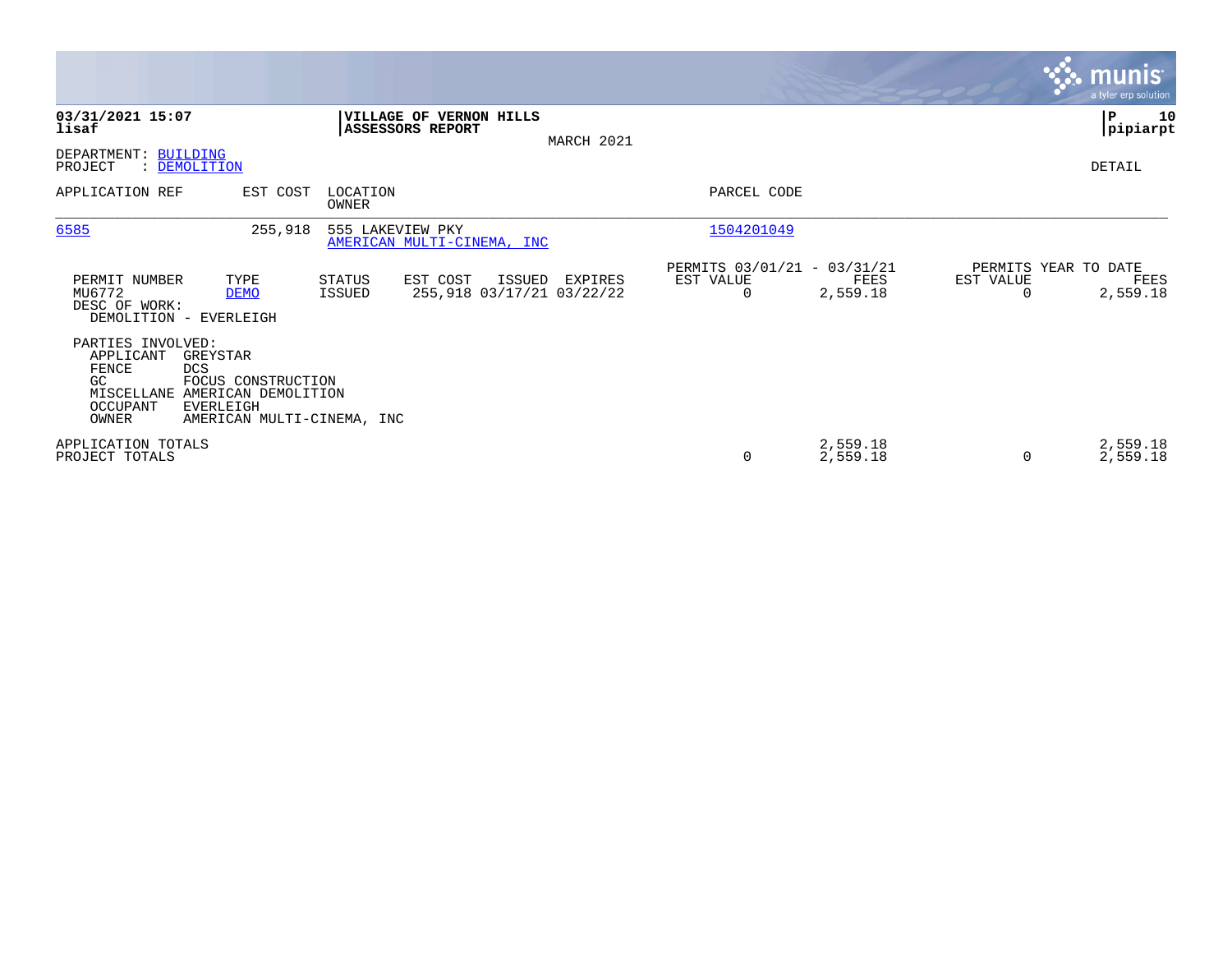**03/31/2021 15:07**
**lisaf**

**VILLAGE OF VERNON HILLS**
**ASSESSORS REPORT**
MARCH 2021

**P 10**
**pipiarpt**

DEPARTMENT: BUILDING
PROJECT : DEMOLITION

DETAIL

| APPLICATION REF | EST COST | LOCATION / OWNER | PARCEL CODE |
|---|---|---|---|
| 6585 | 255,918 | 555 LAKEVIEW PKY / AMERICAN MULTI-CINEMA, INC | 1504201049 |

| PERMIT NUMBER | TYPE | STATUS | EST COST | ISSUED | EXPIRES | PERMITS 03/01/21 - 03/31/21 EST VALUE | FEES | PERMITS YEAR TO DATE EST VALUE | FEES |
|---|---|---|---|---|---|---|---|---|---|
| MU6772 | DEMO | ISSUED | 255,918 | 03/17/21 | 03/22/22 | 0 | 2,559.18 | 0 | 2,559.18 |

DESC OF WORK:
DEMOLITION - EVERLEIGH

PARTIES INVOLVED:

| Role | Party |
|---|---|
| APPLICANT | GREYSTAR |
| FENCE | DCS |
| GC | FOCUS CONSTRUCTION |
| MISCELLANE | AMERICAN DEMOLITION |
| OCCUPANT | EVERLEIGH |
| OWNER | AMERICAN MULTI-CINEMA, INC |

| | EST VALUE | FEES | YTD EST VALUE | YTD FEES |
|---|---|---|---|---|
| APPLICATION TOTALS | | 2,559.18 | | 2,559.18 |
| PROJECT TOTALS | 0 | 2,559.18 | 0 | 2,559.18 |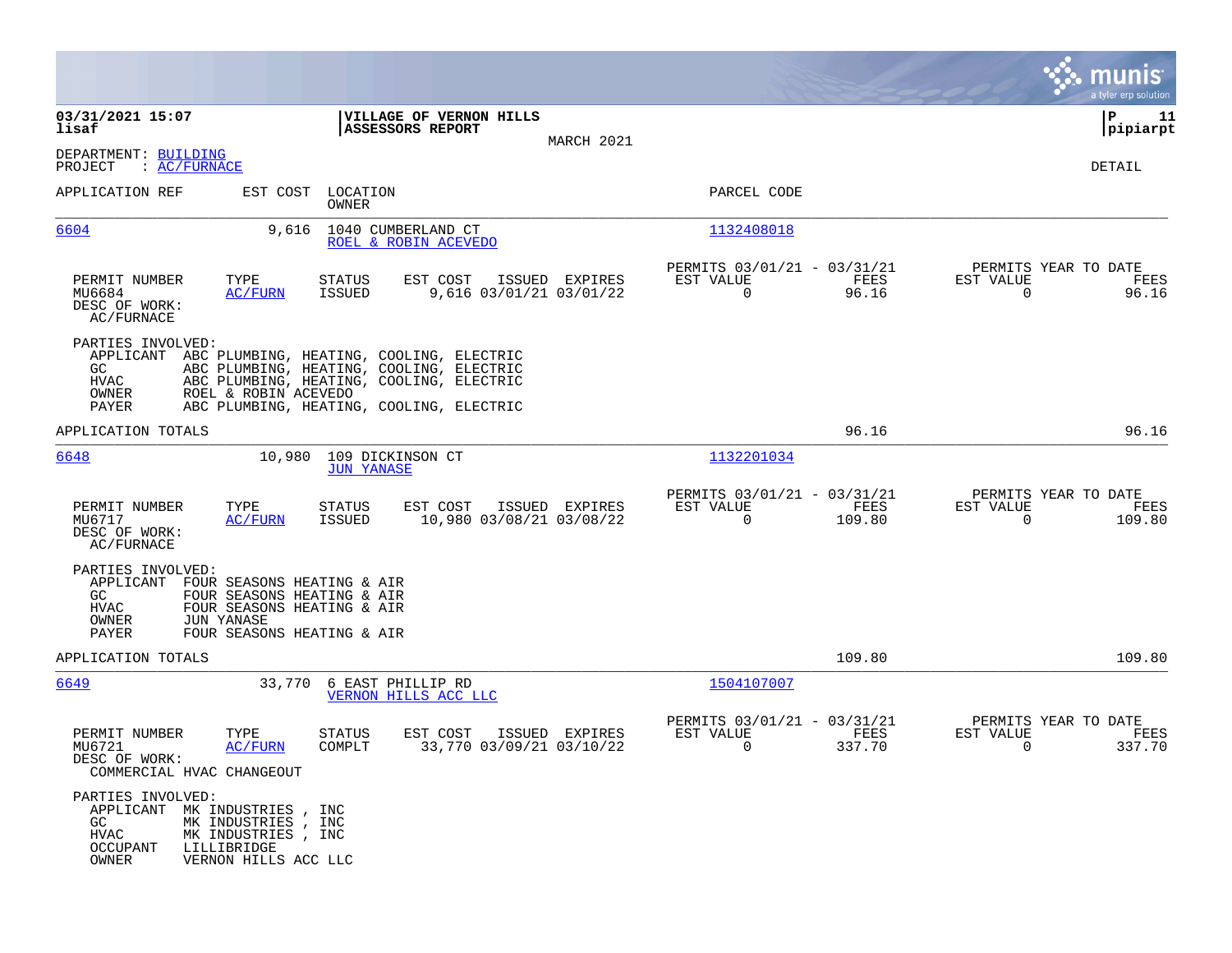**03/31/2021 15:07**
**lisaf**

**VILLAGE OF VERNON HILLS**
**ASSESSORS REPORT**

MARCH 2021

**P 11**
**pipiarpt**

DEPARTMENT: BUILDING
PROJECT : AC/FURNACE

DETAIL

| APPLICATION REF | EST COST | LOCATION / OWNER | PARCEL CODE |
|---|---|---|---|
| 6604 | 9,616 | 1040 CUMBERLAND CT / ROEL & ROBIN ACEVEDO | 1132408018 |

| PERMIT NUMBER | TYPE | STATUS | EST COST | ISSUED | EXPIRES | PERMITS 03/01/21 - 03/31/21 EST VALUE | FEES | PERMITS YEAR TO DATE EST VALUE | FEES |
|---|---|---|---|---|---|---|---|---|---|
| MU6684 | AC/FURN | ISSUED | 9,616 | 03/01/21 | 03/01/22 | 0 | 96.16 | 0 | 96.16 |

DESC OF WORK:
AC/FURNACE

PARTIES INVOLVED:
- APPLICANT ABC PLUMBING, HEATING, COOLING, ELECTRIC
- GC ABC PLUMBING, HEATING, COOLING, ELECTRIC
- HVAC ABC PLUMBING, HEATING, COOLING, ELECTRIC
- OWNER ROEL & ROBIN ACEVEDO
- PAYER ABC PLUMBING, HEATING, COOLING, ELECTRIC

APPLICATION TOTALS: 96.16 | 96.16

| APPLICATION REF | EST COST | LOCATION / OWNER | PARCEL CODE |
|---|---|---|---|
| 6648 | 10,980 | 109 DICKINSON CT / JUN YANASE | 1132201034 |

| PERMIT NUMBER | TYPE | STATUS | EST COST | ISSUED | EXPIRES | PERMITS 03/01/21 - 03/31/21 EST VALUE | FEES | PERMITS YEAR TO DATE EST VALUE | FEES |
|---|---|---|---|---|---|---|---|---|---|
| MU6717 | AC/FURN | ISSUED | 10,980 | 03/08/21 | 03/08/22 | 0 | 109.80 | 0 | 109.80 |

DESC OF WORK:
AC/FURNACE

PARTIES INVOLVED:
- APPLICANT FOUR SEASONS HEATING & AIR
- GC FOUR SEASONS HEATING & AIR
- HVAC FOUR SEASONS HEATING & AIR
- OWNER JUN YANASE
- PAYER FOUR SEASONS HEATING & AIR

APPLICATION TOTALS: 109.80 | 109.80

| APPLICATION REF | EST COST | LOCATION / OWNER | PARCEL CODE |
|---|---|---|---|
| 6649 | 33,770 | 6 EAST PHILLIP RD / VERNON HILLS ACC LLC | 1504107007 |

| PERMIT NUMBER | TYPE | STATUS | EST COST | ISSUED | EXPIRES | PERMITS 03/01/21 - 03/31/21 EST VALUE | FEES | PERMITS YEAR TO DATE EST VALUE | FEES |
|---|---|---|---|---|---|---|---|---|---|
| MU6721 | AC/FURN | COMPLT | 33,770 | 03/09/21 | 03/10/22 | 0 | 337.70 | 0 | 337.70 |

DESC OF WORK:
COMMERCIAL HVAC CHANGEOUT

PARTIES INVOLVED:
- APPLICANT MK INDUSTRIES , INC
- GC MK INDUSTRIES , INC
- HVAC MK INDUSTRIES , INC
- OCCUPANT LILLIBRIDGE
- OWNER VERNON HILLS ACC LLC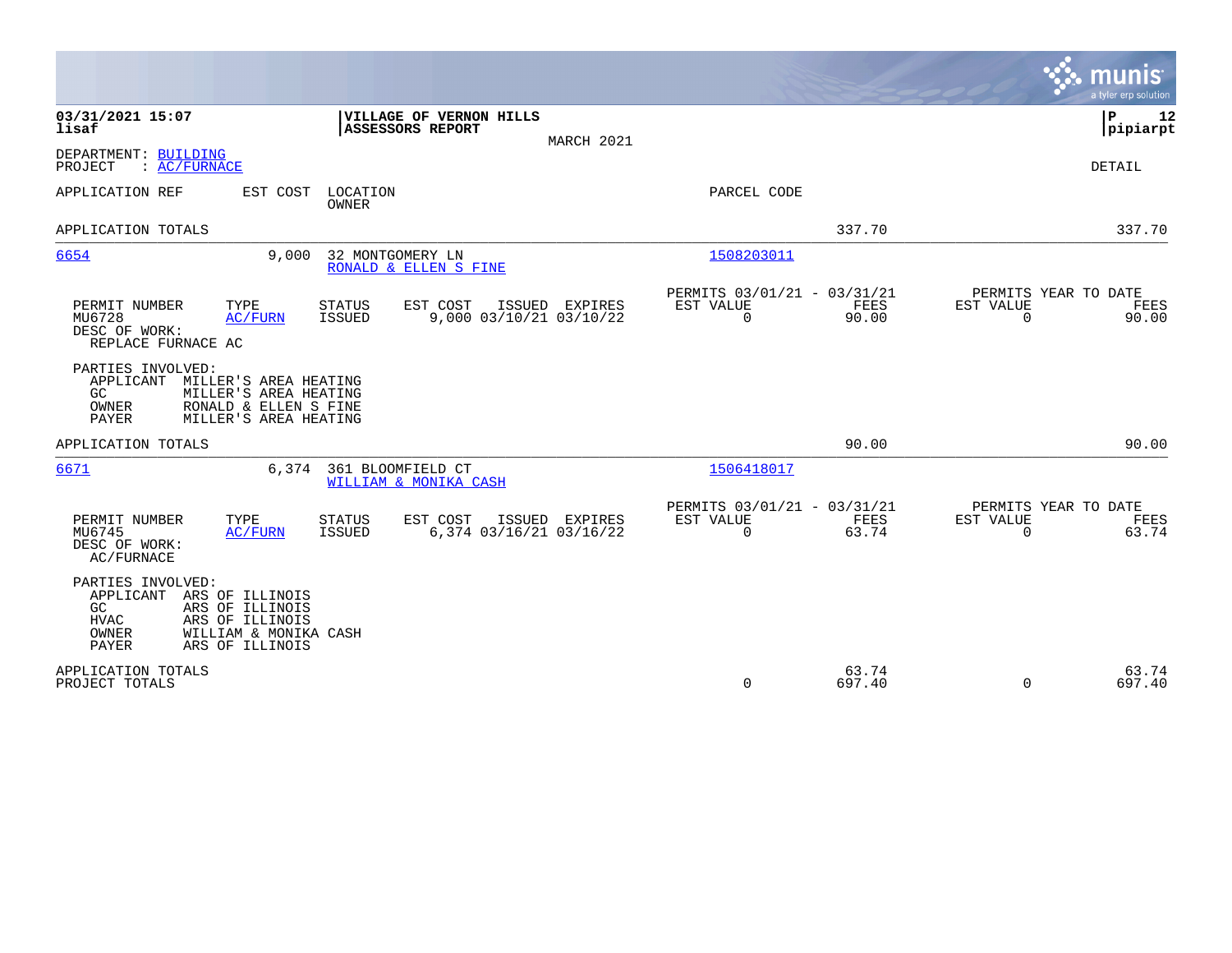**03/31/2021 15:07**
**lisaf**

**VILLAGE OF VERNON HILLS**
**ASSESSORS REPORT**

MARCH 2021

**P 12**
**pipiarpt**

DEPARTMENT: BUILDING
PROJECT : AC/FURNACE

DETAIL

| APPLICATION REF | EST COST | LOCATION / OWNER | PARCEL CODE | | |
|---|---|---|---|---|---|
| APPLICATION TOTALS | | | | 337.70 | 337.70 |

| APPLICATION REF | EST COST | LOCATION / OWNER | PARCEL CODE |
|---|---|---|---|
| 6654 | 9,000 | 32 MONTGOMERY LN / RONALD & ELLEN S FINE | 1508203011 |

| PERMIT NUMBER | TYPE | STATUS | EST COST | ISSUED | EXPIRES | PERMITS 03/01/21 - 03/31/21 EST VALUE | FEES | PERMITS YEAR TO DATE EST VALUE | FEES |
|---|---|---|---|---|---|---|---|---|---|
| MU6728 | AC/FURN | ISSUED | 9,000 | 03/10/21 | 03/10/22 | 0 | 90.00 | 0 | 90.00 |

DESC OF WORK:
REPLACE FURNACE AC

PARTIES INVOLVED:
- APPLICANT MILLER'S AREA HEATING
- GC MILLER'S AREA HEATING
- OWNER RONALD & ELLEN S FINE
- PAYER MILLER'S AREA HEATING

APPLICATION TOTALS 90.00 90.00

| APPLICATION REF | EST COST | LOCATION / OWNER | PARCEL CODE |
|---|---|---|---|
| 6671 | 6,374 | 361 BLOOMFIELD CT / WILLIAM & MONIKA CASH | 1506418017 |

| PERMIT NUMBER | TYPE | STATUS | EST COST | ISSUED | EXPIRES | PERMITS 03/01/21 - 03/31/21 EST VALUE | FEES | PERMITS YEAR TO DATE EST VALUE | FEES |
|---|---|---|---|---|---|---|---|---|---|
| MU6745 | AC/FURN | ISSUED | 6,374 | 03/16/21 | 03/16/22 | 0 | 63.74 | 0 | 63.74 |

DESC OF WORK:
AC/FURNACE

PARTIES INVOLVED:
- APPLICANT ARS OF ILLINOIS
- GC ARS OF ILLINOIS
- HVAC ARS OF ILLINOIS
- OWNER WILLIAM & MONIKA CASH
- PAYER ARS OF ILLINOIS

| | EST VALUE | FEES | EST VALUE | FEES |
|---|---|---|---|---|
| APPLICATION TOTALS | | 63.74 | | 63.74 |
| PROJECT TOTALS | 0 | 697.40 | 0 | 697.40 |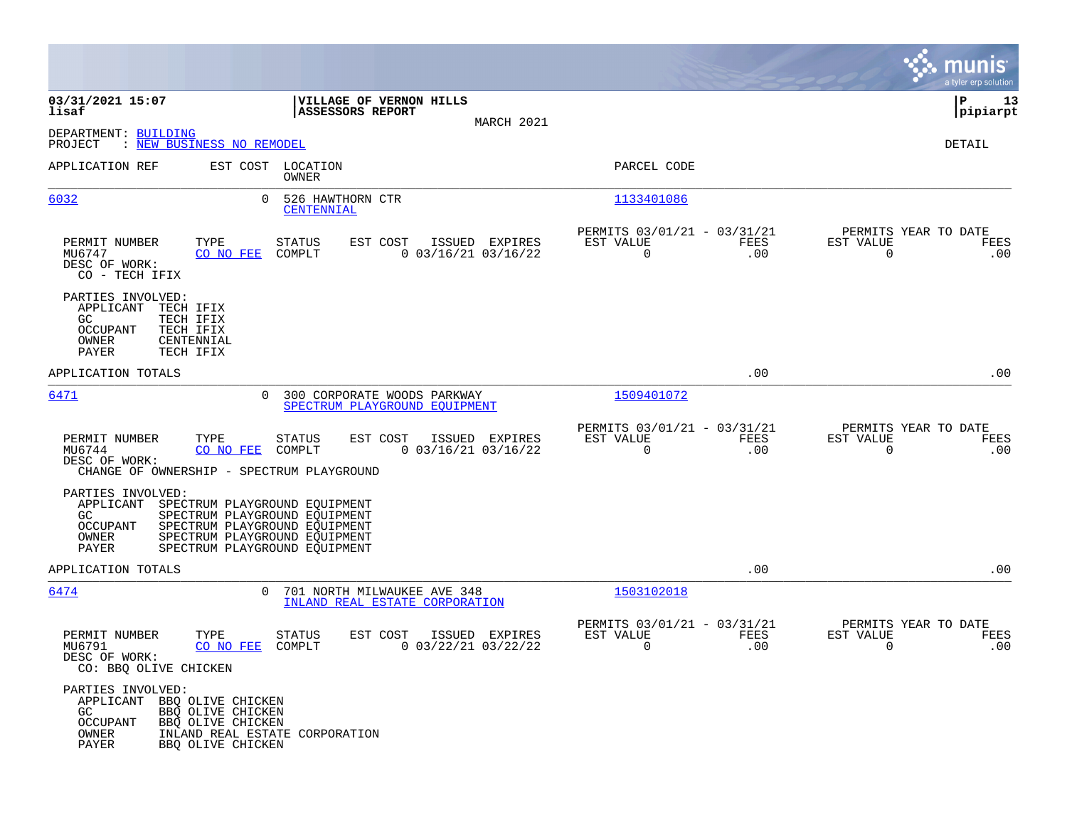03/31/2021 15:07
lisaf

**VILLAGE OF VERNON HILLS**
**ASSESSORS REPORT**
MARCH 2021

P 13
pipiarpt

DEPARTMENT: BUILDING
PROJECT : NEW BUSINESS NO REMODEL

DETAIL

| APPLICATION REF | EST COST | LOCATION / OWNER | PARCEL CODE |
|---|---|---|---|
| 6032 | 0 | 526 HAWTHORN CTR / CENTENNIAL | 1133401086 |

| PERMIT NUMBER | TYPE | STATUS | EST COST | ISSUED | EXPIRES | PERMITS 03/01/21 - 03/31/21 EST VALUE | FEES | PERMITS YEAR TO DATE EST VALUE | FEES |
|---|---|---|---|---|---|---|---|---|---|
| MU6747 | CO NO FEE | COMPLT | 0 | 03/16/21 | 03/16/22 | 0 | .00 | 0 | .00 |

DESC OF WORK:
CO - TECH IFIX

PARTIES INVOLVED:
- APPLICANT TECH IFIX
- GC TECH IFIX
- OCCUPANT TECH IFIX
- OWNER CENTENNIAL
- PAYER TECH IFIX

APPLICATION TOTALS .00 .00

| APPLICATION REF | EST COST | LOCATION / OWNER | PARCEL CODE |
|---|---|---|---|
| 6471 | 0 | 300 CORPORATE WOODS PARKWAY / SPECTRUM PLAYGROUND EQUIPMENT | 1509401072 |

| PERMIT NUMBER | TYPE | STATUS | EST COST | ISSUED | EXPIRES | PERMITS 03/01/21 - 03/31/21 EST VALUE | FEES | PERMITS YEAR TO DATE EST VALUE | FEES |
|---|---|---|---|---|---|---|---|---|---|
| MU6744 | CO NO FEE | COMPLT | 0 | 03/16/21 | 03/16/22 | 0 | .00 | 0 | .00 |

DESC OF WORK:
CHANGE OF OWNERSHIP - SPECTRUM PLAYGROUND

PARTIES INVOLVED:
- APPLICANT SPECTRUM PLAYGROUND EQUIPMENT
- GC SPECTRUM PLAYGROUND EQUIPMENT
- OCCUPANT SPECTRUM PLAYGROUND EQUIPMENT
- OWNER SPECTRUM PLAYGROUND EQUIPMENT
- PAYER SPECTRUM PLAYGROUND EQUIPMENT

APPLICATION TOTALS .00 .00

| APPLICATION REF | EST COST | LOCATION / OWNER | PARCEL CODE |
|---|---|---|---|
| 6474 | 0 | 701 NORTH MILWAUKEE AVE 348 / INLAND REAL ESTATE CORPORATION | 1503102018 |

| PERMIT NUMBER | TYPE | STATUS | EST COST | ISSUED | EXPIRES | PERMITS 03/01/21 - 03/31/21 EST VALUE | FEES | PERMITS YEAR TO DATE EST VALUE | FEES |
|---|---|---|---|---|---|---|---|---|---|
| MU6791 | CO NO FEE | COMPLT | 0 | 03/22/21 | 03/22/22 | 0 | .00 | 0 | .00 |

DESC OF WORK:
CO: BBQ OLIVE CHICKEN

PARTIES INVOLVED:
- APPLICANT BBQ OLIVE CHICKEN
- GC BBQ OLIVE CHICKEN
- OCCUPANT BBQ OLIVE CHICKEN
- OWNER INLAND REAL ESTATE CORPORATION
- PAYER BBQ OLIVE CHICKEN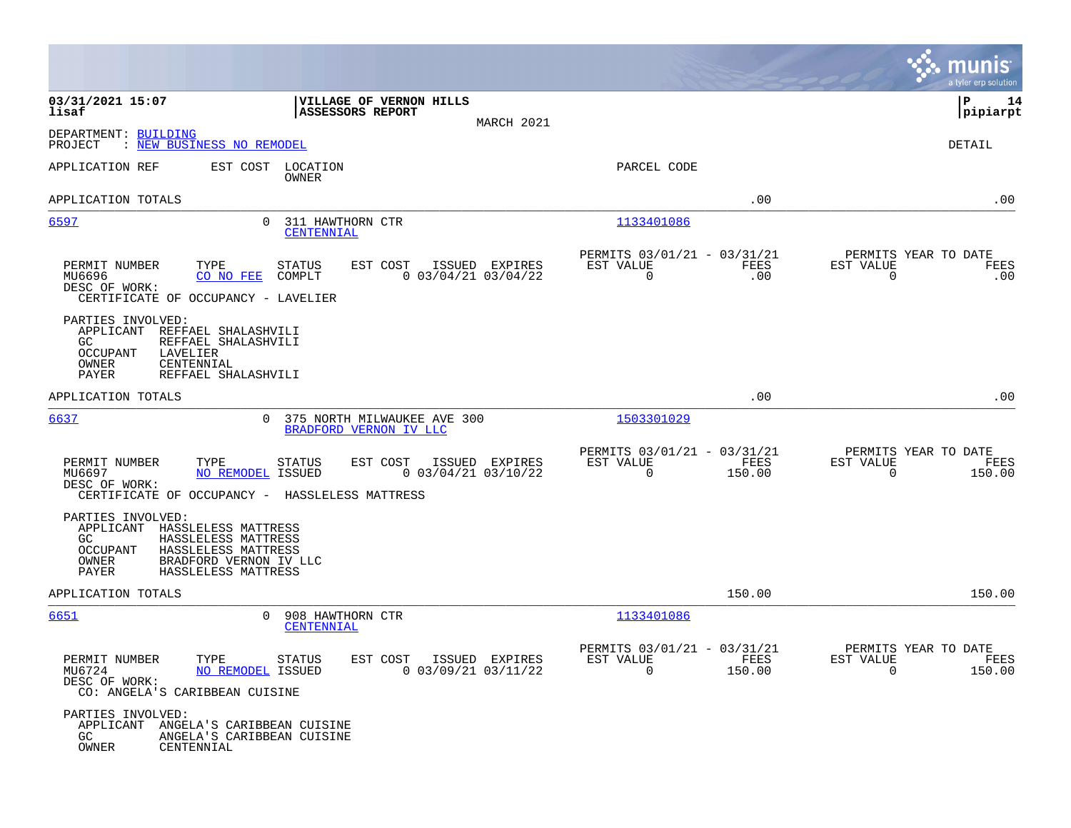**VILLAGE OF VERNON HILLS**
**ASSESSORS REPORT**

MARCH 2021

DEPARTMENT: BUILDING
PROJECT : NEW BUSINESS NO REMODEL

DETAIL

| APPLICATION REF | EST COST | LOCATION / OWNER | PARCEL CODE | | |
|---|---|---|---|---|---|
| APPLICATION TOTALS | | | | .00 | .00 |

---

**6597** — EST COST: 0 — 311 HAWTHORN CTR — CENTENNIAL — PARCEL CODE: 1133401086

| PERMIT NUMBER | TYPE | STATUS | EST COST | ISSUED | EXPIRES | PERMITS 03/01/21 - 03/31/21 EST VALUE | FEES | PERMITS YEAR TO DATE EST VALUE | FEES |
|---|---|---|---|---|---|---|---|---|---|
| MU6696 | CO NO FEE | COMPLT | 0 | 03/04/21 | 03/04/22 | 0 | .00 | 0 | .00 |

DESC OF WORK:
CERTIFICATE OF OCCUPANCY - LAVELIER

PARTIES INVOLVED:
- APPLICANT REFFAEL SHALASHVILI
- GC REFFAEL SHALASHVILI
- OCCUPANT LAVELIER
- OWNER CENTENNIAL
- PAYER REFFAEL SHALASHVILI

APPLICATION TOTALS .00 .00

---

**6637** — EST COST: 0 — 375 NORTH MILWAUKEE AVE 300 — BRADFORD VERNON IV LLC — PARCEL CODE: 1503301029

| PERMIT NUMBER | TYPE | STATUS | EST COST | ISSUED | EXPIRES | PERMITS 03/01/21 - 03/31/21 EST VALUE | FEES | PERMITS YEAR TO DATE EST VALUE | FEES |
|---|---|---|---|---|---|---|---|---|---|
| MU6697 | NO REMODEL | ISSUED | 0 | 03/04/21 | 03/10/22 | 0 | 150.00 | 0 | 150.00 |

DESC OF WORK:
CERTIFICATE OF OCCUPANCY - HASSLELESS MATTRESS

PARTIES INVOLVED:
- APPLICANT HASSLELESS MATTRESS
- GC HASSLELESS MATTRESS
- OCCUPANT HASSLELESS MATTRESS
- OWNER BRADFORD VERNON IV LLC
- PAYER HASSLELESS MATTRESS

APPLICATION TOTALS 150.00 150.00

---

**6651** — EST COST: 0 — 908 HAWTHORN CTR — CENTENNIAL — PARCEL CODE: 1133401086

| PERMIT NUMBER | TYPE | STATUS | EST COST | ISSUED | EXPIRES | PERMITS 03/01/21 - 03/31/21 EST VALUE | FEES | PERMITS YEAR TO DATE EST VALUE | FEES |
|---|---|---|---|---|---|---|---|---|---|
| MU6724 | NO REMODEL | ISSUED | 0 | 03/09/21 | 03/11/22 | 0 | 150.00 | 0 | 150.00 |

DESC OF WORK:
CO: ANGELA'S CARIBBEAN CUISINE

PARTIES INVOLVED:
- APPLICANT ANGELA'S CARIBBEAN CUISINE
- GC ANGELA'S CARIBBEAN CUISINE
- OWNER CENTENNIAL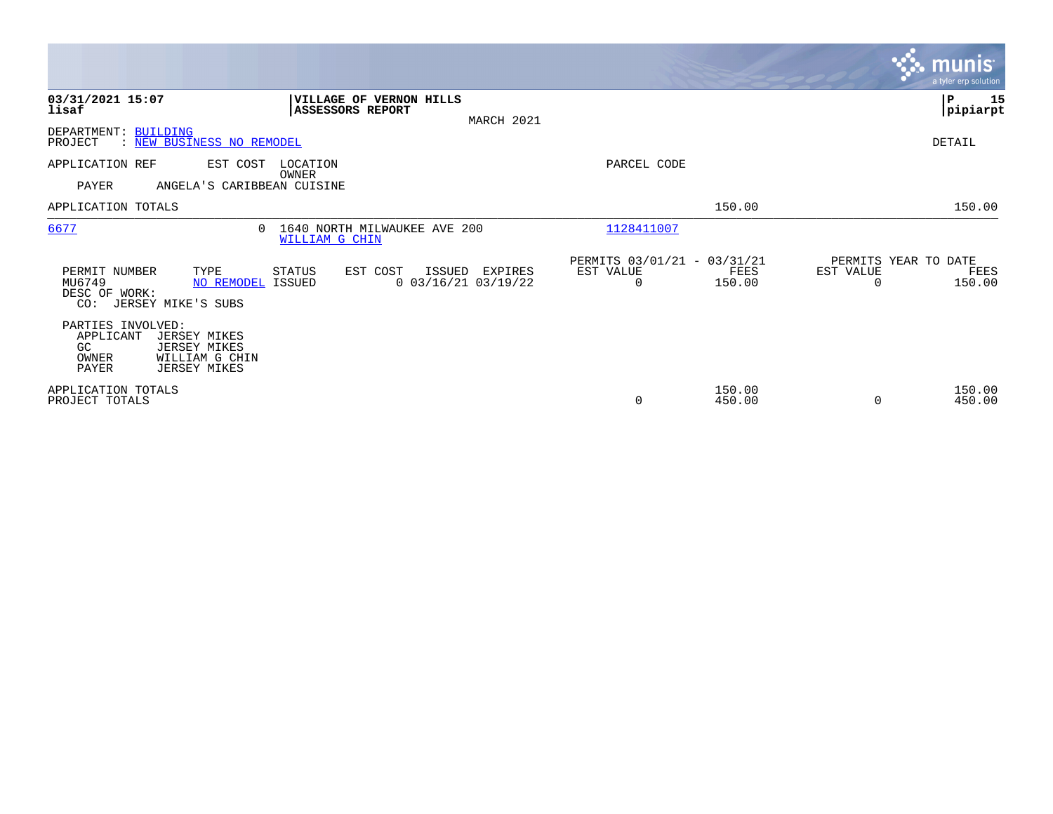**03/31/2021 15:07**
**lisaf**

**VILLAGE OF VERNON HILLS**
**ASSESSORS REPORT**

MARCH 2021

**P 15**
**pipiarpt**

DEPARTMENT: BUILDING
PROJECT : NEW BUSINESS NO REMODEL

DETAIL

| APPLICATION REF | EST COST | LOCATION / OWNER | PARCEL CODE | | |
|---|---|---|---|---|---|
| PAYER | ANGELA'S CARIBBEAN CUISINE | | | | |
| APPLICATION TOTALS | | | | 150.00 | 150.00 |
| 6677 | 0 | 1640 NORTH MILWAUKEE AVE 200 / WILLIAM G CHIN | 1128411007 | | |

| PERMIT NUMBER | TYPE | STATUS | EST COST | ISSUED | EXPIRES | PERMITS 03/01/21 - 03/31/21 EST VALUE | FEES | PERMITS YEAR TO DATE EST VALUE | FEES |
|---|---|---|---|---|---|---|---|---|---|
| MU6749 | NO REMODEL | ISSUED | 0 | 03/16/21 | 03/19/22 | 0 | 150.00 | 0 | 150.00 |

DESC OF WORK:
CO: JERSEY MIKE'S SUBS

PARTIES INVOLVED:
APPLICANT JERSEY MIKES
GC JERSEY MIKES
OWNER WILLIAM G CHIN
PAYER JERSEY MIKES

| | EST VALUE | FEES | EST VALUE | FEES |
|---|---|---|---|---|
| APPLICATION TOTALS | | 150.00 | | 150.00 |
| PROJECT TOTALS | 0 | 450.00 | 0 | 450.00 |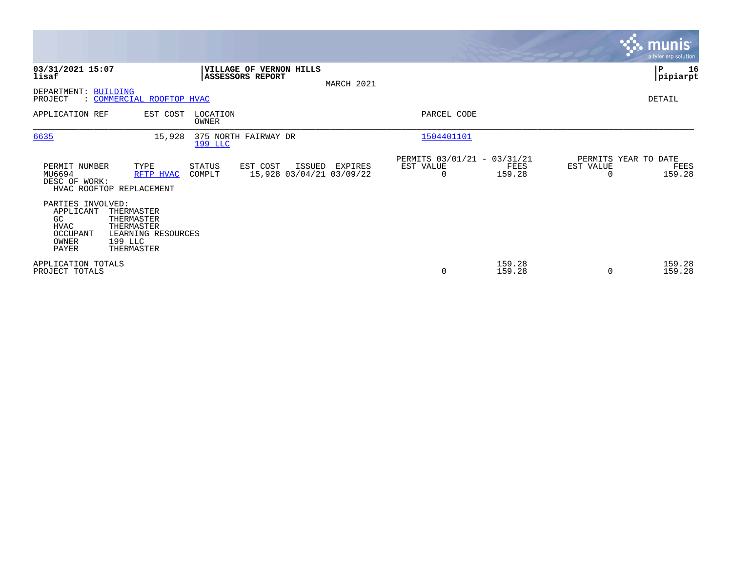**03/31/2021 15:07**
**lisaf**

**VILLAGE OF VERNON HILLS**
**ASSESSORS REPORT**

MARCH 2021

**P 16**
**pipiarpt**

DEPARTMENT: BUILDING
PROJECT : COMMERCIAL ROOFTOP HVAC

DETAIL

| APPLICATION REF | EST COST | LOCATION / OWNER | PARCEL CODE |
|---|---|---|---|
| 6635 | 15,928 | 375 NORTH FAIRWAY DR / 199 LLC | 1504401101 |

| PERMIT NUMBER | TYPE | STATUS | EST COST | ISSUED | EXPIRES | PERMITS 03/01/21 - 03/31/21 EST VALUE | FEES | PERMITS YEAR TO DATE EST VALUE | FEES |
|---|---|---|---|---|---|---|---|---|---|
| MU6694 | RFTP HVAC | COMPLT | 15,928 | 03/04/21 | 03/09/22 | 0 | 159.28 | 0 | 159.28 |

DESC OF WORK:
HVAC ROOFTOP REPLACEMENT

PARTIES INVOLVED:

| | |
|---|---|
| APPLICANT | THERMASTER |
| GC | THERMASTER |
| HVAC | THERMASTER |
| OCCUPANT | LEARNING RESOURCES |
| OWNER | 199 LLC |
| PAYER | THERMASTER |

| | EST VALUE | FEES | YTD EST VALUE | YTD FEES |
|---|---|---|---|---|
| APPLICATION TOTALS | | 159.28 | | 159.28 |
| PROJECT TOTALS | 0 | 159.28 | 0 | 159.28 |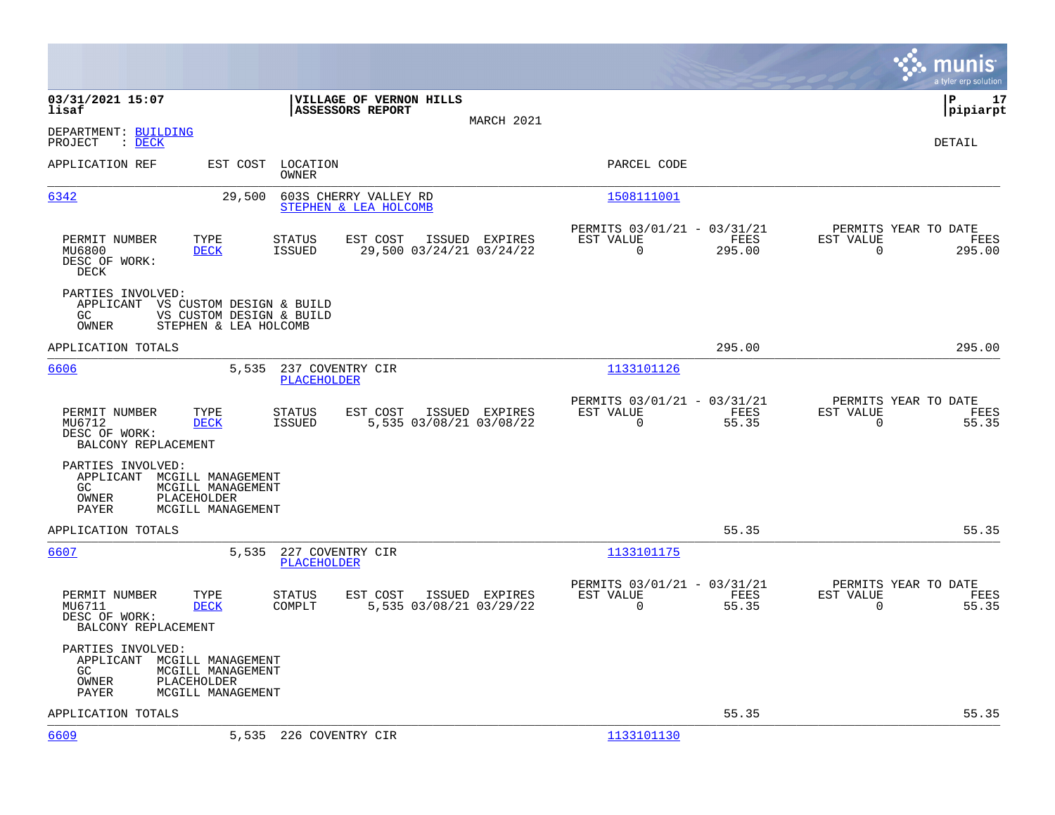**03/31/2021 15:07**
**lisaf**

**VILLAGE OF VERNON HILLS**
**ASSESSORS REPORT**

MARCH 2021

**pipiarpt**

DEPARTMENT: BUILDING
PROJECT : DECK

DETAIL

| APPLICATION REF | EST COST | LOCATION / OWNER | PARCEL CODE |
|---|---|---|---|
| 6342 | 29,500 | 603S CHERRY VALLEY RD / STEPHEN & LEA HOLCOMB | 1508111001 |

| PERMIT NUMBER | TYPE | STATUS | EST COST | ISSUED | EXPIRES | PERMITS 03/01/21 - 03/31/21 EST VALUE | FEES | PERMITS YEAR TO DATE EST VALUE | FEES |
|---|---|---|---|---|---|---|---|---|---|
| MU6800 | DECK | ISSUED | 29,500 | 03/24/21 | 03/24/22 | 0 | 295.00 | 0 | 295.00 |

DESC OF WORK:
DECK

PARTIES INVOLVED:
APPLICANT VS CUSTOM DESIGN & BUILD
GC VS CUSTOM DESIGN & BUILD
OWNER STEPHEN & LEA HOLCOMB

APPLICATION TOTALS 295.00 295.00

| APPLICATION REF | EST COST | LOCATION / OWNER | PARCEL CODE |
|---|---|---|---|
| 6606 | 5,535 | 237 COVENTRY CIR / PLACEHOLDER | 1133101126 |

| PERMIT NUMBER | TYPE | STATUS | EST COST | ISSUED | EXPIRES | PERMITS 03/01/21 - 03/31/21 EST VALUE | FEES | PERMITS YEAR TO DATE EST VALUE | FEES |
|---|---|---|---|---|---|---|---|---|---|
| MU6712 | DECK | ISSUED | 5,535 | 03/08/21 | 03/08/22 | 0 | 55.35 | 0 | 55.35 |

DESC OF WORK:
BALCONY REPLACEMENT

PARTIES INVOLVED:
APPLICANT MCGILL MANAGEMENT
GC MCGILL MANAGEMENT
OWNER PLACEHOLDER
PAYER MCGILL MANAGEMENT

APPLICATION TOTALS 55.35 55.35

| APPLICATION REF | EST COST | LOCATION / OWNER | PARCEL CODE |
|---|---|---|---|
| 6607 | 5,535 | 227 COVENTRY CIR / PLACEHOLDER | 1133101175 |

| PERMIT NUMBER | TYPE | STATUS | EST COST | ISSUED | EXPIRES | PERMITS 03/01/21 - 03/31/21 EST VALUE | FEES | PERMITS YEAR TO DATE EST VALUE | FEES |
|---|---|---|---|---|---|---|---|---|---|
| MU6711 | DECK | COMPLT | 5,535 | 03/08/21 | 03/29/22 | 0 | 55.35 | 0 | 55.35 |

DESC OF WORK:
BALCONY REPLACEMENT

PARTIES INVOLVED:
APPLICANT MCGILL MANAGEMENT
GC MCGILL MANAGEMENT
OWNER PLACEHOLDER
PAYER MCGILL MANAGEMENT

APPLICATION TOTALS 55.35 55.35

| APPLICATION REF | EST COST | LOCATION / OWNER | PARCEL CODE |
|---|---|---|---|
| 6609 | 5,535 | 226 COVENTRY CIR | 1133101130 |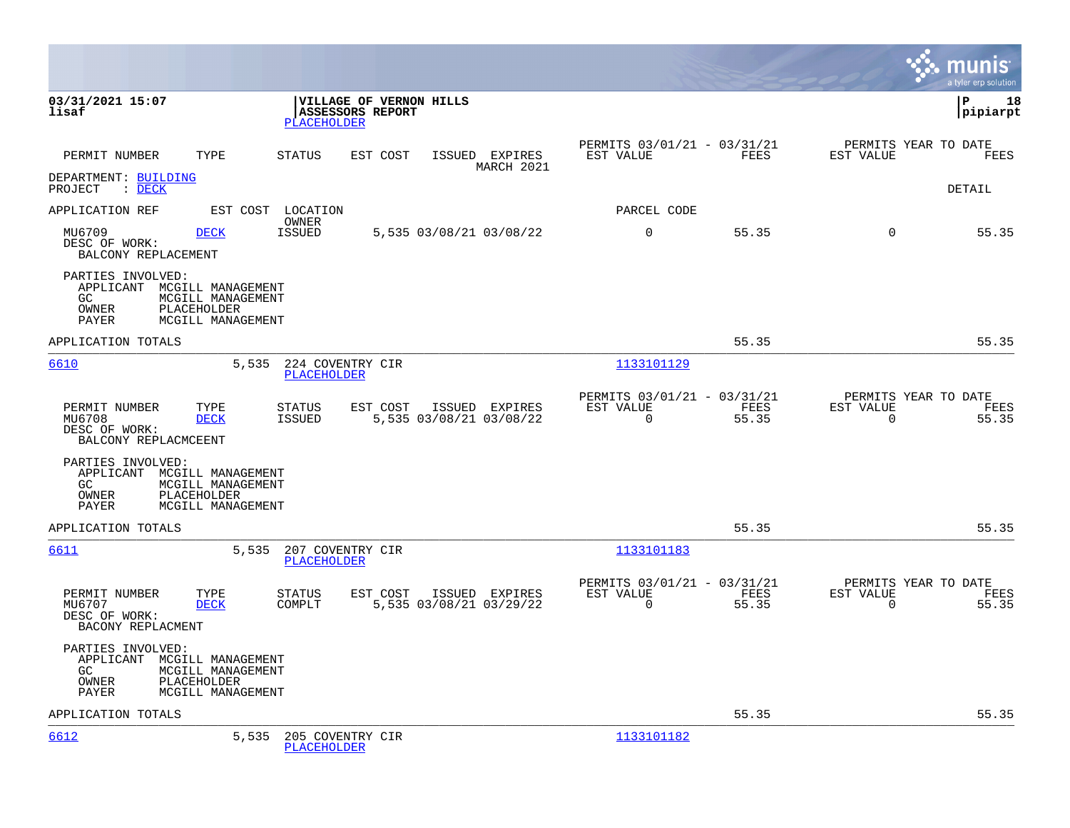03/31/2021 15:07
lisaf

**VILLAGE OF VERNON HILLS**
**ASSESSORS REPORT**
PLACEHOLDER

P 18
pipiarpt

| PERMIT NUMBER | TYPE | STATUS | EST COST | ISSUED | EXPIRES | PERMITS 03/01/21 - 03/31/21 EST VALUE | FEES | PERMITS YEAR TO DATE EST VALUE | FEES |
|---|---|---|---|---|---|---|---|---|---|
| | | | | | MARCH 2021 | | | | |

DEPARTMENT: BUILDING
PROJECT : DECK

DETAIL

APPLICATION REF    EST COST    LOCATION    OWNER    PARCEL CODE

| PERMIT NUMBER | TYPE | STATUS | EST COST | ISSUED | EXPIRES | EST VALUE | FEES | EST VALUE | FEES |
|---|---|---|---|---|---|---|---|---|---|
| MU6709 | DECK | ISSUED | 5,535 | 03/08/21 | 03/08/22 | 0 | 55.35 | 0 | 55.35 |

DESC OF WORK:
BALCONY REPLACEMENT

PARTIES INVOLVED:
APPLICANT MCGILL MANAGEMENT
GC MCGILL MANAGEMENT
OWNER PLACEHOLDER
PAYER MCGILL MANAGEMENT

APPLICATION TOTALS 55.35 55.35

6610    5,535    224 COVENTRY CIR    PLACEHOLDER    1133101129

| PERMIT NUMBER | TYPE | STATUS | EST COST | ISSUED | EXPIRES | PERMITS 03/01/21 - 03/31/21 EST VALUE | FEES | PERMITS YEAR TO DATE EST VALUE | FEES |
|---|---|---|---|---|---|---|---|---|---|
| MU6708 | DECK | ISSUED | 5,535 | 03/08/21 | 03/08/22 | 0 | 55.35 | 0 | 55.35 |

DESC OF WORK:
BALCONY REPLACMCEENT

PARTIES INVOLVED:
APPLICANT MCGILL MANAGEMENT
GC MCGILL MANAGEMENT
OWNER PLACEHOLDER
PAYER MCGILL MANAGEMENT

APPLICATION TOTALS 55.35 55.35

6611    5,535    207 COVENTRY CIR    PLACEHOLDER    1133101183

| PERMIT NUMBER | TYPE | STATUS | EST COST | ISSUED | EXPIRES | PERMITS 03/01/21 - 03/31/21 EST VALUE | FEES | PERMITS YEAR TO DATE EST VALUE | FEES |
|---|---|---|---|---|---|---|---|---|---|
| MU6707 | DECK | COMPLT | 5,535 | 03/08/21 | 03/29/22 | 0 | 55.35 | 0 | 55.35 |

DESC OF WORK:
BACONY REPLACMENT

PARTIES INVOLVED:
APPLICANT MCGILL MANAGEMENT
GC MCGILL MANAGEMENT
OWNER PLACEHOLDER
PAYER MCGILL MANAGEMENT

APPLICATION TOTALS 55.35 55.35

6612    5,535    205 COVENTRY CIR    PLACEHOLDER    1133101182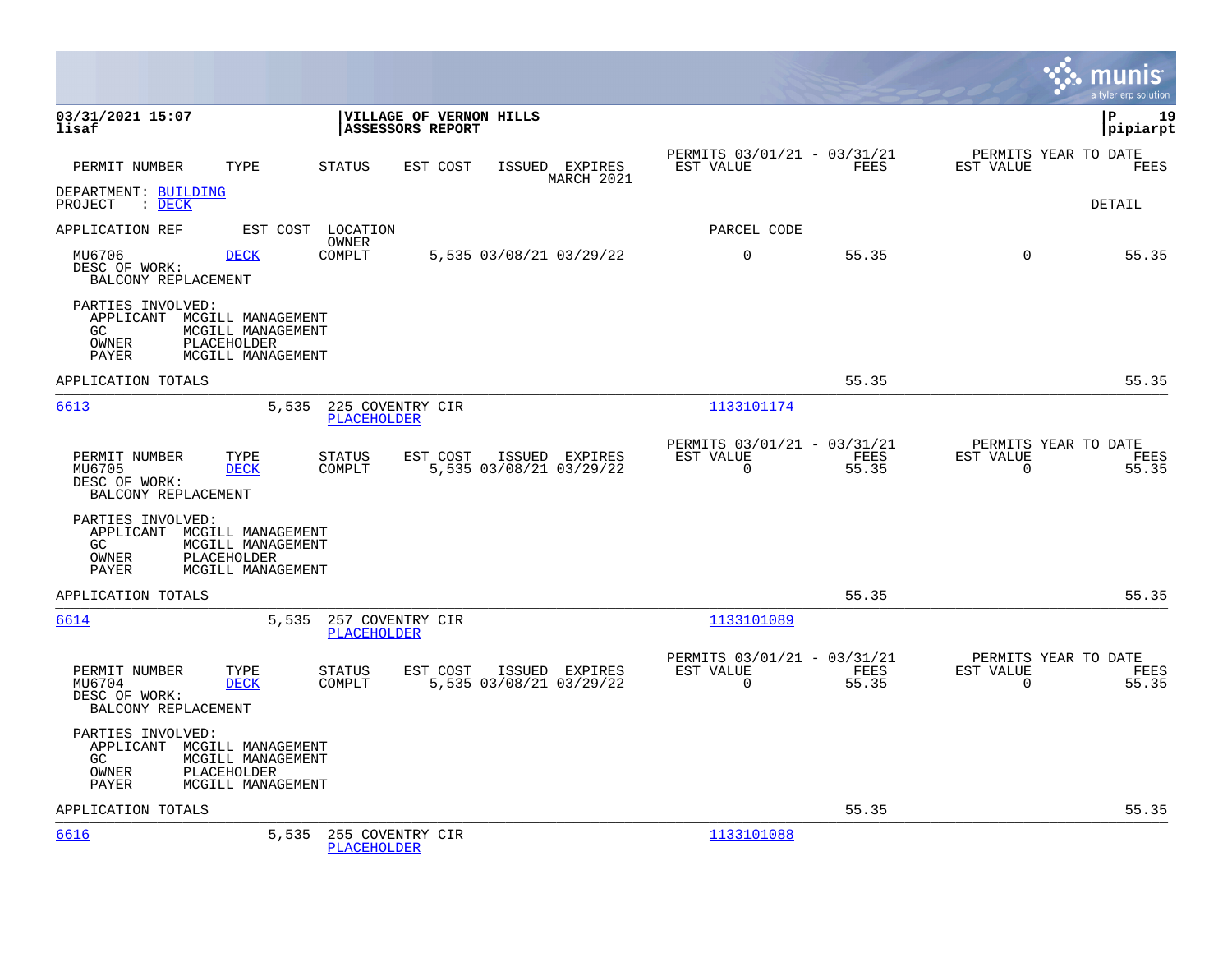**VILLAGE OF VERNON HILLS**
**ASSESSORS REPORT**

03/31/2021 15:07
lisaf

| PERMIT NUMBER | TYPE | STATUS | EST COST | ISSUED | EXPIRES | PERMITS 03/01/21 - 03/31/21 EST VALUE | FEES | PERMITS YEAR TO DATE EST VALUE | FEES |
|---|---|---|---|---|---|---|---|---|---|

MARCH 2021

DEPARTMENT: BUILDING
PROJECT : DECK

DETAIL

APPLICATION REF | EST COST | LOCATION / OWNER | PARCEL CODE

| PERMIT NUMBER | TYPE | STATUS | EST COST | ISSUED | EXPIRES | EST VALUE | FEES | EST VALUE (YTD) | FEES (YTD) |
|---|---|---|---|---|---|---|---|---|---|
| MU6706 | DECK | COMPLT | 5,535 | 03/08/21 | 03/29/22 | 0 | 55.35 | 0 | 55.35 |

DESC OF WORK:
BALCONY REPLACEMENT

PARTIES INVOLVED:
APPLICANT MCGILL MANAGEMENT
GC MCGILL MANAGEMENT
OWNER PLACEHOLDER
PAYER MCGILL MANAGEMENT

APPLICATION TOTALS 55.35 55.35

---

6613 | 5,535 | 225 COVENTRY CIR / PLACEHOLDER | 1133101174

| PERMIT NUMBER | TYPE | STATUS | EST COST | ISSUED | EXPIRES | EST VALUE | FEES | EST VALUE (YTD) | FEES (YTD) |
|---|---|---|---|---|---|---|---|---|---|
| MU6705 | DECK | COMPLT | 5,535 | 03/08/21 | 03/29/22 | 0 | 55.35 | 0 | 55.35 |

DESC OF WORK:
BALCONY REPLACEMENT

PARTIES INVOLVED:
APPLICANT MCGILL MANAGEMENT
GC MCGILL MANAGEMENT
OWNER PLACEHOLDER
PAYER MCGILL MANAGEMENT

APPLICATION TOTALS 55.35 55.35

---

6614 | 5,535 | 257 COVENTRY CIR / PLACEHOLDER | 1133101089

| PERMIT NUMBER | TYPE | STATUS | EST COST | ISSUED | EXPIRES | EST VALUE | FEES | EST VALUE (YTD) | FEES (YTD) |
|---|---|---|---|---|---|---|---|---|---|
| MU6704 | DECK | COMPLT | 5,535 | 03/08/21 | 03/29/22 | 0 | 55.35 | 0 | 55.35 |

DESC OF WORK:
BALCONY REPLACEMENT

PARTIES INVOLVED:
APPLICANT MCGILL MANAGEMENT
GC MCGILL MANAGEMENT
OWNER PLACEHOLDER
PAYER MCGILL MANAGEMENT

APPLICATION TOTALS 55.35 55.35

---

6616 | 5,535 | 255 COVENTRY CIR / PLACEHOLDER | 1133101088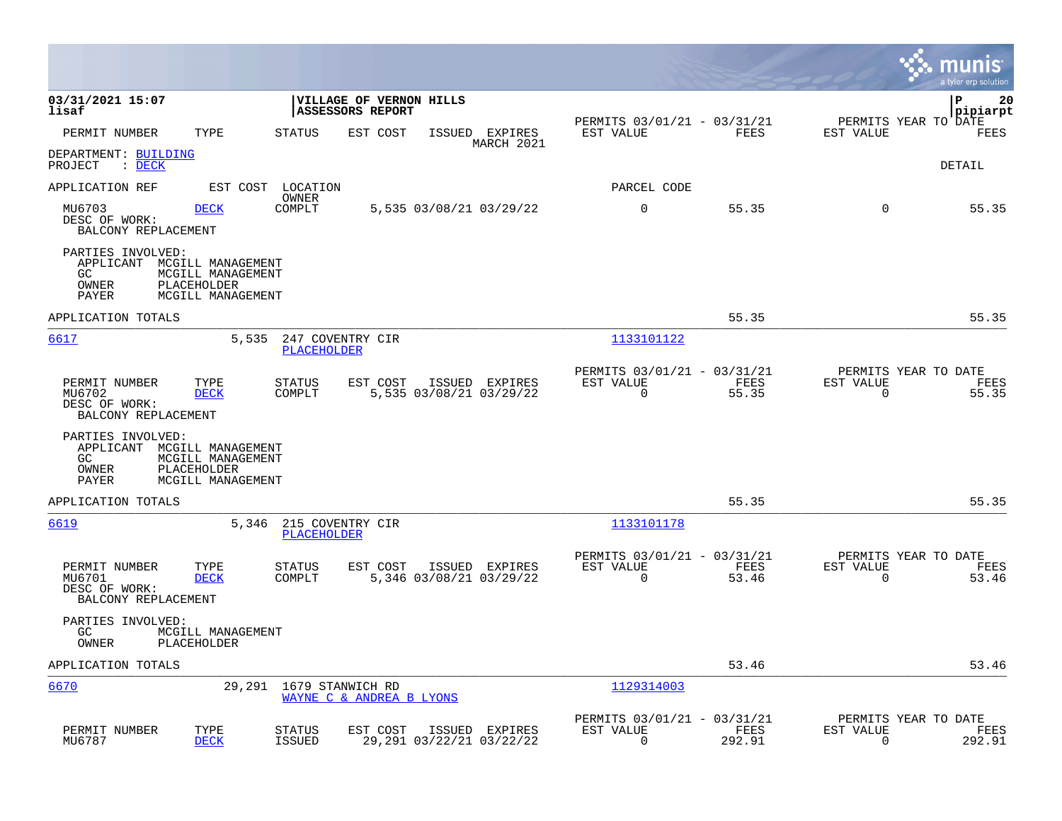**03/31/2021 15:07**
**lisaf**

**VILLAGE OF VERNON HILLS**
**ASSESSORS REPORT**

pipiarpt

| PERMIT NUMBER | TYPE | STATUS | EST COST | ISSUED | EXPIRES | PERMITS 03/01/21 - 03/31/21 EST VALUE | FEES | PERMITS YEAR TO DATE EST VALUE | FEES |
|---|---|---|---|---|---|---|---|---|---|
| | | | | | MARCH 2021 | | | | |

DEPARTMENT: BUILDING
PROJECT : DECK

DETAIL

| APPLICATION REF | EST COST | LOCATION / OWNER | PARCEL CODE |
|---|---|---|---|

| PERMIT NUMBER | TYPE | STATUS | EST COST | ISSUED | EXPIRES | EST VALUE | FEES | EST VALUE | FEES |
|---|---|---|---|---|---|---|---|---|---|
| MU6703 | DECK | COMPLT | 5,535 | 03/08/21 | 03/29/22 | 0 | 55.35 | 0 | 55.35 |

DESC OF WORK:
BALCONY REPLACEMENT

PARTIES INVOLVED:
- APPLICANT MCGILL MANAGEMENT
- GC MCGILL MANAGEMENT
- OWNER PLACEHOLDER
- PAYER MCGILL MANAGEMENT

APPLICATION TOTALS — 55.35 — 55.35

---

| APPLICATION REF | EST COST | LOCATION | OWNER | PARCEL CODE |
|---|---|---|---|---|
| 6617 | 5,535 | 247 COVENTRY CIR | PLACEHOLDER | 1133101122 |

| PERMIT NUMBER | TYPE | STATUS | EST COST | ISSUED | EXPIRES | PERMITS 03/01/21 - 03/31/21 EST VALUE | FEES | PERMITS YEAR TO DATE EST VALUE | FEES |
|---|---|---|---|---|---|---|---|---|---|
| MU6702 | DECK | COMPLT | 5,535 | 03/08/21 | 03/29/22 | 0 | 55.35 | 0 | 55.35 |

DESC OF WORK:
BALCONY REPLACEMENT

PARTIES INVOLVED:
- APPLICANT MCGILL MANAGEMENT
- GC MCGILL MANAGEMENT
- OWNER PLACEHOLDER
- PAYER MCGILL MANAGEMENT

APPLICATION TOTALS — 55.35 — 55.35

---

| APPLICATION REF | EST COST | LOCATION | OWNER | PARCEL CODE |
|---|---|---|---|---|
| 6619 | 5,346 | 215 COVENTRY CIR | PLACEHOLDER | 1133101178 |

| PERMIT NUMBER | TYPE | STATUS | EST COST | ISSUED | EXPIRES | PERMITS 03/01/21 - 03/31/21 EST VALUE | FEES | PERMITS YEAR TO DATE EST VALUE | FEES |
|---|---|---|---|---|---|---|---|---|---|
| MU6701 | DECK | COMPLT | 5,346 | 03/08/21 | 03/29/22 | 0 | 53.46 | 0 | 53.46 |

DESC OF WORK:
BALCONY REPLACEMENT

PARTIES INVOLVED:
- GC MCGILL MANAGEMENT
- OWNER PLACEHOLDER

APPLICATION TOTALS — 53.46 — 53.46

---

| APPLICATION REF | EST COST | LOCATION | OWNER | PARCEL CODE |
|---|---|---|---|---|
| 6670 | 29,291 | 1679 STANWICH RD | WAYNE C & ANDREA B LYONS | 1129314003 |

| PERMIT NUMBER | TYPE | STATUS | EST COST | ISSUED | EXPIRES | PERMITS 03/01/21 - 03/31/21 EST VALUE | FEES | PERMITS YEAR TO DATE EST VALUE | FEES |
|---|---|---|---|---|---|---|---|---|---|
| MU6787 | DECK | ISSUED | 29,291 | 03/22/21 | 03/22/22 | 0 | 292.91 | 0 | 292.91 |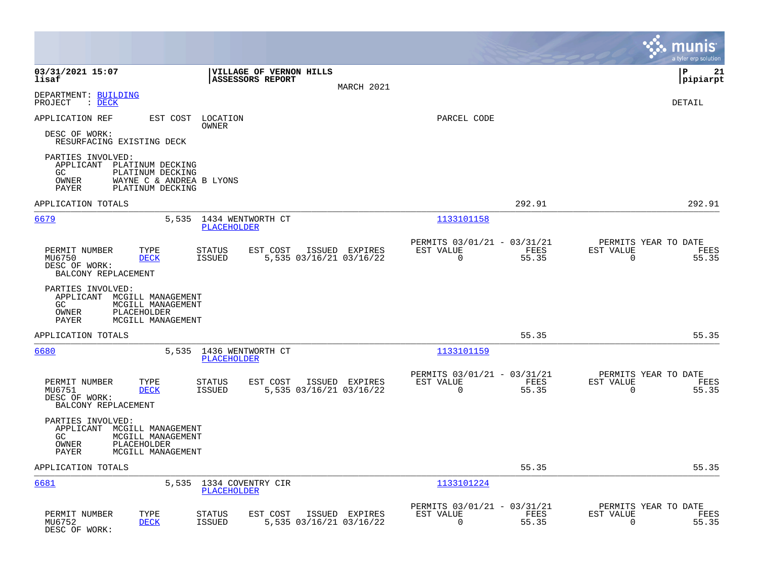**VILLAGE OF VERNON HILLS**
**ASSESSORS REPORT**
MARCH 2021

03/31/2021 15:07
lisaf

P 21
pipiarpt

DEPARTMENT: BUILDING
PROJECT : DECK

DETAIL

APPLICATION REF | EST COST | LOCATION / OWNER | PARCEL CODE

DESC OF WORK:
RESURFACING EXISTING DECK

PARTIES INVOLVED:
APPLICANT PLATINUM DECKING
GC PLATINUM DECKING
OWNER WAYNE C & ANDREA B LYONS
PAYER PLATINUM DECKING

APPLICATION TOTALS 292.91 292.91

---

**6679** 5,535 1434 WENTWORTH CT PLACEHOLDER 1133101158

| PERMIT NUMBER | TYPE | STATUS | EST COST | ISSUED | EXPIRES | PERMITS 03/01/21 - 03/31/21 EST VALUE | FEES | PERMITS YEAR TO DATE EST VALUE | FEES |
|---|---|---|---|---|---|---|---|---|---|
| MU6750 | DECK | ISSUED | 5,535 | 03/16/21 | 03/16/22 | 0 | 55.35 | 0 | 55.35 |

DESC OF WORK:
BALCONY REPLACEMENT

PARTIES INVOLVED:
APPLICANT MCGILL MANAGEMENT
GC MCGILL MANAGEMENT
OWNER PLACEHOLDER
PAYER MCGILL MANAGEMENT

APPLICATION TOTALS 55.35 55.35

---

**6680** 5,535 1436 WENTWORTH CT PLACEHOLDER 1133101159

| PERMIT NUMBER | TYPE | STATUS | EST COST | ISSUED | EXPIRES | PERMITS 03/01/21 - 03/31/21 EST VALUE | FEES | PERMITS YEAR TO DATE EST VALUE | FEES |
|---|---|---|---|---|---|---|---|---|---|
| MU6751 | DECK | ISSUED | 5,535 | 03/16/21 | 03/16/22 | 0 | 55.35 | 0 | 55.35 |

DESC OF WORK:
BALCONY REPLACEMENT

PARTIES INVOLVED:
APPLICANT MCGILL MANAGEMENT
GC MCGILL MANAGEMENT
OWNER PLACEHOLDER
PAYER MCGILL MANAGEMENT

APPLICATION TOTALS 55.35 55.35

---

**6681** 5,535 1334 COVENTRY CIR PLACEHOLDER 1133101224

| PERMIT NUMBER | TYPE | STATUS | EST COST | ISSUED | EXPIRES | PERMITS 03/01/21 - 03/31/21 EST VALUE | FEES | PERMITS YEAR TO DATE EST VALUE | FEES |
|---|---|---|---|---|---|---|---|---|---|
| MU6752 | DECK | ISSUED | 5,535 | 03/16/21 | 03/16/22 | 0 | 55.35 | 0 | 55.35 |

DESC OF WORK: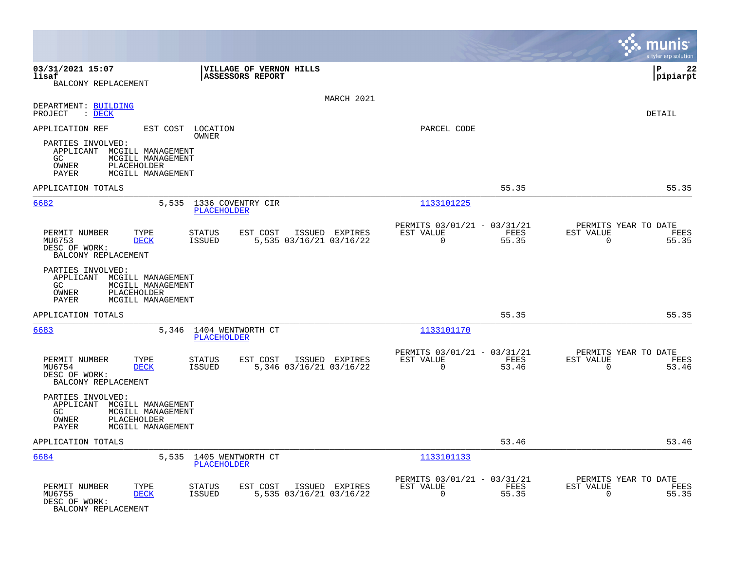**03/31/2021 15:07** | **VILLAGE OF VERNON HILLS** | **P 22**
**lisaf** | **ASSESSORS REPORT** | **pipiarpt**

BALCONY REPLACEMENT

MARCH 2021

DEPARTMENT: BUILDING
PROJECT : DECK

DETAIL

APPLICATION REF | EST COST | LOCATION / OWNER | PARCEL CODE

PARTIES INVOLVED:
- APPLICANT MCGILL MANAGEMENT
- GC MCGILL MANAGEMENT
- OWNER PLACEHOLDER
- PAYER MCGILL MANAGEMENT

APPLICATION TOTALS 55.35 55.35

---

**6682** 5,535 1336 COVENTRY CIR — PLACEHOLDER — 1133101225

| PERMIT NUMBER | TYPE | STATUS | EST COST | ISSUED | EXPIRES | PERMITS 03/01/21 - 03/31/21 EST VALUE | FEES | PERMITS YEAR TO DATE EST VALUE | FEES |
|---|---|---|---|---|---|---|---|---|---|
| MU6753 | DECK | ISSUED | 5,535 | 03/16/21 | 03/16/22 | 0 | 55.35 | 0 | 55.35 |

DESC OF WORK:
BALCONY REPLACEMENT

PARTIES INVOLVED:
- APPLICANT MCGILL MANAGEMENT
- GC MCGILL MANAGEMENT
- OWNER PLACEHOLDER
- PAYER MCGILL MANAGEMENT

APPLICATION TOTALS 55.35 55.35

---

**6683** 5,346 1404 WENTWORTH CT — PLACEHOLDER — 1133101170

| PERMIT NUMBER | TYPE | STATUS | EST COST | ISSUED | EXPIRES | PERMITS 03/01/21 - 03/31/21 EST VALUE | FEES | PERMITS YEAR TO DATE EST VALUE | FEES |
|---|---|---|---|---|---|---|---|---|---|
| MU6754 | DECK | ISSUED | 5,346 | 03/16/21 | 03/16/22 | 0 | 53.46 | 0 | 53.46 |

DESC OF WORK:
BALCONY REPLACEMENT

PARTIES INVOLVED:
- APPLICANT MCGILL MANAGEMENT
- GC MCGILL MANAGEMENT
- OWNER PLACEHOLDER
- PAYER MCGILL MANAGEMENT

APPLICATION TOTALS 53.46 53.46

---

**6684** 5,535 1405 WENTWORTH CT — PLACEHOLDER — 1133101133

| PERMIT NUMBER | TYPE | STATUS | EST COST | ISSUED | EXPIRES | PERMITS 03/01/21 - 03/31/21 EST VALUE | FEES | PERMITS YEAR TO DATE EST VALUE | FEES |
|---|---|---|---|---|---|---|---|---|---|
| MU6755 | DECK | ISSUED | 5,535 | 03/16/21 | 03/16/22 | 0 | 55.35 | 0 | 55.35 |

DESC OF WORK:
BALCONY REPLACEMENT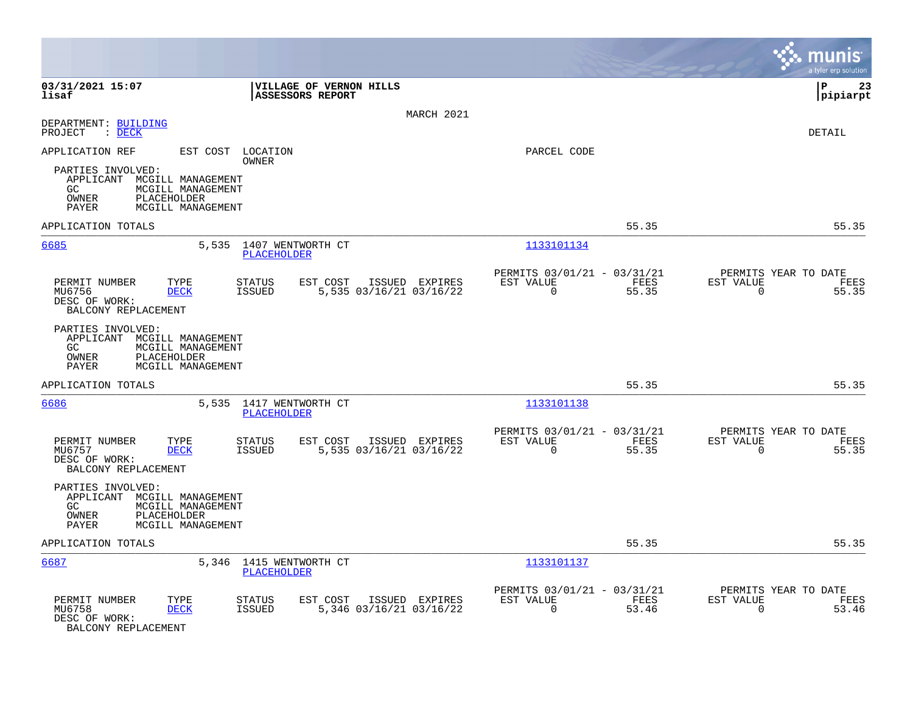**03/31/2021 15:07**
**lisaf**

**VILLAGE OF VERNON HILLS**
**ASSESSORS REPORT**

MARCH 2021

DEPARTMENT: BUILDING
PROJECT : DECK

DETAIL

APPLICATION REF | EST COST | LOCATION / OWNER | PARCEL CODE

PARTIES INVOLVED:
- APPLICANT MCGILL MANAGEMENT
- GC MCGILL MANAGEMENT
- OWNER PLACEHOLDER
- PAYER MCGILL MANAGEMENT

APPLICATION TOTALS 55.35 55.35

---

**6685** 5,535 1407 WENTWORTH CT, PLACEHOLDER — Parcel 1133101134

| PERMIT NUMBER | TYPE | STATUS | EST COST | ISSUED | EXPIRES | PERMITS 03/01/21 - 03/31/21 EST VALUE | FEES | PERMITS YEAR TO DATE EST VALUE | FEES |
|---|---|---|---|---|---|---|---|---|---|
| MU6756 | DECK | ISSUED | 5,535 | 03/16/21 | 03/16/22 | 0 | 55.35 | 0 | 55.35 |

DESC OF WORK:
BALCONY REPLACEMENT

PARTIES INVOLVED:
- APPLICANT MCGILL MANAGEMENT
- GC MCGILL MANAGEMENT
- OWNER PLACEHOLDER
- PAYER MCGILL MANAGEMENT

APPLICATION TOTALS 55.35 55.35

---

**6686** 5,535 1417 WENTWORTH CT, PLACEHOLDER — Parcel 1133101138

| PERMIT NUMBER | TYPE | STATUS | EST COST | ISSUED | EXPIRES | PERMITS 03/01/21 - 03/31/21 EST VALUE | FEES | PERMITS YEAR TO DATE EST VALUE | FEES |
|---|---|---|---|---|---|---|---|---|---|
| MU6757 | DECK | ISSUED | 5,535 | 03/16/21 | 03/16/22 | 0 | 55.35 | 0 | 55.35 |

DESC OF WORK:
BALCONY REPLACEMENT

PARTIES INVOLVED:
- APPLICANT MCGILL MANAGEMENT
- GC MCGILL MANAGEMENT
- OWNER PLACEHOLDER
- PAYER MCGILL MANAGEMENT

APPLICATION TOTALS 55.35 55.35

---

**6687** 5,346 1415 WENTWORTH CT, PLACEHOLDER — Parcel 1133101137

| PERMIT NUMBER | TYPE | STATUS | EST COST | ISSUED | EXPIRES | PERMITS 03/01/21 - 03/31/21 EST VALUE | FEES | PERMITS YEAR TO DATE EST VALUE | FEES |
|---|---|---|---|---|---|---|---|---|---|
| MU6758 | DECK | ISSUED | 5,346 | 03/16/21 | 03/16/22 | 0 | 53.46 | 0 | 53.46 |

DESC OF WORK:
BALCONY REPLACEMENT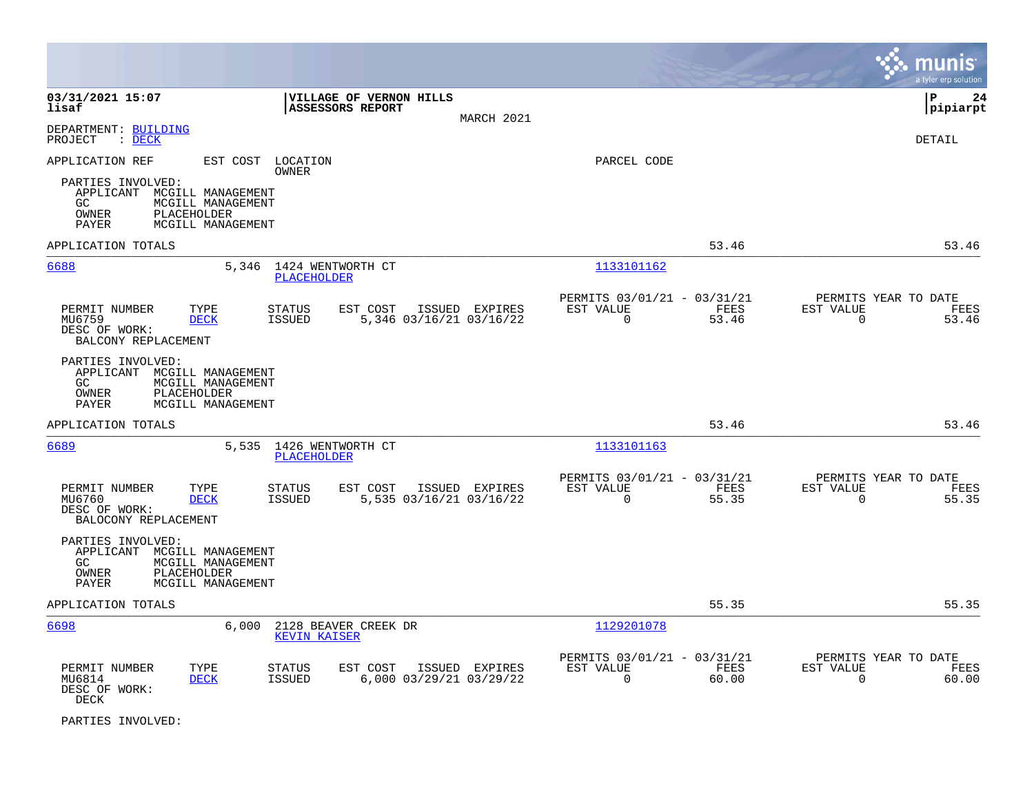03/31/2021 15:07
lisaf

VILLAGE OF VERNON HILLS
ASSESSORS REPORT
MARCH 2021

P 24
pipiarpt

DEPARTMENT: BUILDING
PROJECT : DECK

DETAIL

APPLICATION REF    EST COST    LOCATION / OWNER    PARCEL CODE

PARTIES INVOLVED:
- APPLICANT MCGILL MANAGEMENT
- GC MCGILL MANAGEMENT
- OWNER PLACEHOLDER
- PAYER MCGILL MANAGEMENT

APPLICATION TOTALS 53.46 53.46

---

**6688** — 5,346 — 1424 WENTWORTH CT — PLACEHOLDER — 1133101162

| PERMIT NUMBER | TYPE | STATUS | EST COST | ISSUED | EXPIRES | PERMITS 03/01/21 - 03/31/21 EST VALUE | FEES | PERMITS YEAR TO DATE EST VALUE | FEES |
|---|---|---|---|---|---|---|---|---|---|
| MU6759 | DECK | ISSUED | 5,346 | 03/16/21 | 03/16/22 | 0 | 53.46 | 0 | 53.46 |

DESC OF WORK:
BALCONY REPLACEMENT

PARTIES INVOLVED:
- APPLICANT MCGILL MANAGEMENT
- GC MCGILL MANAGEMENT
- OWNER PLACEHOLDER
- PAYER MCGILL MANAGEMENT

APPLICATION TOTALS 53.46 53.46

---

**6689** — 5,535 — 1426 WENTWORTH CT — PLACEHOLDER — 1133101163

| PERMIT NUMBER | TYPE | STATUS | EST COST | ISSUED | EXPIRES | PERMITS 03/01/21 - 03/31/21 EST VALUE | FEES | PERMITS YEAR TO DATE EST VALUE | FEES |
|---|---|---|---|---|---|---|---|---|---|
| MU6760 | DECK | ISSUED | 5,535 | 03/16/21 | 03/16/22 | 0 | 55.35 | 0 | 55.35 |

DESC OF WORK:
BALOCONY REPLACEMENT

PARTIES INVOLVED:
- APPLICANT MCGILL MANAGEMENT
- GC MCGILL MANAGEMENT
- OWNER PLACEHOLDER
- PAYER MCGILL MANAGEMENT

APPLICATION TOTALS 55.35 55.35

---

**6698** — 6,000 — 2128 BEAVER CREEK DR — KEVIN KAISER — 1129201078

| PERMIT NUMBER | TYPE | STATUS | EST COST | ISSUED | EXPIRES | PERMITS 03/01/21 - 03/31/21 EST VALUE | FEES | PERMITS YEAR TO DATE EST VALUE | FEES |
|---|---|---|---|---|---|---|---|---|---|
| MU6814 | DECK | ISSUED | 6,000 | 03/29/21 | 03/29/22 | 0 | 60.00 | 0 | 60.00 |

DESC OF WORK:
DECK

PARTIES INVOLVED: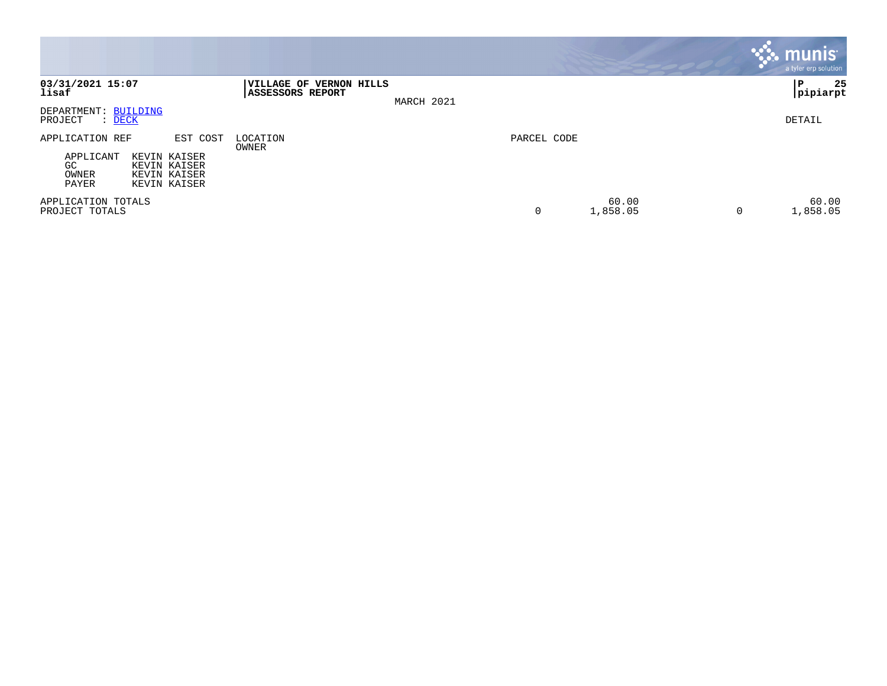**03/31/2021 15:07**
**lisaf**

**VILLAGE OF VERNON HILLS**
**ASSESSORS REPORT**

MARCH 2021

**P 25**
**pipiarpt**

DEPARTMENT: BUILDING
PROJECT : DECK

DETAIL

| APPLICATION REF | EST COST | LOCATION / OWNER | PARCEL CODE | | | |
|---|---|---|---|---|---|---|
| APPLICANT KEVIN KAISER | | | | | | |
| GC KEVIN KAISER | | | | | | |
| OWNER KEVIN KAISER | | | | | | |
| PAYER KEVIN KAISER | | | | | | |
| APPLICATION TOTALS | | | | 60.00 | | 60.00 |
| PROJECT TOTALS | | | 0 | 1,858.05 | 0 | 1,858.05 |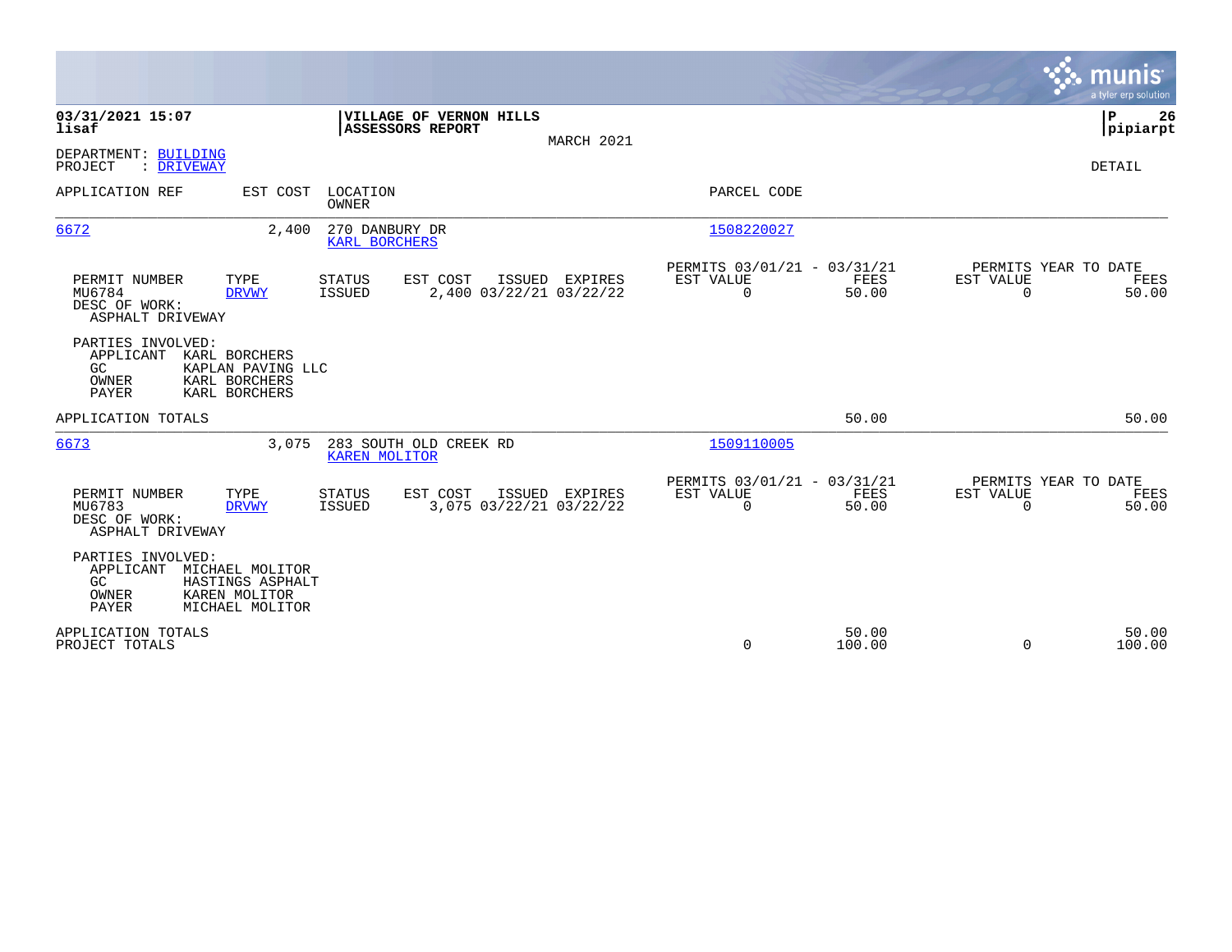**03/31/2021 15:07**
**lisaf**

**VILLAGE OF VERNON HILLS**
**ASSESSORS REPORT**

MARCH 2021

**pipiarpt**

DEPARTMENT: BUILDING
PROJECT : DRIVEWAY

DETAIL

| APPLICATION REF | EST COST | LOCATION / OWNER | PARCEL CODE |
|---|---|---|---|
| 6672 | 2,400 | 270 DANBURY DR / KARL BORCHERS | 1508220027 |

| PERMIT NUMBER | TYPE | STATUS | EST COST | ISSUED | EXPIRES | PERMITS 03/01/21 - 03/31/21 EST VALUE | FEES | PERMITS YEAR TO DATE EST VALUE | FEES |
|---|---|---|---|---|---|---|---|---|---|
| MU6784 | DRVWY | ISSUED | 2,400 | 03/22/21 | 03/22/22 | 0 | 50.00 | 0 | 50.00 |

DESC OF WORK:
ASPHALT DRIVEWAY

PARTIES INVOLVED:
- APPLICANT KARL BORCHERS
- GC KAPLAN PAVING LLC
- OWNER KARL BORCHERS
- PAYER KARL BORCHERS

APPLICATION TOTALS — 50.00 — 50.00

| APPLICATION REF | EST COST | LOCATION / OWNER | PARCEL CODE |
|---|---|---|---|
| 6673 | 3,075 | 283 SOUTH OLD CREEK RD / KAREN MOLITOR | 1509110005 |

| PERMIT NUMBER | TYPE | STATUS | EST COST | ISSUED | EXPIRES | PERMITS 03/01/21 - 03/31/21 EST VALUE | FEES | PERMITS YEAR TO DATE EST VALUE | FEES |
|---|---|---|---|---|---|---|---|---|---|
| MU6783 | DRVWY | ISSUED | 3,075 | 03/22/21 | 03/22/22 | 0 | 50.00 | 0 | 50.00 |

DESC OF WORK:
ASPHALT DRIVEWAY

PARTIES INVOLVED:
- APPLICANT MICHAEL MOLITOR
- GC HASTINGS ASPHALT
- OWNER KAREN MOLITOR
- PAYER MICHAEL MOLITOR

| | EST VALUE | FEES | EST VALUE | FEES |
|---|---|---|---|---|
| APPLICATION TOTALS | | 50.00 | | 50.00 |
| PROJECT TOTALS | 0 | 100.00 | 0 | 100.00 |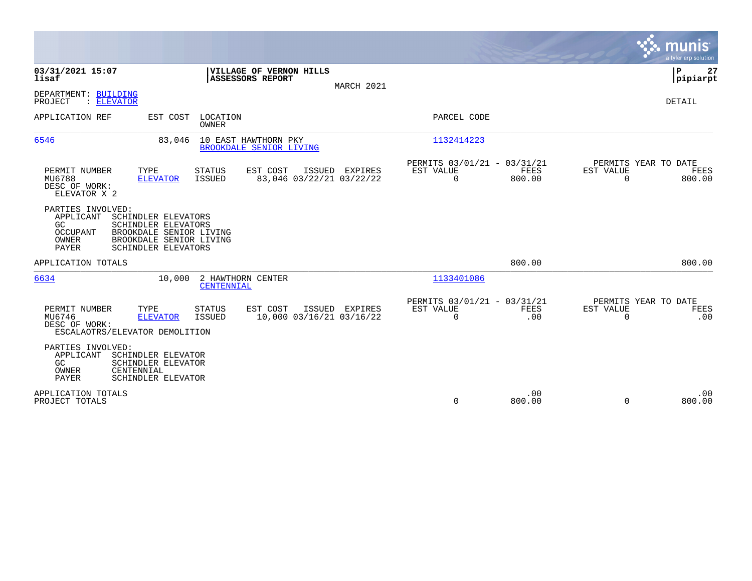**03/31/2021 15:07**
**lisaf**

**VILLAGE OF VERNON HILLS**
**ASSESSORS REPORT**

MARCH 2021

**P 27**
**pipiarpt**

DEPARTMENT: BUILDING
PROJECT : ELEVATOR

DETAIL

| APPLICATION REF | EST COST | LOCATION / OWNER | PARCEL CODE |
|---|---|---|---|
| 6546 | 83,046 | 10 EAST HAWTHORN PKY / BROOKDALE SENIOR LIVING | 1132414223 |

| PERMIT NUMBER | TYPE | STATUS | EST COST | ISSUED | EXPIRES | PERMITS 03/01/21 - 03/31/21 EST VALUE | FEES | PERMITS YEAR TO DATE EST VALUE | FEES |
|---|---|---|---|---|---|---|---|---|---|
| MU6788 | ELEVATOR | ISSUED | 83,046 | 03/22/21 | 03/22/22 | 0 | 800.00 | 0 | 800.00 |

DESC OF WORK:
ELEVATOR X 2

PARTIES INVOLVED:
- APPLICANT SCHINDLER ELEVATORS
- GC SCHINDLER ELEVATORS
- OCCUPANT BROOKDALE SENIOR LIVING
- OWNER BROOKDALE SENIOR LIVING
- PAYER SCHINDLER ELEVATORS

APPLICATION TOTALS 800.00 800.00

| APPLICATION REF | EST COST | LOCATION / OWNER | PARCEL CODE |
|---|---|---|---|
| 6634 | 10,000 | 2 HAWTHORN CENTER / CENTENNIAL | 1133401086 |

| PERMIT NUMBER | TYPE | STATUS | EST COST | ISSUED | EXPIRES | PERMITS 03/01/21 - 03/31/21 EST VALUE | FEES | PERMITS YEAR TO DATE EST VALUE | FEES |
|---|---|---|---|---|---|---|---|---|---|
| MU6746 | ELEVATOR | ISSUED | 10,000 | 03/16/21 | 03/16/22 | 0 | .00 | 0 | .00 |

DESC OF WORK:
ESCALAOTRS/ELEVATOR DEMOLITION

PARTIES INVOLVED:
- APPLICANT SCHINDLER ELEVATOR
- GC SCHINDLER ELEVATOR
- OWNER CENTENNIAL
- PAYER SCHINDLER ELEVATOR

| | EST VALUE | FEES | EST VALUE | FEES |
|---|---|---|---|---|
| APPLICATION TOTALS | | .00 | | .00 |
| PROJECT TOTALS | 0 | 800.00 | 0 | 800.00 |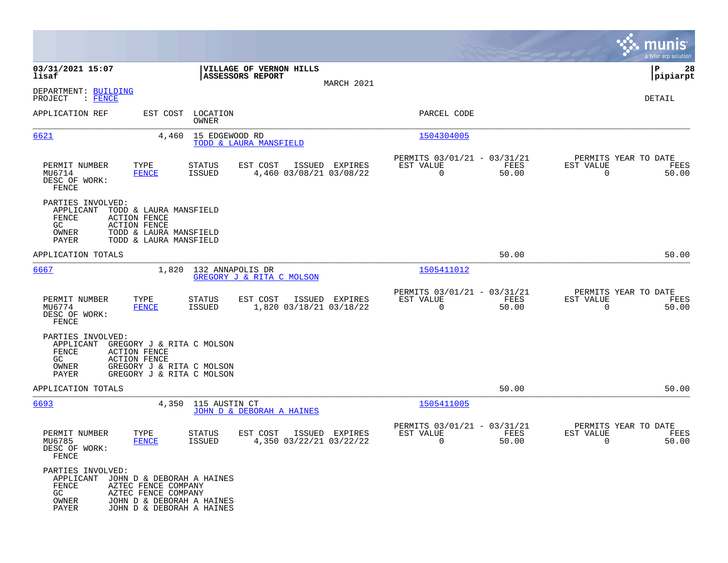**03/31/2021 15:07**
**lisaf**

**VILLAGE OF VERNON HILLS**
**ASSESSORS REPORT**

MARCH 2021

**P 28**
**pipiarpt**

DEPARTMENT: BUILDING
PROJECT : FENCE

DETAIL

| APPLICATION REF | EST COST | LOCATION / OWNER | PARCEL CODE |
|---|---|---|---|
| 6621 | 4,460 | 15 EDGEWOOD RD / TODD & LAURA MANSFIELD | 1504304005 |

| PERMIT NUMBER | TYPE | STATUS | EST COST | ISSUED | EXPIRES | PERMITS 03/01/21 - 03/31/21 EST VALUE | FEES | PERMITS YEAR TO DATE EST VALUE | FEES |
|---|---|---|---|---|---|---|---|---|---|
| MU6714 | FENCE | ISSUED | 4,460 | 03/08/21 | 03/08/22 | 0 | 50.00 | 0 | 50.00 |

DESC OF WORK:
FENCE

PARTIES INVOLVED:

| | |
|---|---|
| APPLICANT | TODD & LAURA MANSFIELD |
| FENCE | ACTION FENCE |
| GC | ACTION FENCE |
| OWNER | TODD & LAURA MANSFIELD |
| PAYER | TODD & LAURA MANSFIELD |

APPLICATION TOTALS — 50.00 — 50.00

| APPLICATION REF | EST COST | LOCATION / OWNER | PARCEL CODE |
|---|---|---|---|
| 6667 | 1,820 | 132 ANNAPOLIS DR / GREGORY J & RITA C MOLSON | 1505411012 |

| PERMIT NUMBER | TYPE | STATUS | EST COST | ISSUED | EXPIRES | PERMITS 03/01/21 - 03/31/21 EST VALUE | FEES | PERMITS YEAR TO DATE EST VALUE | FEES |
|---|---|---|---|---|---|---|---|---|---|
| MU6774 | FENCE | ISSUED | 1,820 | 03/18/21 | 03/18/22 | 0 | 50.00 | 0 | 50.00 |

DESC OF WORK:
FENCE

PARTIES INVOLVED:

| | |
|---|---|
| APPLICANT | GREGORY J & RITA C MOLSON |
| FENCE | ACTION FENCE |
| GC | ACTION FENCE |
| OWNER | GREGORY J & RITA C MOLSON |
| PAYER | GREGORY J & RITA C MOLSON |

APPLICATION TOTALS — 50.00 — 50.00

| APPLICATION REF | EST COST | LOCATION / OWNER | PARCEL CODE |
|---|---|---|---|
| 6693 | 4,350 | 115 AUSTIN CT / JOHN D & DEBORAH A HAINES | 1505411005 |

| PERMIT NUMBER | TYPE | STATUS | EST COST | ISSUED | EXPIRES | PERMITS 03/01/21 - 03/31/21 EST VALUE | FEES | PERMITS YEAR TO DATE EST VALUE | FEES |
|---|---|---|---|---|---|---|---|---|---|
| MU6785 | FENCE | ISSUED | 4,350 | 03/22/21 | 03/22/22 | 0 | 50.00 | 0 | 50.00 |

DESC OF WORK:
FENCE

PARTIES INVOLVED:

| | |
|---|---|
| APPLICANT | JOHN D & DEBORAH A HAINES |
| FENCE | AZTEC FENCE COMPANY |
| GC | AZTEC FENCE COMPANY |
| OWNER | JOHN D & DEBORAH A HAINES |
| PAYER | JOHN D & DEBORAH A HAINES |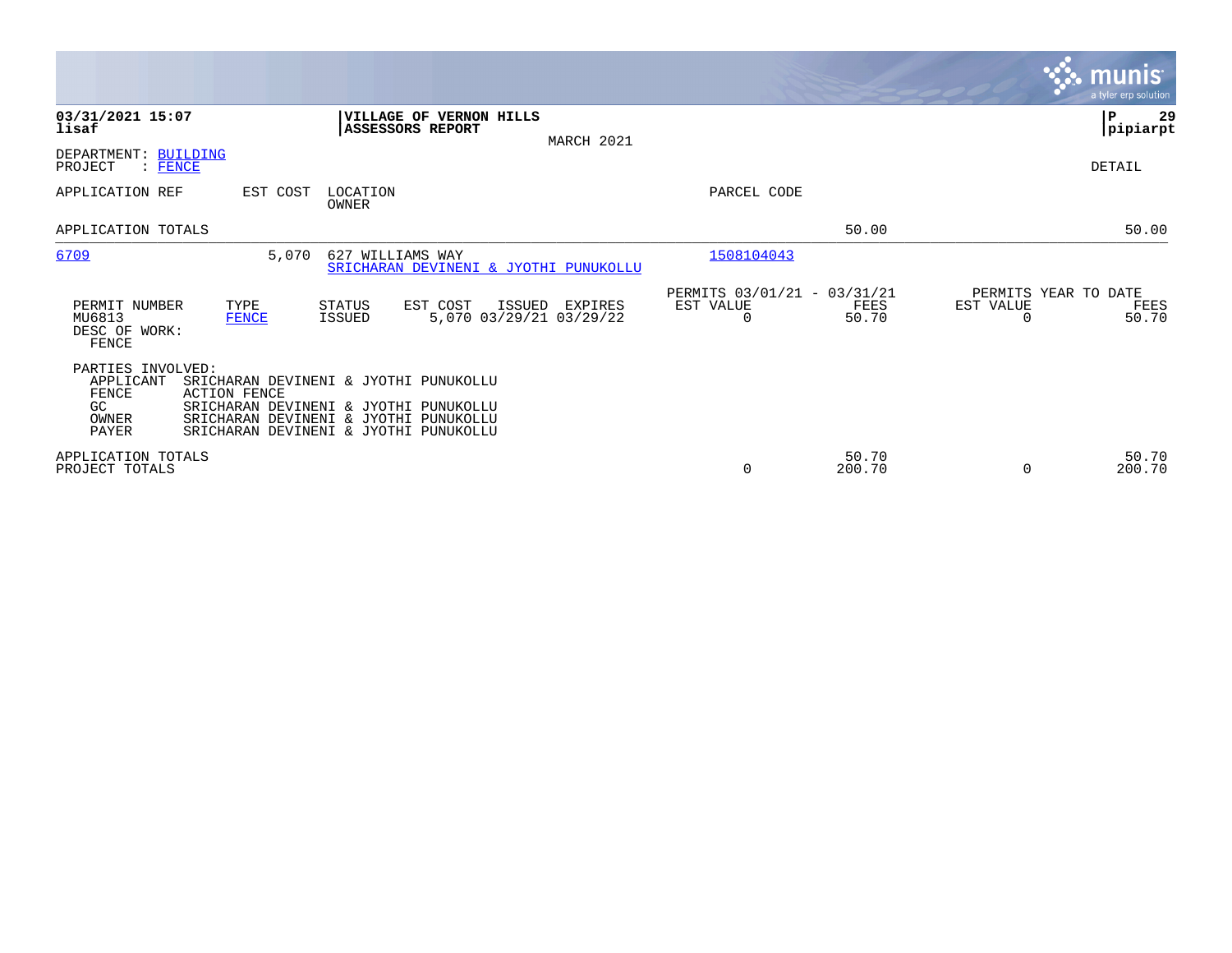03/31/2021 15:07 **VILLAGE OF VERNON HILLS**
lisaf **ASSESSORS REPORT**

MARCH 2021

P 29
pipiarpt

DEPARTMENT: BUILDING
PROJECT : FENCE

DETAIL

| APPLICATION REF | EST COST | LOCATION / OWNER | PARCEL CODE | | |
|---|---|---|---|---|---|
| APPLICATION TOTALS | | | | 50.00 | 50.00 |
| 6709 | 5,070 | 627 WILLIAMS WAY / SRICHARAN DEVINENI & JYOTHI PUNUKOLLU | 1508104043 | | |

| PERMIT NUMBER | TYPE | STATUS | EST COST | ISSUED | EXPIRES | PERMITS 03/01/21 - 03/31/21 EST VALUE | FEES | PERMITS YEAR TO DATE EST VALUE | FEES |
|---|---|---|---|---|---|---|---|---|---|
| MU6813 | FENCE | ISSUED | 5,070 | 03/29/21 | 03/29/22 | 0 | 50.70 | 0 | 50.70 |

DESC OF WORK:
FENCE

PARTIES INVOLVED:

| | |
|---|---|
| APPLICANT | SRICHARAN DEVINENI & JYOTHI PUNUKOLLU |
| FENCE | ACTION FENCE |
| GC | SRICHARAN DEVINENI & JYOTHI PUNUKOLLU |
| OWNER | SRICHARAN DEVINENI & JYOTHI PUNUKOLLU |
| PAYER | SRICHARAN DEVINENI & JYOTHI PUNUKOLLU |

| | EST VALUE | FEES | EST VALUE | FEES |
|---|---|---|---|---|
| APPLICATION TOTALS | | 50.70 | | 50.70 |
| PROJECT TOTALS | 0 | 200.70 | 0 | 200.70 |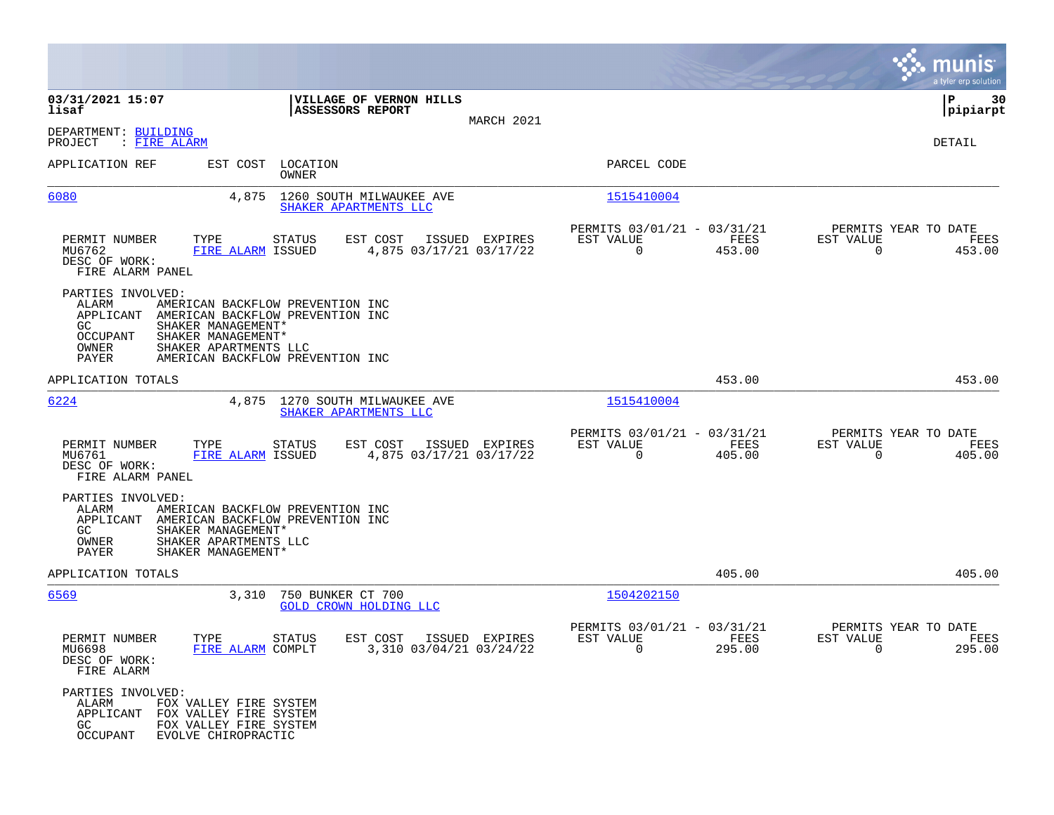**03/31/2021 15:07**
**lisaf**

**VILLAGE OF VERNON HILLS**
**ASSESSORS REPORT**

MARCH 2021

**pipiarpt**

DEPARTMENT: BUILDING
PROJECT : FIRE ALARM

DETAIL

| APPLICATION REF | EST COST | LOCATION / OWNER | PARCEL CODE |
|---|---|---|---|
| 6080 | 4,875 | 1260 SOUTH MILWAUKEE AVE / SHAKER APARTMENTS LLC | 1515410004 |

| PERMIT NUMBER | TYPE | STATUS | EST COST | ISSUED | EXPIRES | PERMITS 03/01/21 - 03/31/21 EST VALUE | FEES | PERMITS YEAR TO DATE EST VALUE | FEES |
|---|---|---|---|---|---|---|---|---|---|
| MU6762 | FIRE ALARM | ISSUED | 4,875 | 03/17/21 | 03/17/22 | 0 | 453.00 | 0 | 453.00 |

DESC OF WORK:
FIRE ALARM PANEL

PARTIES INVOLVED:

| | |
|---|---|
| ALARM | AMERICAN BACKFLOW PREVENTION INC |
| APPLICANT | AMERICAN BACKFLOW PREVENTION INC |
| GC | SHAKER MANAGEMENT* |
| OCCUPANT | SHAKER MANAGEMENT* |
| OWNER | SHAKER APARTMENTS LLC |
| PAYER | AMERICAN BACKFLOW PREVENTION INC |

APPLICATION TOTALS 453.00 453.00

| APPLICATION REF | EST COST | LOCATION / OWNER | PARCEL CODE |
|---|---|---|---|
| 6224 | 4,875 | 1270 SOUTH MILWAUKEE AVE / SHAKER APARTMENTS LLC | 1515410004 |

| PERMIT NUMBER | TYPE | STATUS | EST COST | ISSUED | EXPIRES | PERMITS 03/01/21 - 03/31/21 EST VALUE | FEES | PERMITS YEAR TO DATE EST VALUE | FEES |
|---|---|---|---|---|---|---|---|---|---|
| MU6761 | FIRE ALARM | ISSUED | 4,875 | 03/17/21 | 03/17/22 | 0 | 405.00 | 0 | 405.00 |

DESC OF WORK:
FIRE ALARM PANEL

PARTIES INVOLVED:

| | |
|---|---|
| ALARM | AMERICAN BACKFLOW PREVENTION INC |
| APPLICANT | AMERICAN BACKFLOW PREVENTION INC |
| GC | SHAKER MANAGEMENT* |
| OWNER | SHAKER APARTMENTS LLC |
| PAYER | SHAKER MANAGEMENT* |

APPLICATION TOTALS 405.00 405.00

| APPLICATION REF | EST COST | LOCATION / OWNER | PARCEL CODE |
|---|---|---|---|
| 6569 | 3,310 | 750 BUNKER CT 700 / GOLD CROWN HOLDING LLC | 1504202150 |

| PERMIT NUMBER | TYPE | STATUS | EST COST | ISSUED | EXPIRES | PERMITS 03/01/21 - 03/31/21 EST VALUE | FEES | PERMITS YEAR TO DATE EST VALUE | FEES |
|---|---|---|---|---|---|---|---|---|---|
| MU6698 | FIRE ALARM | COMPLT | 3,310 | 03/04/21 | 03/24/22 | 0 | 295.00 | 0 | 295.00 |

DESC OF WORK:
FIRE ALARM

PARTIES INVOLVED:

| | |
|---|---|
| ALARM | FOX VALLEY FIRE SYSTEM |
| APPLICANT | FOX VALLEY FIRE SYSTEM |
| GC | FOX VALLEY FIRE SYSTEM |
| OCCUPANT | EVOLVE CHIROPRACTIC |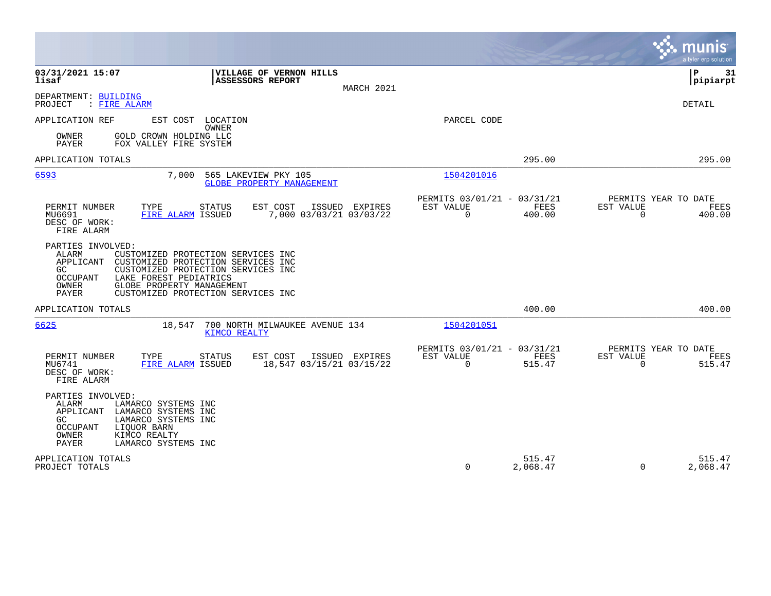**03/31/2021 15:07**
**lisaf**

**VILLAGE OF VERNON HILLS**
**ASSESSORS REPORT**

MARCH 2021

**P 31**
**pipiarpt**

DEPARTMENT: BUILDING
PROJECT : FIRE ALARM

DETAIL

| APPLICATION REF | EST COST | LOCATION / OWNER | PARCEL CODE | | |
|---|---|---|---|---|---|
| OWNER | GOLD CROWN HOLDING LLC | | | | |
| PAYER | FOX VALLEY FIRE SYSTEM | | | | |
| APPLICATION TOTALS | | | | 295.00 | 295.00 |

---

**6593** — EST COST 7,000 — 565 LAKEVIEW PKY 105 — GLOBE PROPERTY MANAGEMENT — PARCEL CODE 1504201016

| PERMIT NUMBER | TYPE | STATUS | EST COST | ISSUED | EXPIRES | PERMITS 03/01/21 - 03/31/21 EST VALUE | FEES | PERMITS YEAR TO DATE EST VALUE | FEES |
|---|---|---|---|---|---|---|---|---|---|
| MU6691 | FIRE ALARM | ISSUED | 7,000 | 03/03/21 | 03/03/22 | 0 | 400.00 | 0 | 400.00 |

DESC OF WORK:
FIRE ALARM

PARTIES INVOLVED:

| | |
|---|---|
| ALARM | CUSTOMIZED PROTECTION SERVICES INC |
| APPLICANT | CUSTOMIZED PROTECTION SERVICES INC |
| GC | CUSTOMIZED PROTECTION SERVICES INC |
| OCCUPANT | LAKE FOREST PEDIATRICS |
| OWNER | GLOBE PROPERTY MANAGEMENT |
| PAYER | CUSTOMIZED PROTECTION SERVICES INC |

APPLICATION TOTALS — 400.00 — 400.00

---

**6625** — EST COST 18,547 — 700 NORTH MILWAUKEE AVENUE 134 — KIMCO REALTY — PARCEL CODE 1504201051

| PERMIT NUMBER | TYPE | STATUS | EST COST | ISSUED | EXPIRES | PERMITS 03/01/21 - 03/31/21 EST VALUE | FEES | PERMITS YEAR TO DATE EST VALUE | FEES |
|---|---|---|---|---|---|---|---|---|---|
| MU6741 | FIRE ALARM | ISSUED | 18,547 | 03/15/21 | 03/15/22 | 0 | 515.47 | 0 | 515.47 |

DESC OF WORK:
FIRE ALARM

PARTIES INVOLVED:

| | |
|---|---|
| ALARM | LAMARCO SYSTEMS INC |
| APPLICANT | LAMARCO SYSTEMS INC |
| GC | LAMARCO SYSTEMS INC |
| OCCUPANT | LIQUOR BARN |
| OWNER | KIMCO REALTY |
| PAYER | LAMARCO SYSTEMS INC |

| | EST VALUE | FEES | EST VALUE | FEES |
|---|---|---|---|---|
| APPLICATION TOTALS | | 515.47 | | 515.47 |
| PROJECT TOTALS | 0 | 2,068.47 | 0 | 2,068.47 |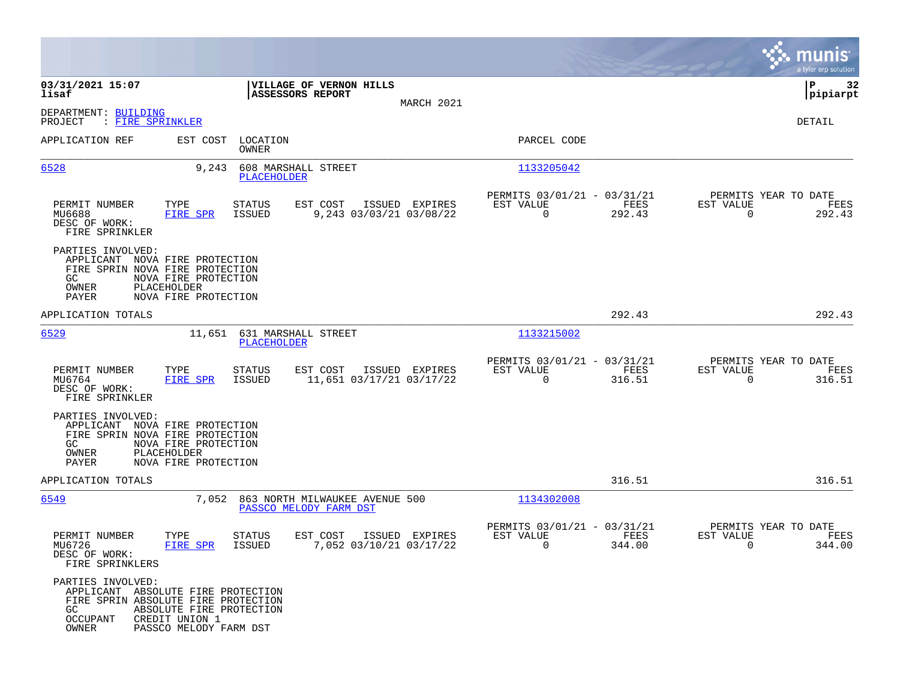**03/31/2021 15:07**
**lisaf**

**VILLAGE OF VERNON HILLS**
**ASSESSORS REPORT**

MARCH 2021

**P 32**
**pipiarpt**

DEPARTMENT: BUILDING
PROJECT : FIRE SPRINKLER

DETAIL

| APPLICATION REF | EST COST | LOCATION / OWNER | PARCEL CODE |
|---|---|---|---|
| 6528 | 9,243 | 608 MARSHALL STREET / PLACEHOLDER | 1133205042 |

| PERMIT NUMBER | TYPE | STATUS | EST COST | ISSUED | EXPIRES | PERMITS 03/01/21 - 03/31/21 EST VALUE | FEES | PERMITS YEAR TO DATE EST VALUE | FEES |
|---|---|---|---|---|---|---|---|---|---|
| MU6688 | FIRE SPR | ISSUED | 9,243 | 03/03/21 | 03/08/22 | 0 | 292.43 | 0 | 292.43 |

DESC OF WORK:
FIRE SPRINKLER

PARTIES INVOLVED:
APPLICANT NOVA FIRE PROTECTION
FIRE SPRIN NOVA FIRE PROTECTION
GC NOVA FIRE PROTECTION
OWNER PLACEHOLDER
PAYER NOVA FIRE PROTECTION

APPLICATION TOTALS 292.43 292.43

| APPLICATION REF | EST COST | LOCATION / OWNER | PARCEL CODE |
|---|---|---|---|
| 6529 | 11,651 | 631 MARSHALL STREET / PLACEHOLDER | 1133215002 |

| PERMIT NUMBER | TYPE | STATUS | EST COST | ISSUED | EXPIRES | PERMITS 03/01/21 - 03/31/21 EST VALUE | FEES | PERMITS YEAR TO DATE EST VALUE | FEES |
|---|---|---|---|---|---|---|---|---|---|
| MU6764 | FIRE SPR | ISSUED | 11,651 | 03/17/21 | 03/17/22 | 0 | 316.51 | 0 | 316.51 |

DESC OF WORK:
FIRE SPRINKLER

PARTIES INVOLVED:
APPLICANT NOVA FIRE PROTECTION
FIRE SPRIN NOVA FIRE PROTECTION
GC NOVA FIRE PROTECTION
OWNER PLACEHOLDER
PAYER NOVA FIRE PROTECTION

APPLICATION TOTALS 316.51 316.51

| APPLICATION REF | EST COST | LOCATION / OWNER | PARCEL CODE |
|---|---|---|---|
| 6549 | 7,052 | 863 NORTH MILWAUKEE AVENUE 500 / PASSCO MELODY FARM DST | 1134302008 |

| PERMIT NUMBER | TYPE | STATUS | EST COST | ISSUED | EXPIRES | PERMITS 03/01/21 - 03/31/21 EST VALUE | FEES | PERMITS YEAR TO DATE EST VALUE | FEES |
|---|---|---|---|---|---|---|---|---|---|
| MU6726 | FIRE SPR | ISSUED | 7,052 | 03/10/21 | 03/17/22 | 0 | 344.00 | 0 | 344.00 |

DESC OF WORK:
FIRE SPRINKLERS

PARTIES INVOLVED:
APPLICANT ABSOLUTE FIRE PROTECTION
FIRE SPRIN ABSOLUTE FIRE PROTECTION
GC ABSOLUTE FIRE PROTECTION
OCCUPANT CREDIT UNION 1
OWNER PASSCO MELODY FARM DST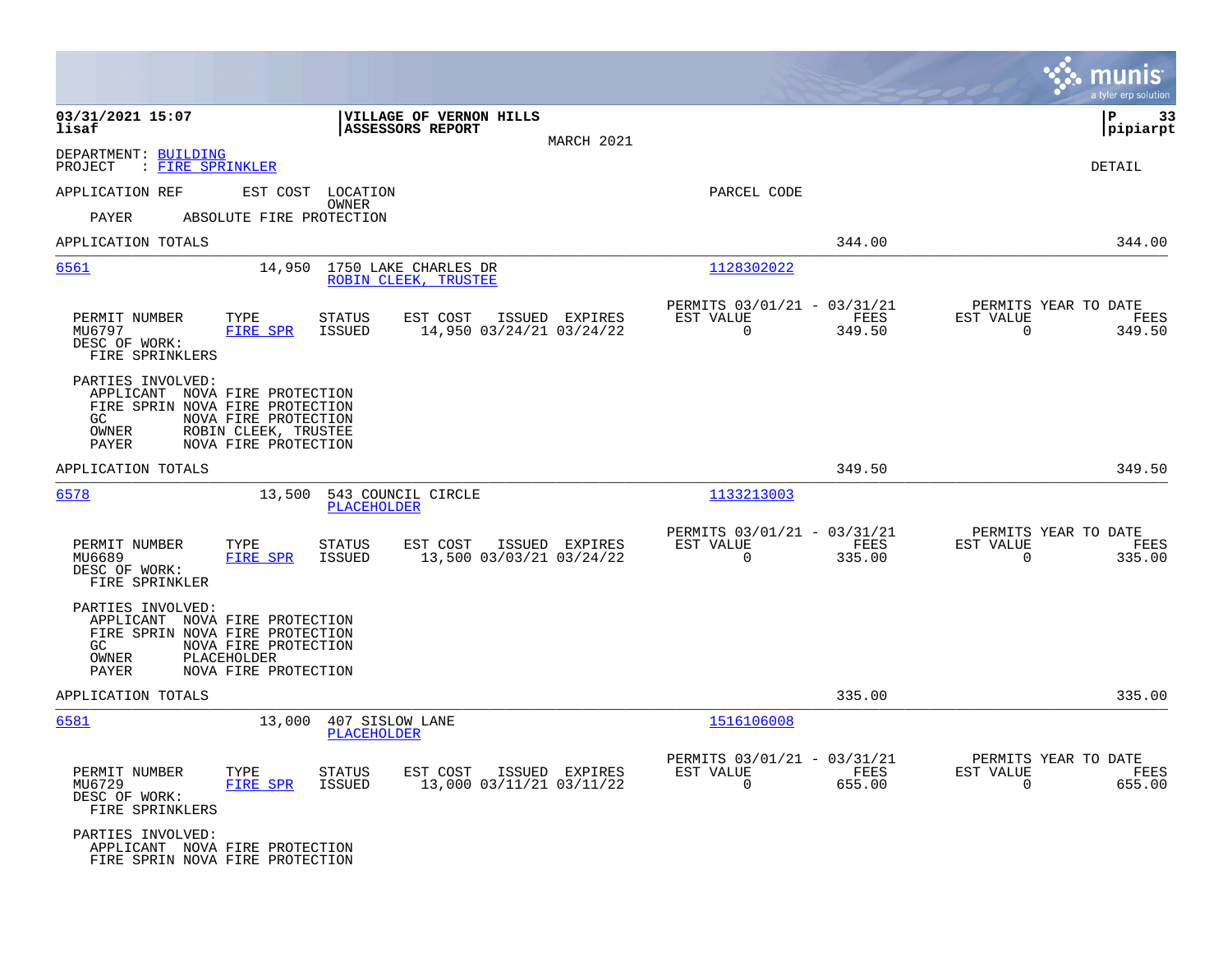03/31/2021 15:07
lisaf

**VILLAGE OF VERNON HILLS**
**ASSESSORS REPORT**

MARCH 2021

P 33
pipiarpt

DEPARTMENT: BUILDING
PROJECT : FIRE SPRINKLER

DETAIL

APPLICATION REF | EST COST | LOCATION / OWNER | PARCEL CODE

PAYER ABSOLUTE FIRE PROTECTION

APPLICATION TOTALS 344.00 344.00

---

**6561** 14,950 1750 LAKE CHARLES DR — ROBIN CLEEK, TRUSTEE — 1128302022

| PERMIT NUMBER | TYPE | STATUS | EST COST | ISSUED | EXPIRES | PERMITS 03/01/21 - 03/31/21 EST VALUE | FEES | PERMITS YEAR TO DATE EST VALUE | FEES |
|---|---|---|---|---|---|---|---|---|---|
| MU6797 | FIRE SPR | ISSUED | 14,950 | 03/24/21 | 03/24/22 | 0 | 349.50 | 0 | 349.50 |

DESC OF WORK:
FIRE SPRINKLERS

PARTIES INVOLVED:
- APPLICANT NOVA FIRE PROTECTION
- FIRE SPRIN NOVA FIRE PROTECTION
- GC NOVA FIRE PROTECTION
- OWNER ROBIN CLEEK, TRUSTEE
- PAYER NOVA FIRE PROTECTION

APPLICATION TOTALS 349.50 349.50

---

**6578** 13,500 543 COUNCIL CIRCLE — PLACEHOLDER — 1133213003

| PERMIT NUMBER | TYPE | STATUS | EST COST | ISSUED | EXPIRES | PERMITS 03/01/21 - 03/31/21 EST VALUE | FEES | PERMITS YEAR TO DATE EST VALUE | FEES |
|---|---|---|---|---|---|---|---|---|---|
| MU6689 | FIRE SPR | ISSUED | 13,500 | 03/03/21 | 03/24/22 | 0 | 335.00 | 0 | 335.00 |

DESC OF WORK:
FIRE SPRINKLER

PARTIES INVOLVED:
- APPLICANT NOVA FIRE PROTECTION
- FIRE SPRIN NOVA FIRE PROTECTION
- GC NOVA FIRE PROTECTION
- OWNER PLACEHOLDER
- PAYER NOVA FIRE PROTECTION

APPLICATION TOTALS 335.00 335.00

---

**6581** 13,000 407 SISLOW LANE — PLACEHOLDER — 1516106008

| PERMIT NUMBER | TYPE | STATUS | EST COST | ISSUED | EXPIRES | PERMITS 03/01/21 - 03/31/21 EST VALUE | FEES | PERMITS YEAR TO DATE EST VALUE | FEES |
|---|---|---|---|---|---|---|---|---|---|
| MU6729 | FIRE SPR | ISSUED | 13,000 | 03/11/21 | 03/11/22 | 0 | 655.00 | 0 | 655.00 |

DESC OF WORK:
FIRE SPRINKLERS

PARTIES INVOLVED:
- APPLICANT NOVA FIRE PROTECTION
- FIRE SPRIN NOVA FIRE PROTECTION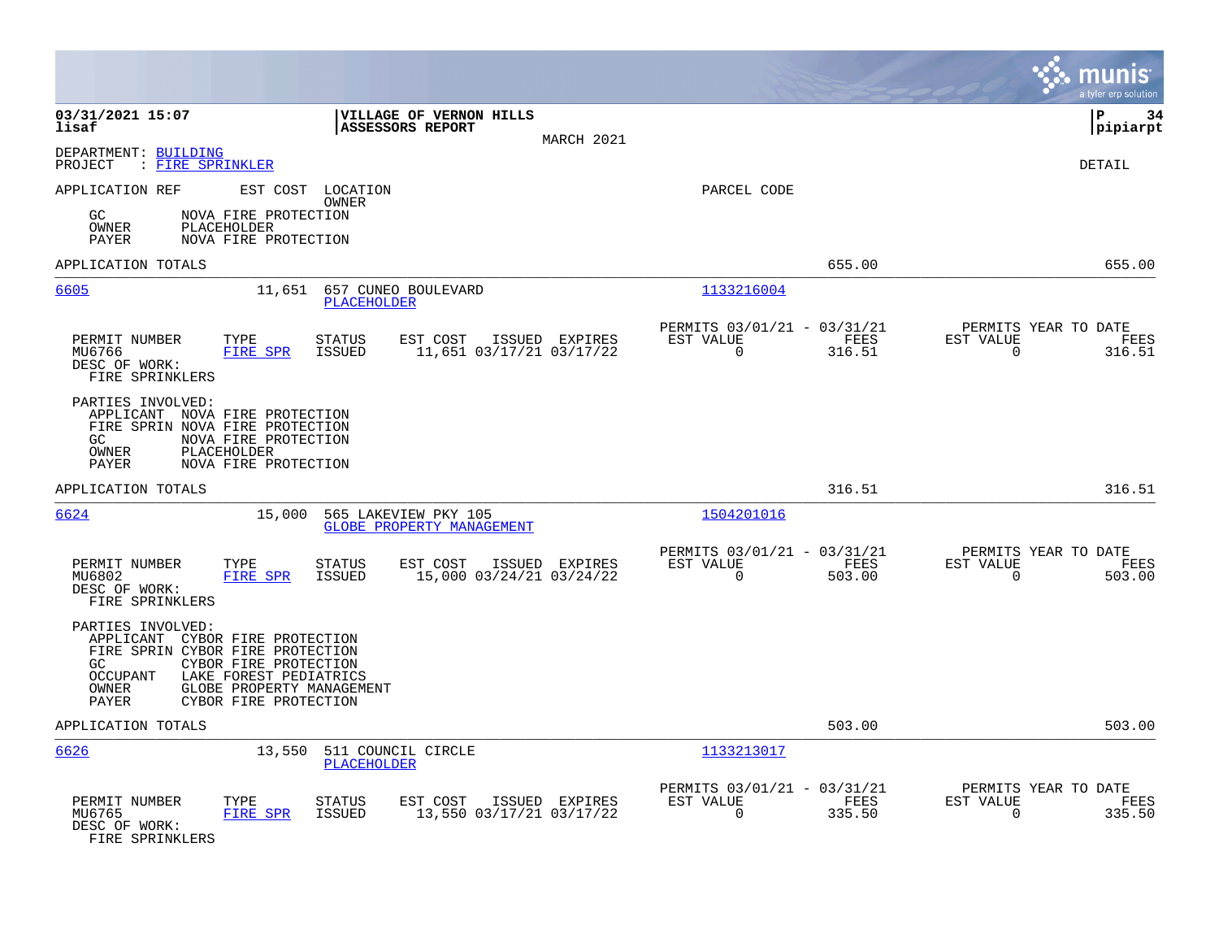**VILLAGE OF VERNON HILLS**
**ASSESSORS REPORT**
MARCH 2021

03/31/2021 15:07
lisaf

pipiarpt

DEPARTMENT: BUILDING
PROJECT : FIRE SPRINKLER

DETAIL

| APPLICATION REF | EST COST | LOCATION / OWNER | PARCEL CODE |
|---|---|---|---|

GC NOVA FIRE PROTECTION
OWNER PLACEHOLDER
PAYER NOVA FIRE PROTECTION

APPLICATION TOTALS — 655.00 — 655.00

---

**6605** — 11,651 — 657 CUNEO BOULEVARD — PLACEHOLDER — Parcel: 1133216004

| PERMIT NUMBER | TYPE | STATUS | EST COST | ISSUED | EXPIRES | PERMITS 03/01/21 - 03/31/21 EST VALUE | FEES | PERMITS YEAR TO DATE EST VALUE | FEES |
|---|---|---|---|---|---|---|---|---|---|
| MU6766 | FIRE SPR | ISSUED | 11,651 | 03/17/21 | 03/17/22 | 0 | 316.51 | 0 | 316.51 |

DESC OF WORK:
FIRE SPRINKLERS

PARTIES INVOLVED:
APPLICANT NOVA FIRE PROTECTION
FIRE SPRIN NOVA FIRE PROTECTION
GC NOVA FIRE PROTECTION
OWNER PLACEHOLDER
PAYER NOVA FIRE PROTECTION

APPLICATION TOTALS — 316.51 — 316.51

---

**6624** — 15,000 — 565 LAKEVIEW PKY 105 — GLOBE PROPERTY MANAGEMENT — Parcel: 1504201016

| PERMIT NUMBER | TYPE | STATUS | EST COST | ISSUED | EXPIRES | PERMITS 03/01/21 - 03/31/21 EST VALUE | FEES | PERMITS YEAR TO DATE EST VALUE | FEES |
|---|---|---|---|---|---|---|---|---|---|
| MU6802 | FIRE SPR | ISSUED | 15,000 | 03/24/21 | 03/24/22 | 0 | 503.00 | 0 | 503.00 |

DESC OF WORK:
FIRE SPRINKLERS

PARTIES INVOLVED:
APPLICANT CYBOR FIRE PROTECTION
FIRE SPRIN CYBOR FIRE PROTECTION
GC CYBOR FIRE PROTECTION
OCCUPANT LAKE FOREST PEDIATRICS
OWNER GLOBE PROPERTY MANAGEMENT
PAYER CYBOR FIRE PROTECTION

APPLICATION TOTALS — 503.00 — 503.00

---

**6626** — 13,550 — 511 COUNCIL CIRCLE — PLACEHOLDER — Parcel: 1133213017

| PERMIT NUMBER | TYPE | STATUS | EST COST | ISSUED | EXPIRES | PERMITS 03/01/21 - 03/31/21 EST VALUE | FEES | PERMITS YEAR TO DATE EST VALUE | FEES |
|---|---|---|---|---|---|---|---|---|---|
| MU6765 | FIRE SPR | ISSUED | 13,550 | 03/17/21 | 03/17/22 | 0 | 335.50 | 0 | 335.50 |

DESC OF WORK:
FIRE SPRINKLERS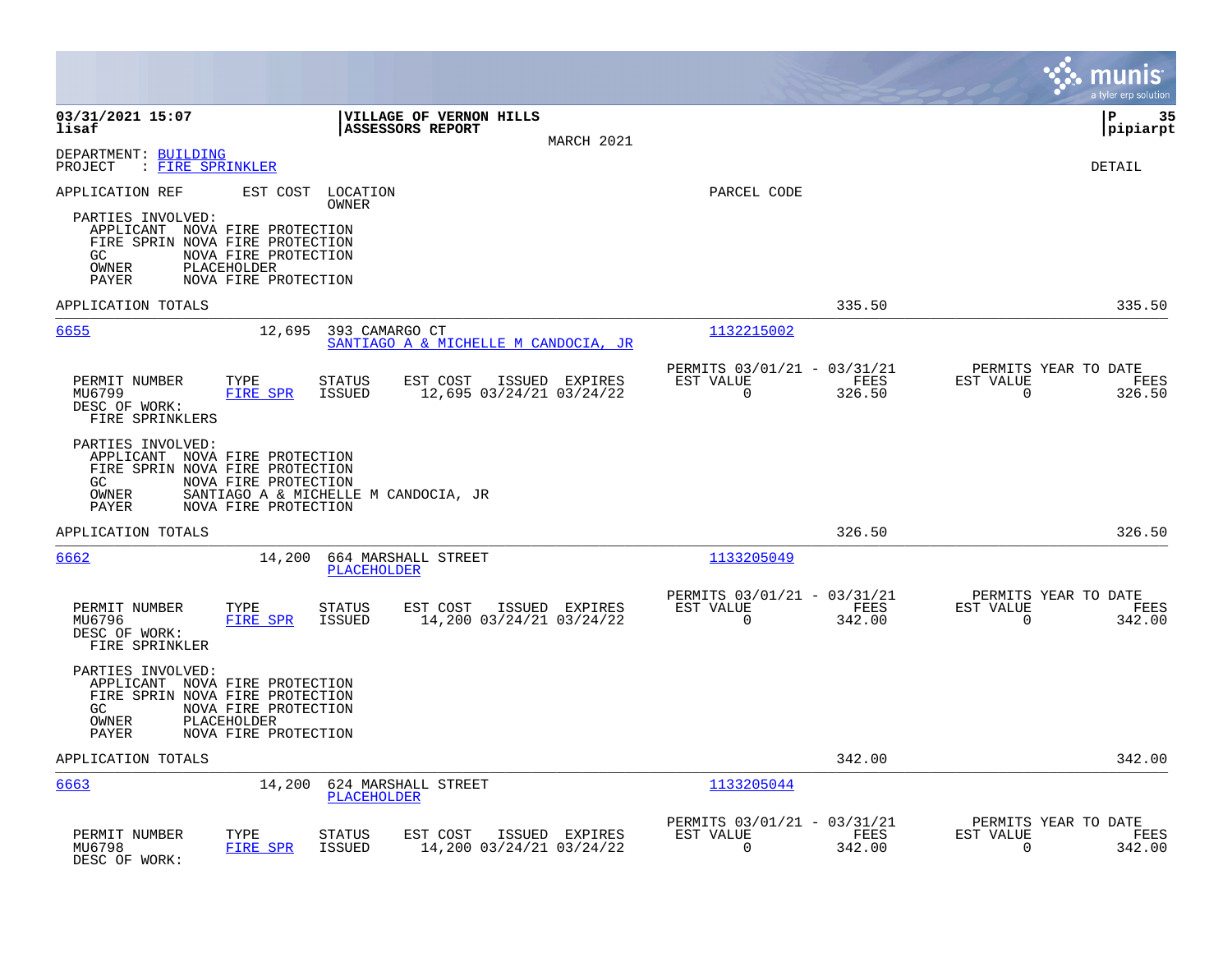03/31/2021 15:07
lisaf

**VILLAGE OF VERNON HILLS**
**ASSESSORS REPORT**

MARCH 2021

P 35
pipiarpt

DEPARTMENT: BUILDING
PROJECT : FIRE SPRINKLER

DETAIL

APPLICATION REF | EST COST | LOCATION / OWNER | PARCEL CODE

PARTIES INVOLVED:
- APPLICANT NOVA FIRE PROTECTION
- FIRE SPRIN NOVA FIRE PROTECTION
- GC NOVA FIRE PROTECTION
- OWNER PLACEHOLDER
- PAYER NOVA FIRE PROTECTION

APPLICATION TOTALS — 335.50 — 335.50

---

**6655** — 12,695 — 393 CAMARGO CT — SANTIAGO A & MICHELLE M CANDOCIA, JR — 1132215002

| PERMIT NUMBER | TYPE | STATUS | EST COST | ISSUED | EXPIRES | PERMITS 03/01/21 - 03/31/21 EST VALUE | FEES | PERMITS YEAR TO DATE EST VALUE | FEES |
|---|---|---|---|---|---|---|---|---|---|
| MU6799 | FIRE SPR | ISSUED | 12,695 | 03/24/21 | 03/24/22 | 0 | 326.50 | 0 | 326.50 |

DESC OF WORK:
FIRE SPRINKLERS

PARTIES INVOLVED:
- APPLICANT NOVA FIRE PROTECTION
- FIRE SPRIN NOVA FIRE PROTECTION
- GC NOVA FIRE PROTECTION
- OWNER SANTIAGO A & MICHELLE M CANDOCIA, JR
- PAYER NOVA FIRE PROTECTION

APPLICATION TOTALS — 326.50 — 326.50

---

**6662** — 14,200 — 664 MARSHALL STREET — PLACEHOLDER — 1133205049

| PERMIT NUMBER | TYPE | STATUS | EST COST | ISSUED | EXPIRES | PERMITS 03/01/21 - 03/31/21 EST VALUE | FEES | PERMITS YEAR TO DATE EST VALUE | FEES |
|---|---|---|---|---|---|---|---|---|---|
| MU6796 | FIRE SPR | ISSUED | 14,200 | 03/24/21 | 03/24/22 | 0 | 342.00 | 0 | 342.00 |

DESC OF WORK:
FIRE SPRINKLER

PARTIES INVOLVED:
- APPLICANT NOVA FIRE PROTECTION
- FIRE SPRIN NOVA FIRE PROTECTION
- GC NOVA FIRE PROTECTION
- OWNER PLACEHOLDER
- PAYER NOVA FIRE PROTECTION

APPLICATION TOTALS — 342.00 — 342.00

---

**6663** — 14,200 — 624 MARSHALL STREET — PLACEHOLDER — 1133205044

| PERMIT NUMBER | TYPE | STATUS | EST COST | ISSUED | EXPIRES | PERMITS 03/01/21 - 03/31/21 EST VALUE | FEES | PERMITS YEAR TO DATE EST VALUE | FEES |
|---|---|---|---|---|---|---|---|---|---|
| MU6798 | FIRE SPR | ISSUED | 14,200 | 03/24/21 | 03/24/22 | 0 | 342.00 | 0 | 342.00 |

DESC OF WORK: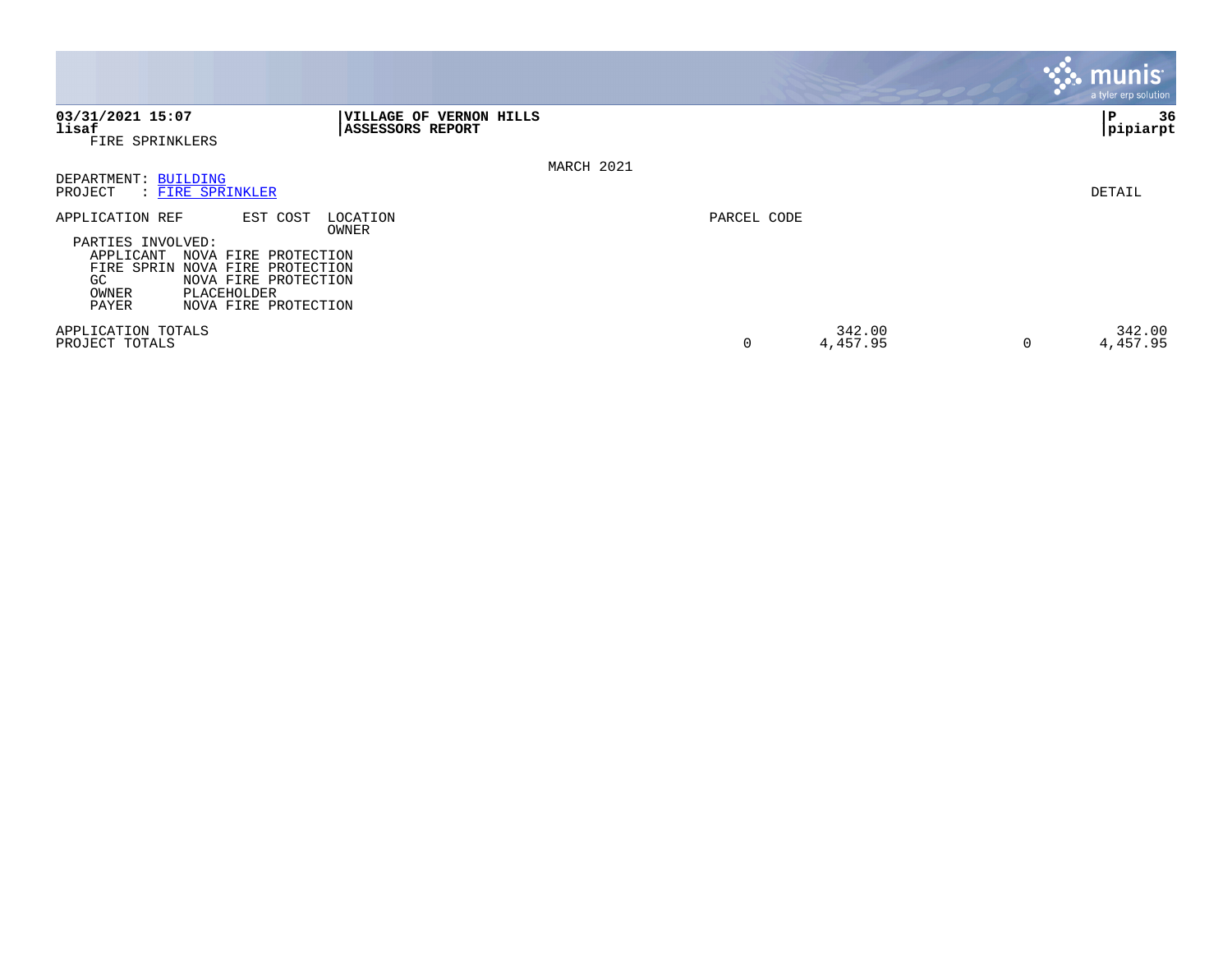03/31/2021 15:07
lisaf
FIRE SPRINKLERS

**VILLAGE OF VERNON HILLS**
**ASSESSORS REPORT**

pipiarpt

MARCH 2021

DEPARTMENT: BUILDING
PROJECT : FIRE SPRINKLER

DETAIL

| APPLICATION REF | EST COST | LOCATION / OWNER | PARCEL CODE | | | |
|---|---|---|---|---|---|---|
| PARTIES INVOLVED: | | | | | | |
| APPLICANT NOVA FIRE PROTECTION | | | | | | |
| FIRE SPRIN NOVA FIRE PROTECTION | | | | | | |
| GC NOVA FIRE PROTECTION | | | | | | |
| OWNER PLACEHOLDER | | | | | | |
| PAYER NOVA FIRE PROTECTION | | | | | | |
| APPLICATION TOTALS | | | | 342.00 | | 342.00 |
| PROJECT TOTALS | | | 0 | 4,457.95 | 0 | 4,457.95 |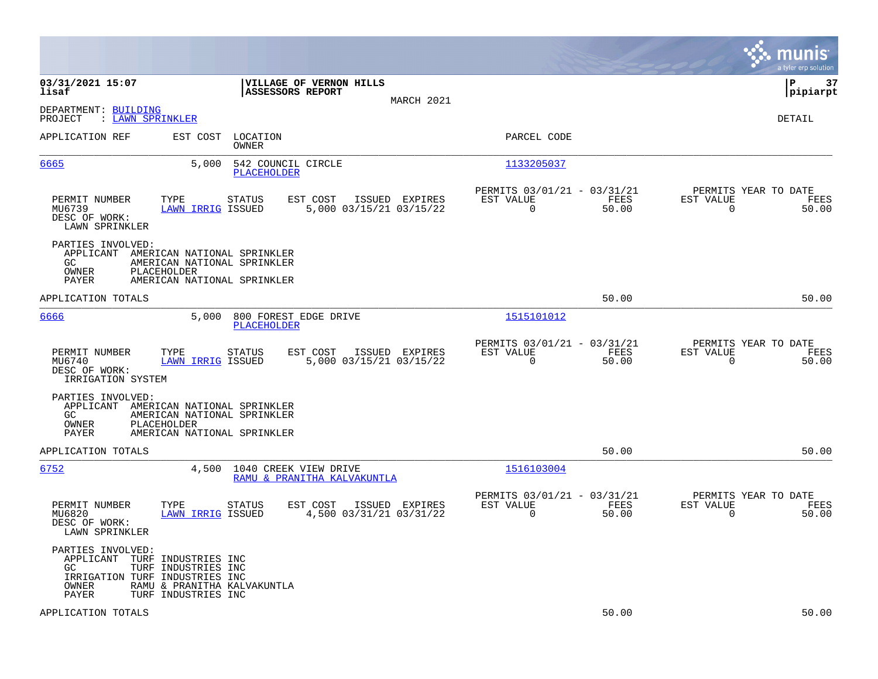**03/31/2021 15:07**
**lisaf**

**VILLAGE OF VERNON HILLS**
**ASSESSORS REPORT**

MARCH 2021

**P 37**
**pipiarpt**

DEPARTMENT: BUILDING
PROJECT : LAWN SPRINKLER

DETAIL

| APPLICATION REF | EST COST | LOCATION / OWNER | PARCEL CODE |
|---|---|---|---|
| 6665 | 5,000 | 542 COUNCIL CIRCLE / PLACEHOLDER | 1133205037 |

| PERMIT NUMBER | TYPE | STATUS | EST COST | ISSUED | EXPIRES | PERMITS 03/01/21 - 03/31/21 EST VALUE | FEES | PERMITS YEAR TO DATE EST VALUE | FEES |
|---|---|---|---|---|---|---|---|---|---|
| MU6739 | LAWN IRRIG | ISSUED | 5,000 | 03/15/21 | 03/15/22 | 0 | 50.00 | 0 | 50.00 |

DESC OF WORK:
LAWN SPRINKLER

PARTIES INVOLVED:
- APPLICANT AMERICAN NATIONAL SPRINKLER
- GC AMERICAN NATIONAL SPRINKLER
- OWNER PLACEHOLDER
- PAYER AMERICAN NATIONAL SPRINKLER

APPLICATION TOTALS 50.00 50.00

| APPLICATION REF | EST COST | LOCATION / OWNER | PARCEL CODE |
|---|---|---|---|
| 6666 | 5,000 | 800 FOREST EDGE DRIVE / PLACEHOLDER | 1515101012 |

| PERMIT NUMBER | TYPE | STATUS | EST COST | ISSUED | EXPIRES | PERMITS 03/01/21 - 03/31/21 EST VALUE | FEES | PERMITS YEAR TO DATE EST VALUE | FEES |
|---|---|---|---|---|---|---|---|---|---|
| MU6740 | LAWN IRRIG | ISSUED | 5,000 | 03/15/21 | 03/15/22 | 0 | 50.00 | 0 | 50.00 |

DESC OF WORK:
IRRIGATION SYSTEM

PARTIES INVOLVED:
- APPLICANT AMERICAN NATIONAL SPRINKLER
- GC AMERICAN NATIONAL SPRINKLER
- OWNER PLACEHOLDER
- PAYER AMERICAN NATIONAL SPRINKLER

APPLICATION TOTALS 50.00 50.00

| APPLICATION REF | EST COST | LOCATION / OWNER | PARCEL CODE |
|---|---|---|---|
| 6752 | 4,500 | 1040 CREEK VIEW DRIVE / RAMU & PRANITHA KALVAKUNTLA | 1516103004 |

| PERMIT NUMBER | TYPE | STATUS | EST COST | ISSUED | EXPIRES | PERMITS 03/01/21 - 03/31/21 EST VALUE | FEES | PERMITS YEAR TO DATE EST VALUE | FEES |
|---|---|---|---|---|---|---|---|---|---|
| MU6820 | LAWN IRRIG | ISSUED | 4,500 | 03/31/21 | 03/31/22 | 0 | 50.00 | 0 | 50.00 |

DESC OF WORK:
LAWN SPRINKLER

PARTIES INVOLVED:
- APPLICANT TURF INDUSTRIES INC
- GC TURF INDUSTRIES INC
- IRRIGATION TURF INDUSTRIES INC
- OWNER RAMU & PRANITHA KALVAKUNTLA
- PAYER TURF INDUSTRIES INC

APPLICATION TOTALS 50.00 50.00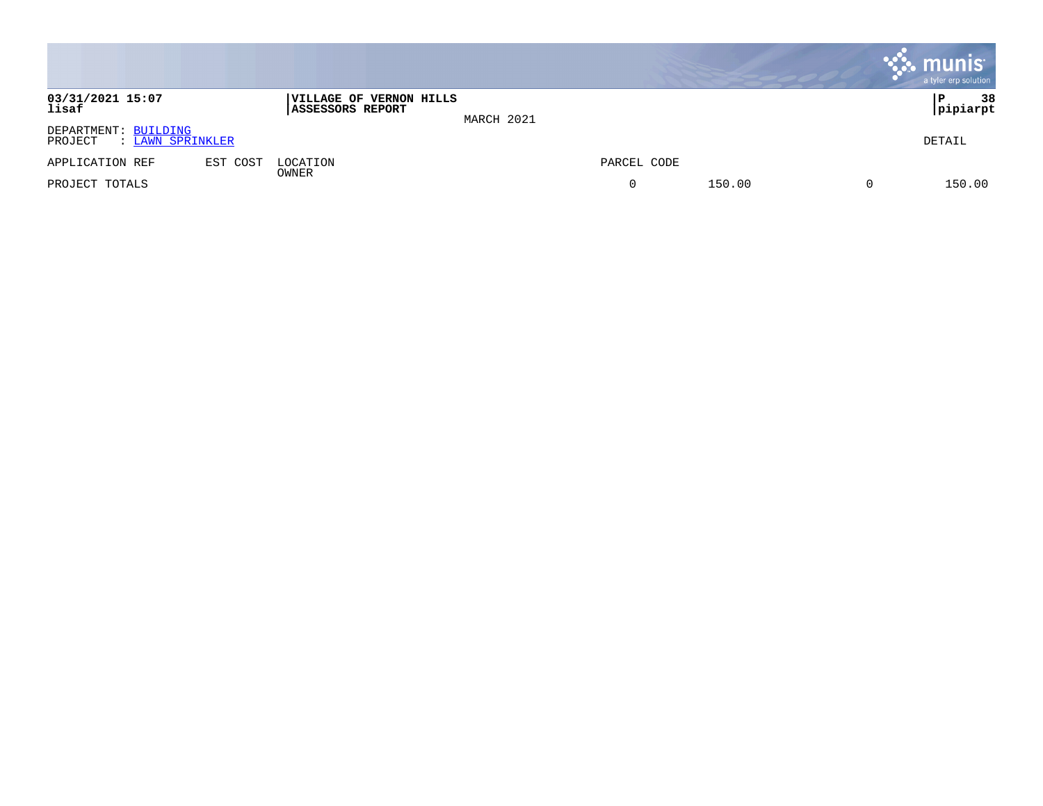**03/31/2021 15:07**
**lisaf**

**VILLAGE OF VERNON HILLS**
**ASSESSORS REPORT**

MARCH 2021

**pipiarpt**

DEPARTMENT: BUILDING
PROJECT : LAWN SPRINKLER

DETAIL

| APPLICATION REF | EST COST | LOCATION / OWNER | PARCEL CODE | | | |
|---|---|---|---|---|---|---|
| PROJECT TOTALS | | | 0 | 150.00 | 0 | 150.00 |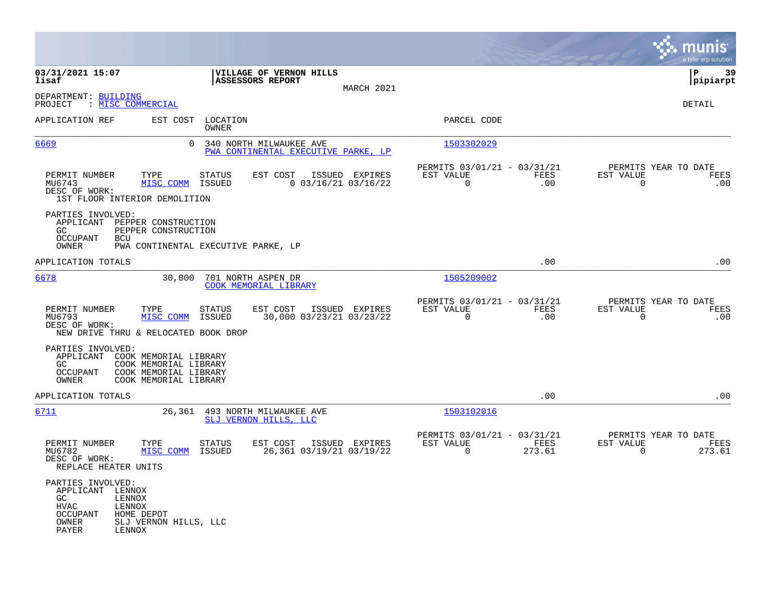03/31/2021 15:07
lisaf

**VILLAGE OF VERNON HILLS**
**ASSESSORS REPORT**

MARCH 2021

DEPARTMENT: BUILDING
PROJECT : MISC COMMERCIAL

DETAIL

| APPLICATION REF | EST COST | LOCATION / OWNER | PARCEL CODE |
|---|---|---|---|
| 6669 | 0 | 340 NORTH MILWAUKEE AVE / PWA CONTINENTAL EXECUTIVE PARKE, LP | 1503302029 |

| PERMIT NUMBER | TYPE | STATUS | EST COST | ISSUED | EXPIRES | PERMITS 03/01/21 - 03/31/21 EST VALUE | FEES | PERMITS YEAR TO DATE EST VALUE | FEES |
|---|---|---|---|---|---|---|---|---|---|
| MU6743 | MISC COMM | ISSUED | 0 | 03/16/21 | 03/16/22 | 0 | .00 | 0 | .00 |

DESC OF WORK:
1ST FLOOR INTERIOR DEMOLITION

PARTIES INVOLVED:
- APPLICANT PEPPER CONSTRUCTION
- GC PEPPER CONSTRUCTION
- OCCUPANT BCU
- OWNER PWA CONTINENTAL EXECUTIVE PARKE, LP

APPLICATION TOTALS .00 .00

| APPLICATION REF | EST COST | LOCATION / OWNER | PARCEL CODE |
|---|---|---|---|
| 6678 | 30,000 | 701 NORTH ASPEN DR / COOK MEMORIAL LIBRARY | 1505209002 |

| PERMIT NUMBER | TYPE | STATUS | EST COST | ISSUED | EXPIRES | PERMITS 03/01/21 - 03/31/21 EST VALUE | FEES | PERMITS YEAR TO DATE EST VALUE | FEES |
|---|---|---|---|---|---|---|---|---|---|
| MU6793 | MISC COMM | ISSUED | 30,000 | 03/23/21 | 03/23/22 | 0 | .00 | 0 | .00 |

DESC OF WORK:
NEW DRIVE THRU & RELOCATED BOOK DROP

PARTIES INVOLVED:
- APPLICANT COOK MEMORIAL LIBRARY
- GC COOK MEMORIAL LIBRARY
- OCCUPANT COOK MEMORIAL LIBRARY
- OWNER COOK MEMORIAL LIBRARY

APPLICATION TOTALS .00 .00

| APPLICATION REF | EST COST | LOCATION / OWNER | PARCEL CODE |
|---|---|---|---|
| 6711 | 26,361 | 493 NORTH MILWAUKEE AVE / SLJ VERNON HILLS, LLC | 1503102016 |

| PERMIT NUMBER | TYPE | STATUS | EST COST | ISSUED | EXPIRES | PERMITS 03/01/21 - 03/31/21 EST VALUE | FEES | PERMITS YEAR TO DATE EST VALUE | FEES |
|---|---|---|---|---|---|---|---|---|---|
| MU6782 | MISC COMM | ISSUED | 26,361 | 03/19/21 | 03/19/22 | 0 | 273.61 | 0 | 273.61 |

DESC OF WORK:
REPLACE HEATER UNITS

PARTIES INVOLVED:
- APPLICANT LENNOX
- GC LENNOX
- HVAC LENNOX
- OCCUPANT HOME DEPOT
- OWNER SLJ VERNON HILLS, LLC
- PAYER LENNOX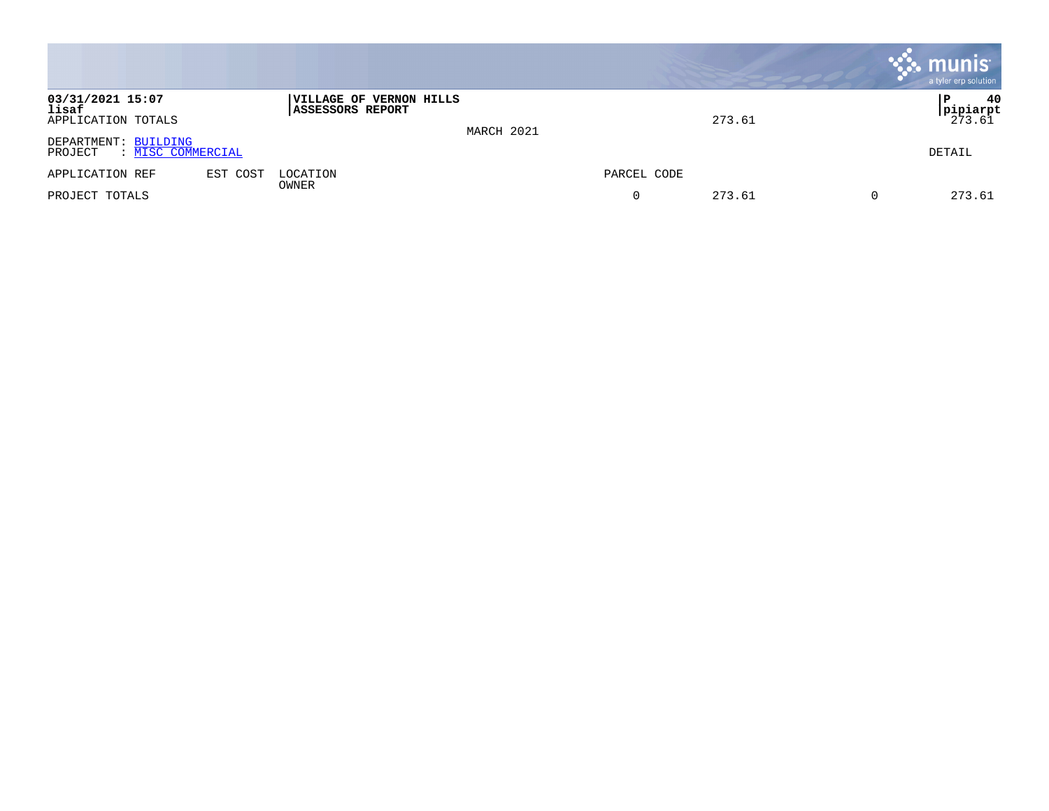**VILLAGE OF VERNON HILLS**
**ASSESSORS REPORT**

**03/31/2021 15:07**
**lisaf**

**P 40**
**pipiarpt**

APPLICATION TOTALS 273.61 273.61

MARCH 2021

DEPARTMENT: BUILDING
PROJECT : MISC COMMERCIAL

DETAIL

| APPLICATION REF | EST COST | LOCATION / OWNER | PARCEL CODE | | | |
|---|---|---|---|---|---|---|
| PROJECT TOTALS | | | 0 | 273.61 | 0 | 273.61 |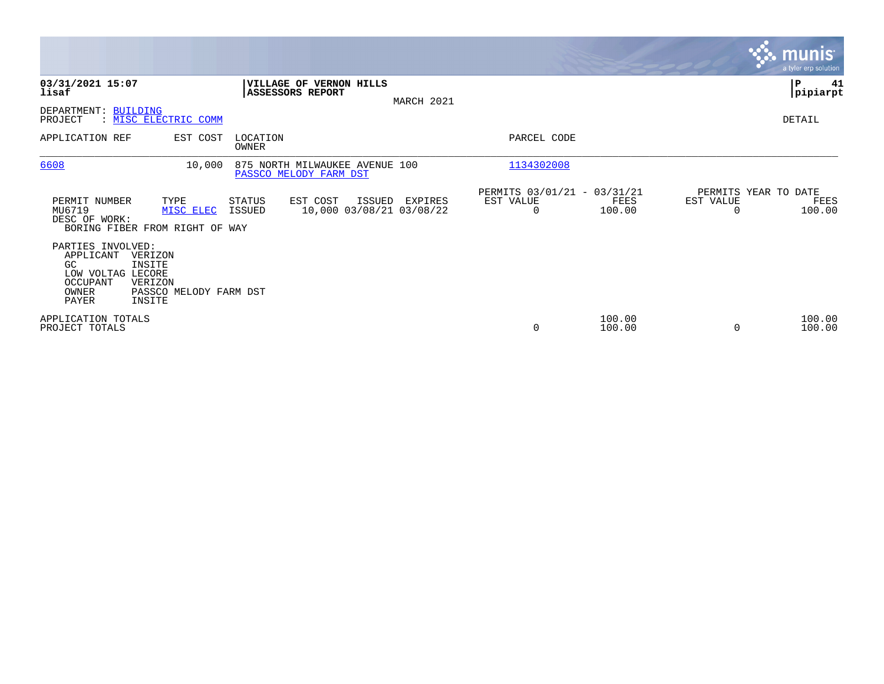**03/31/2021 15:07**
**lisaf**

**VILLAGE OF VERNON HILLS**
**ASSESSORS REPORT**

MARCH 2021

**P 41**
**pipiarpt**

DEPARTMENT: BUILDING
PROJECT : MISC ELECTRIC COMM

DETAIL

| APPLICATION REF | EST COST | LOCATION / OWNER | PARCEL CODE |
|---|---|---|---|
| 6608 | 10,000 | 875 NORTH MILWAUKEE AVENUE 100 / PASSCO MELODY FARM DST | 1134302008 |

| PERMIT NUMBER | TYPE | STATUS | EST COST | ISSUED | EXPIRES | PERMITS 03/01/21 - 03/31/21 EST VALUE | FEES | PERMITS YEAR TO DATE EST VALUE | FEES |
|---|---|---|---|---|---|---|---|---|---|
| MU6719 | MISC ELEC | ISSUED | 10,000 | 03/08/21 | 03/08/22 | 0 | 100.00 | 0 | 100.00 |

DESC OF WORK:
BORING FIBER FROM RIGHT OF WAY

PARTIES INVOLVED:

| | |
|---|---|
| APPLICANT | VERIZON |
| GC | INSITE |
| LOW VOLTAG | LECORE |
| OCCUPANT | VERIZON |
| OWNER | PASSCO MELODY FARM DST |
| PAYER | INSITE |

| | EST VALUE | FEES | EST VALUE | FEES |
|---|---|---|---|---|
| APPLICATION TOTALS | | 100.00 | | 100.00 |
| PROJECT TOTALS | 0 | 100.00 | 0 | 100.00 |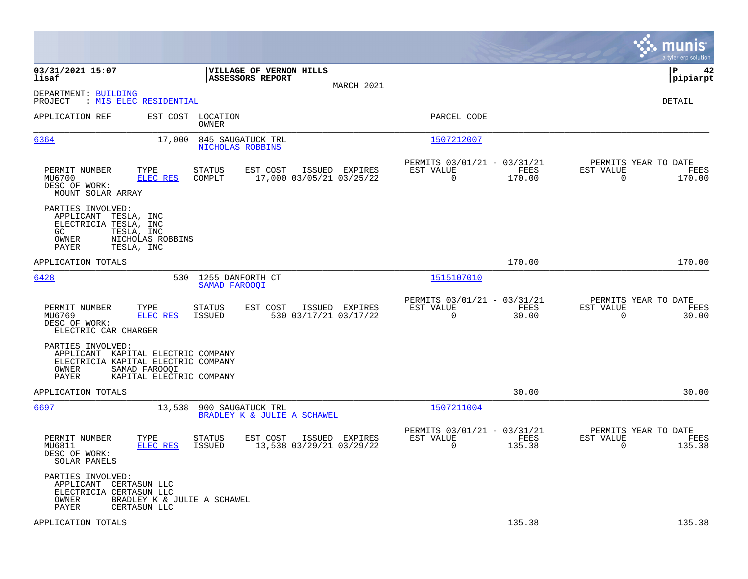**03/31/2021 15:07**
**lisaf**

**VILLAGE OF VERNON HILLS**
**ASSESSORS REPORT**

MARCH 2021

**P 42**
**pipiarpt**

DEPARTMENT: BUILDING
PROJECT : MIS ELEC RESIDENTIAL

DETAIL

| APPLICATION REF | EST COST | LOCATION / OWNER | PARCEL CODE |
|---|---|---|---|
| 6364 | 17,000 | 845 SAUGATUCK TRL / NICHOLAS ROBBINS | 1507212007 |

| PERMIT NUMBER | TYPE | STATUS | EST COST | ISSUED | EXPIRES | PERMITS 03/01/21 - 03/31/21 EST VALUE | FEES | PERMITS YEAR TO DATE EST VALUE | FEES |
|---|---|---|---|---|---|---|---|---|---|
| MU6700 | ELEC RES | COMPLT | 17,000 | 03/05/21 | 03/25/22 | 0 | 170.00 | 0 | 170.00 |

DESC OF WORK:
MOUNT SOLAR ARRAY

PARTIES INVOLVED:
- APPLICANT TESLA, INC
- ELECTRICIA TESLA, INC
- GC TESLA, INC
- OWNER NICHOLAS ROBBINS
- PAYER TESLA, INC

APPLICATION TOTALS: 170.00 | 170.00

| APPLICATION REF | EST COST | LOCATION / OWNER | PARCEL CODE |
|---|---|---|---|
| 6428 | 530 | 1255 DANFORTH CT / SAMAD FAROOQI | 1515107010 |

| PERMIT NUMBER | TYPE | STATUS | EST COST | ISSUED | EXPIRES | PERMITS 03/01/21 - 03/31/21 EST VALUE | FEES | PERMITS YEAR TO DATE EST VALUE | FEES |
|---|---|---|---|---|---|---|---|---|---|
| MU6769 | ELEC RES | ISSUED | 530 | 03/17/21 | 03/17/22 | 0 | 30.00 | 0 | 30.00 |

DESC OF WORK:
ELECTRIC CAR CHARGER

PARTIES INVOLVED:
- APPLICANT KAPITAL ELECTRIC COMPANY
- ELECTRICIA KAPITAL ELECTRIC COMPANY
- OWNER SAMAD FAROOQI
- PAYER KAPITAL ELECTRIC COMPANY

APPLICATION TOTALS: 30.00 | 30.00

| APPLICATION REF | EST COST | LOCATION / OWNER | PARCEL CODE |
|---|---|---|---|
| 6697 | 13,538 | 900 SAUGATUCK TRL / BRADLEY K & JULIE A SCHAWEL | 1507211004 |

| PERMIT NUMBER | TYPE | STATUS | EST COST | ISSUED | EXPIRES | PERMITS 03/01/21 - 03/31/21 EST VALUE | FEES | PERMITS YEAR TO DATE EST VALUE | FEES |
|---|---|---|---|---|---|---|---|---|---|
| MU6811 | ELEC RES | ISSUED | 13,538 | 03/29/21 | 03/29/22 | 0 | 135.38 | 0 | 135.38 |

DESC OF WORK:
SOLAR PANELS

PARTIES INVOLVED:
- APPLICANT CERTASUN LLC
- ELECTRICIA CERTASUN LLC
- OWNER BRADLEY K & JULIE A SCHAWEL
- PAYER CERTASUN LLC

APPLICATION TOTALS: 135.38 | 135.38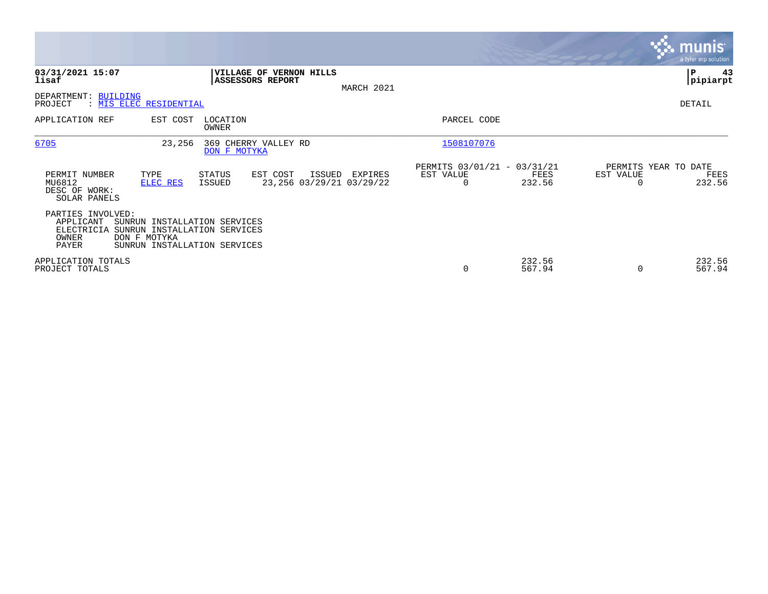**03/31/2021 15:07**
**lisaf**

**VILLAGE OF VERNON HILLS**
**ASSESSORS REPORT**

MARCH 2021

**P 43**
**pipiarpt**

DEPARTMENT: BUILDING
PROJECT : MIS ELEC RESIDENTIAL

DETAIL

| APPLICATION REF | EST COST | LOCATION / OWNER | PARCEL CODE |
|---|---|---|---|
| 6705 | 23,256 | 369 CHERRY VALLEY RD / DON F MOTYKA | 1508107076 |

| PERMIT NUMBER | TYPE | STATUS | EST COST | ISSUED | EXPIRES | PERMITS 03/01/21 - 03/31/21 EST VALUE | FEES | PERMITS YEAR TO DATE EST VALUE | FEES |
|---|---|---|---|---|---|---|---|---|---|
| MU6812 | ELEC RES | ISSUED | 23,256 | 03/29/21 | 03/29/22 | 0 | 232.56 | 0 | 232.56 |

DESC OF WORK:
SOLAR PANELS

PARTIES INVOLVED:
APPLICANT SUNRUN INSTALLATION SERVICES
ELECTRICIA SUNRUN INSTALLATION SERVICES
OWNER DON F MOTYKA
PAYER SUNRUN INSTALLATION SERVICES

| | EST VALUE | FEES | EST VALUE | FEES |
|---|---|---|---|---|
| APPLICATION TOTALS | | 232.56 | | 232.56 |
| PROJECT TOTALS | 0 | 567.94 | 0 | 567.94 |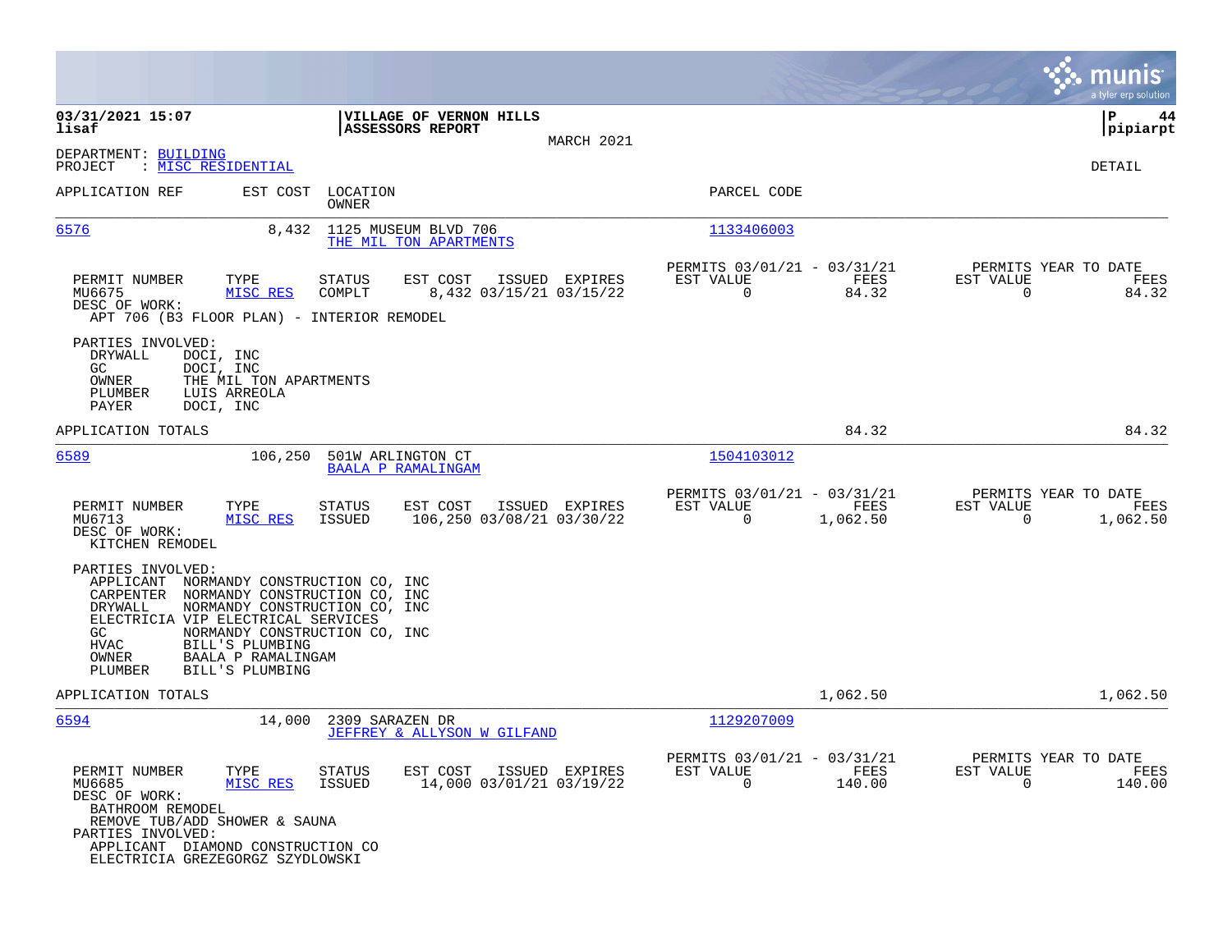03/31/2021 15:07
lisaf

**VILLAGE OF VERNON HILLS**
**ASSESSORS REPORT**
MARCH 2021

P 44
pipiarpt

DEPARTMENT: BUILDING
PROJECT : MISC RESIDENTIAL

DETAIL

| APPLICATION REF | EST COST | LOCATION / OWNER | PARCEL CODE |
|---|---|---|---|
| 6576 | 8,432 | 1125 MUSEUM BLVD 706 / THE MIL TON APARTMENTS | 1133406003 |

| PERMIT NUMBER | TYPE | STATUS | EST COST | ISSUED | EXPIRES | PERMITS 03/01/21 - 03/31/21 EST VALUE | FEES | PERMITS YEAR TO DATE EST VALUE | FEES |
|---|---|---|---|---|---|---|---|---|---|
| MU6675 | MISC RES | COMPLT | 8,432 | 03/15/21 | 03/15/22 | 0 | 84.32 | 0 | 84.32 |

DESC OF WORK:
APT 706 (B3 FLOOR PLAN) - INTERIOR REMODEL

PARTIES INVOLVED:
- DRYWALL DOCI, INC
- GC DOCI, INC
- OWNER THE MIL TON APARTMENTS
- PLUMBER LUIS ARREOLA
- PAYER DOCI, INC

APPLICATION TOTALS 84.32 84.32

| APPLICATION REF | EST COST | LOCATION / OWNER | PARCEL CODE |
|---|---|---|---|
| 6589 | 106,250 | 501W ARLINGTON CT / BAALA P RAMALINGAM | 1504103012 |

| PERMIT NUMBER | TYPE | STATUS | EST COST | ISSUED | EXPIRES | PERMITS 03/01/21 - 03/31/21 EST VALUE | FEES | PERMITS YEAR TO DATE EST VALUE | FEES |
|---|---|---|---|---|---|---|---|---|---|
| MU6713 | MISC RES | ISSUED | 106,250 | 03/08/21 | 03/30/22 | 0 | 1,062.50 | 0 | 1,062.50 |

DESC OF WORK:
KITCHEN REMODEL

PARTIES INVOLVED:
- APPLICANT NORMANDY CONSTRUCTION CO, INC
- CARPENTER NORMANDY CONSTRUCTION CO, INC
- DRYWALL NORMANDY CONSTRUCTION CO, INC
- ELECTRICIA VIP ELECTRICAL SERVICES
- GC NORMANDY CONSTRUCTION CO, INC
- HVAC BILL'S PLUMBING
- OWNER BAALA P RAMALINGAM
- PLUMBER BILL'S PLUMBING

APPLICATION TOTALS 1,062.50 1,062.50

| APPLICATION REF | EST COST | LOCATION / OWNER | PARCEL CODE |
|---|---|---|---|
| 6594 | 14,000 | 2309 SARAZEN DR / JEFFREY & ALLYSON W GILFAND | 1129207009 |

| PERMIT NUMBER | TYPE | STATUS | EST COST | ISSUED | EXPIRES | PERMITS 03/01/21 - 03/31/21 EST VALUE | FEES | PERMITS YEAR TO DATE EST VALUE | FEES |
|---|---|---|---|---|---|---|---|---|---|
| MU6685 | MISC RES | ISSUED | 14,000 | 03/01/21 | 03/19/22 | 0 | 140.00 | 0 | 140.00 |

DESC OF WORK:
BATHROOM REMODEL
REMOVE TUB/ADD SHOWER & SAUNA

PARTIES INVOLVED:
- APPLICANT DIAMOND CONSTRUCTION CO
- ELECTRICIA GREZEGORGZ SZYDLOWSKI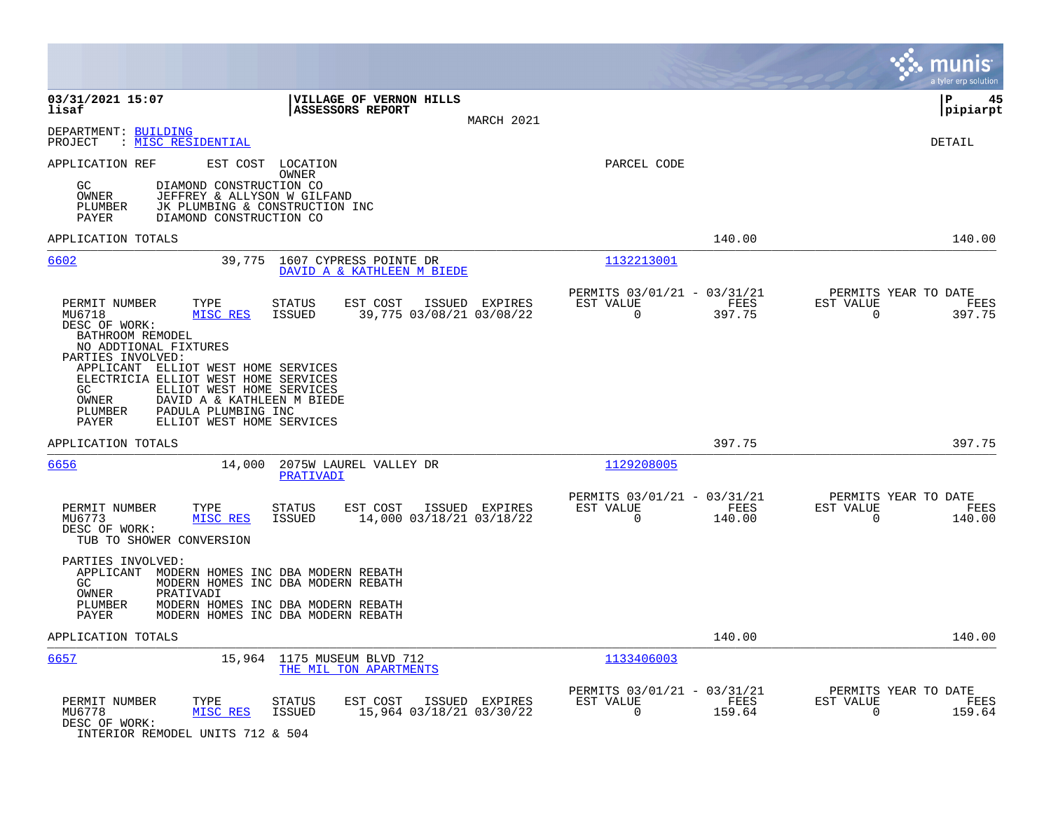**03/31/2021 15:07** | **VILLAGE OF VERNON HILLS** | **P 45**
**lisaf** | **ASSESSORS REPORT** | **pipiarpt**

MARCH 2021

DEPARTMENT: BUILDING
PROJECT : MISC RESIDENTIAL

DETAIL

APPLICATION REF EST COST LOCATION OWNER PARCEL CODE

GC DIAMOND CONSTRUCTION CO
OWNER JEFFREY & ALLYSON W GILFAND
PLUMBER JK PLUMBING & CONSTRUCTION INC
PAYER DIAMOND CONSTRUCTION CO

APPLICATION TOTALS 140.00 140.00

---

**6602** 39,775 1607 CYPRESS POINTE DR — DAVID A & KATHLEEN M BIEDE — 1132213001

| PERMIT NUMBER | TYPE | STATUS | EST COST | ISSUED | EXPIRES | PERMITS 03/01/21 - 03/31/21 EST VALUE | FEES | PERMITS YEAR TO DATE EST VALUE | FEES |
|---|---|---|---|---|---|---|---|---|---|
| MU6718 | MISC RES | ISSUED | 39,775 | 03/08/21 | 03/08/22 | 0 | 397.75 | 0 | 397.75 |

DESC OF WORK:
BATHROOM REMODEL
NO ADDTIONAL FIXTURES

PARTIES INVOLVED:
APPLICANT ELLIOT WEST HOME SERVICES
ELECTRICIA ELLIOT WEST HOME SERVICES
GC ELLIOT WEST HOME SERVICES
OWNER DAVID A & KATHLEEN M BIEDE
PLUMBER PADULA PLUMBING INC
PAYER ELLIOT WEST HOME SERVICES

APPLICATION TOTALS 397.75 397.75

---

**6656** 14,000 2075W LAUREL VALLEY DR — PRATIVADI — 1129208005

| PERMIT NUMBER | TYPE | STATUS | EST COST | ISSUED | EXPIRES | PERMITS 03/01/21 - 03/31/21 EST VALUE | FEES | PERMITS YEAR TO DATE EST VALUE | FEES |
|---|---|---|---|---|---|---|---|---|---|
| MU6773 | MISC RES | ISSUED | 14,000 | 03/18/21 | 03/18/22 | 0 | 140.00 | 0 | 140.00 |

DESC OF WORK:
TUB TO SHOWER CONVERSION

PARTIES INVOLVED:
APPLICANT MODERN HOMES INC DBA MODERN REBATH
GC MODERN HOMES INC DBA MODERN REBATH
OWNER PRATIVADI
PLUMBER MODERN HOMES INC DBA MODERN REBATH
PAYER MODERN HOMES INC DBA MODERN REBATH

APPLICATION TOTALS 140.00 140.00

---

**6657** 15,964 1175 MUSEUM BLVD 712 — THE MIL TON APARTMENTS — 1133406003

| PERMIT NUMBER | TYPE | STATUS | EST COST | ISSUED | EXPIRES | PERMITS 03/01/21 - 03/31/21 EST VALUE | FEES | PERMITS YEAR TO DATE EST VALUE | FEES |
|---|---|---|---|---|---|---|---|---|---|
| MU6778 | MISC RES | ISSUED | 15,964 | 03/18/21 | 03/30/22 | 0 | 159.64 | 0 | 159.64 |

DESC OF WORK:
INTERIOR REMODEL UNITS 712 & 504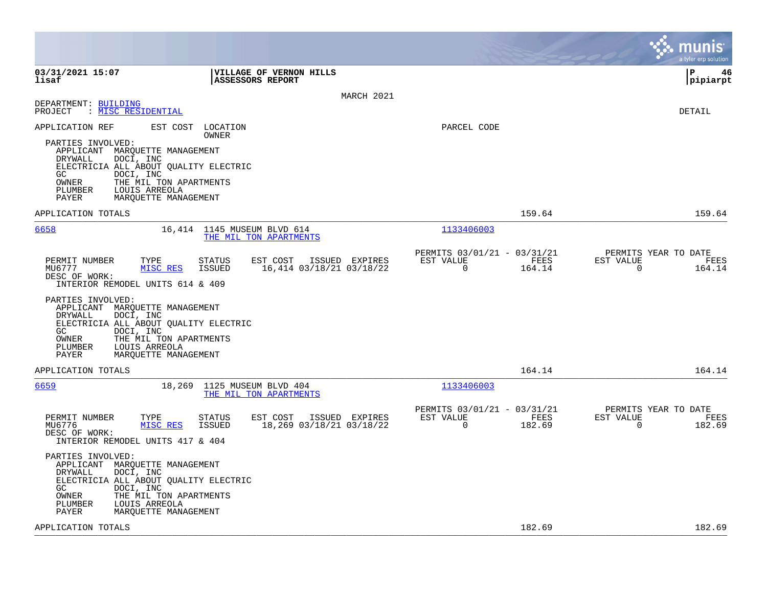**VILLAGE OF VERNON HILLS**
**ASSESSORS REPORT**

MARCH 2021

DEPARTMENT: BUILDING
PROJECT : MISC RESIDENTIAL

DETAIL

APPLICATION REF    EST COST    LOCATION    OWNER    PARCEL CODE

PARTIES INVOLVED:
- APPLICANT MARQUETTE MANAGEMENT
- DRYWALL DOCI, INC
- ELECTRICIA ALL ABOUT QUALITY ELECTRIC
- GC DOCI, INC
- OWNER THE MIL TON APARTMENTS
- PLUMBER LOUIS ARREOLA
- PAYER MARQUETTE MANAGEMENT

APPLICATION TOTALS 159.64 159.64

---

**6658** 16,414 1145 MUSEUM BLVD 614 — THE MIL TON APARTMENTS — Parcel 1133406003

| PERMIT NUMBER | TYPE | STATUS | EST COST | ISSUED | EXPIRES | PERMITS 03/01/21 - 03/31/21 EST VALUE | FEES | PERMITS YEAR TO DATE EST VALUE | FEES |
|---|---|---|---|---|---|---|---|---|---|
| MU6777 | MISC RES | ISSUED | 16,414 | 03/18/21 | 03/18/22 | 0 | 164.14 | 0 | 164.14 |

DESC OF WORK:
INTERIOR REMODEL UNITS 614 & 409

PARTIES INVOLVED:
- APPLICANT MARQUETTE MANAGEMENT
- DRYWALL DOCI, INC
- ELECTRICIA ALL ABOUT QUALITY ELECTRIC
- GC DOCI, INC
- OWNER THE MIL TON APARTMENTS
- PLUMBER LOUIS ARREOLA
- PAYER MARQUETTE MANAGEMENT

APPLICATION TOTALS 164.14 164.14

---

**6659** 18,269 1125 MUSEUM BLVD 404 — THE MIL TON APARTMENTS — Parcel 1133406003

| PERMIT NUMBER | TYPE | STATUS | EST COST | ISSUED | EXPIRES | PERMITS 03/01/21 - 03/31/21 EST VALUE | FEES | PERMITS YEAR TO DATE EST VALUE | FEES |
|---|---|---|---|---|---|---|---|---|---|
| MU6776 | MISC RES | ISSUED | 18,269 | 03/18/21 | 03/18/22 | 0 | 182.69 | 0 | 182.69 |

DESC OF WORK:
INTERIOR REMODEL UNITS 417 & 404

PARTIES INVOLVED:
- APPLICANT MARQUETTE MANAGEMENT
- DRYWALL DOCI, INC
- ELECTRICIA ALL ABOUT QUALITY ELECTRIC
- GC DOCI, INC
- OWNER THE MIL TON APARTMENTS
- PLUMBER LOUIS ARREOLA
- PAYER MARQUETTE MANAGEMENT

APPLICATION TOTALS 182.69 182.69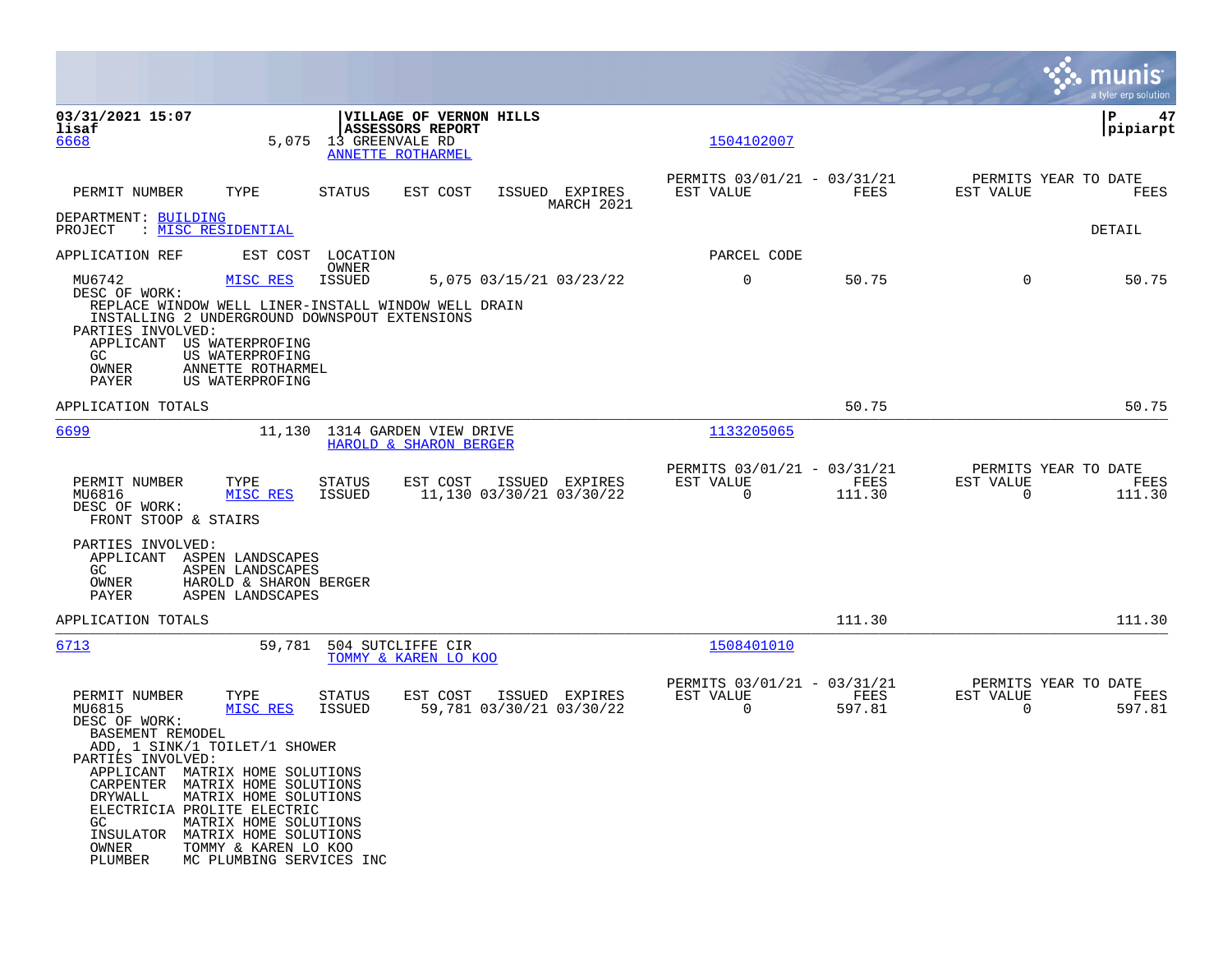03/31/2021 15:07
lisaf

**VILLAGE OF VERNON HILLS**
**ASSESSORS REPORT**

pipiarpt

6668 — 5,075 — 13 GREENVALE RD — ANNETTE ROTHARMEL — 1504102007

| PERMIT NUMBER | TYPE | STATUS | EST COST | ISSUED | EXPIRES | PERMITS 03/01/21 - 03/31/21 EST VALUE | FEES | PERMITS YEAR TO DATE EST VALUE | FEES |
|---|---|---|---|---|---|---|---|---|---|
| | | | | | MARCH 2021 | | | | |

DEPARTMENT: BUILDING
PROJECT : MISC RESIDENTIAL

DETAIL

| APPLICATION REF | EST COST | LOCATION / OWNER | | | | PARCEL CODE | | | |
|---|---|---|---|---|---|---|---|---|---|
| MU6742 | MISC RES | ISSUED | 5,075 | 03/15/21 | 03/23/22 | 0 | 50.75 | 0 | 50.75 |

DESC OF WORK:
REPLACE WINDOW WELL LINER-INSTALL WINDOW WELL DRAIN
INSTALLING 2 UNDERGROUND DOWNSPOUT EXTENSIONS

PARTIES INVOLVED:
- APPLICANT US WATERPROFING
- GC US WATERPROFING
- OWNER ANNETTE ROTHARMEL
- PAYER US WATERPROFING

APPLICATION TOTALS — 50.75 — 50.75

---

6699 — 11,130 — 1314 GARDEN VIEW DRIVE — HAROLD & SHARON BERGER — 1133205065

| PERMIT NUMBER | TYPE | STATUS | EST COST | ISSUED | EXPIRES | PERMITS 03/01/21 - 03/31/21 EST VALUE | FEES | PERMITS YEAR TO DATE EST VALUE | FEES |
|---|---|---|---|---|---|---|---|---|---|
| MU6816 | MISC RES | ISSUED | 11,130 | 03/30/21 | 03/30/22 | 0 | 111.30 | 0 | 111.30 |

DESC OF WORK:
FRONT STOOP & STAIRS

PARTIES INVOLVED:
- APPLICANT ASPEN LANDSCAPES
- GC ASPEN LANDSCAPES
- OWNER HAROLD & SHARON BERGER
- PAYER ASPEN LANDSCAPES

APPLICATION TOTALS — 111.30 — 111.30

---

6713 — 59,781 — 504 SUTCLIFFE CIR — TOMMY & KAREN LO KOO — 1508401010

| PERMIT NUMBER | TYPE | STATUS | EST COST | ISSUED | EXPIRES | PERMITS 03/01/21 - 03/31/21 EST VALUE | FEES | PERMITS YEAR TO DATE EST VALUE | FEES |
|---|---|---|---|---|---|---|---|---|---|
| MU6815 | MISC RES | ISSUED | 59,781 | 03/30/21 | 03/30/22 | 0 | 597.81 | 0 | 597.81 |

DESC OF WORK:
BASEMENT REMODEL
ADD, 1 SINK/1 TOILET/1 SHOWER

PARTIES INVOLVED:
- APPLICANT MATRIX HOME SOLUTIONS
- CARPENTER MATRIX HOME SOLUTIONS
- DRYWALL MATRIX HOME SOLUTIONS
- ELECTRICIA PROLITE ELECTRIC
- GC MATRIX HOME SOLUTIONS
- INSULATOR MATRIX HOME SOLUTIONS
- OWNER TOMMY & KAREN LO KOO
- PLUMBER MC PLUMBING SERVICES INC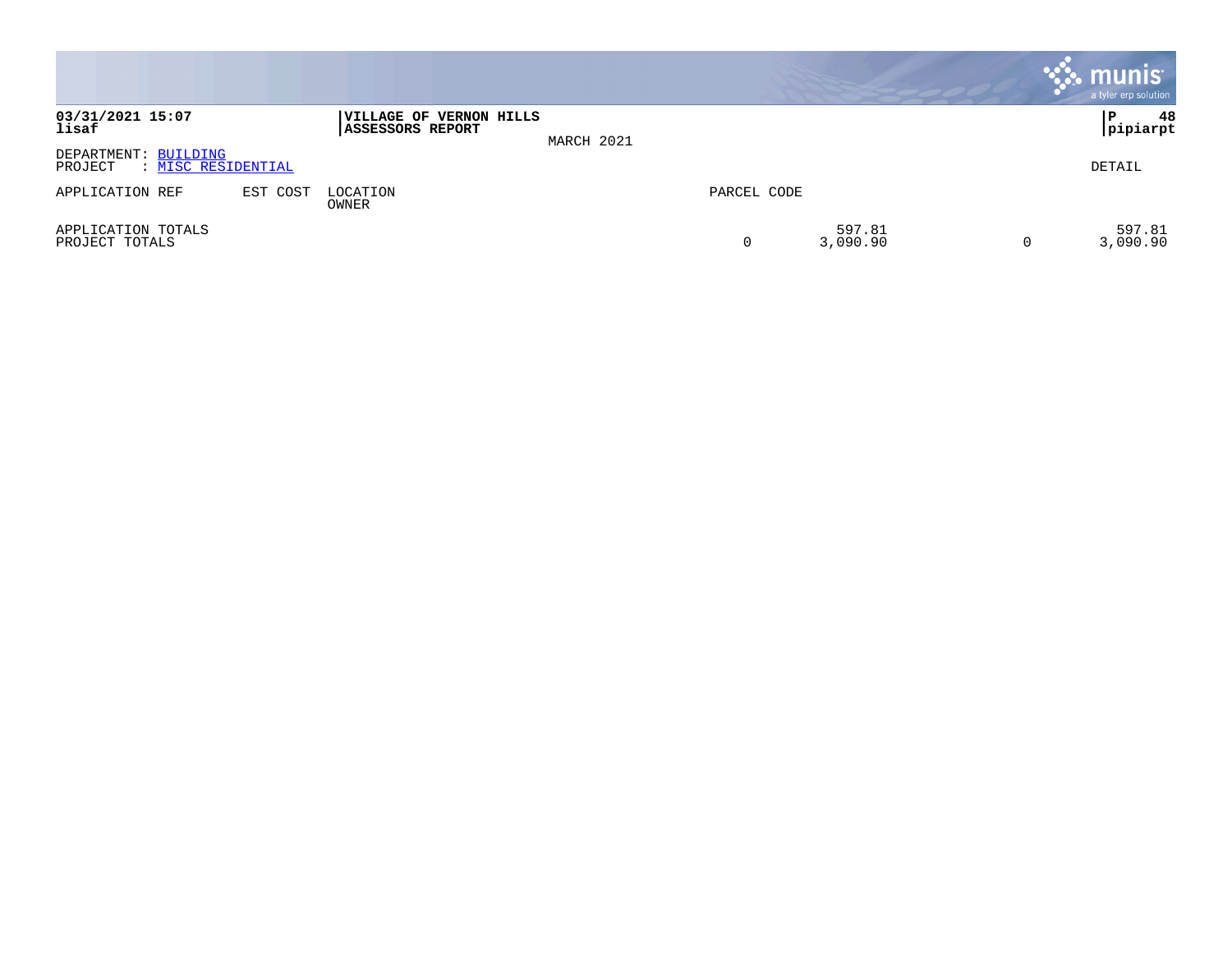**03/31/2021 15:07**
**lisaf**

**VILLAGE OF VERNON HILLS**
**ASSESSORS REPORT**

MARCH 2021

**P 48**
**pipiarpt**

DEPARTMENT: BUILDING
PROJECT : MISC RESIDENTIAL

DETAIL

| APPLICATION REF | EST COST | LOCATION<br>OWNER | PARCEL CODE | | | |
|---|---|---|---|---|---|---|
| APPLICATION TOTALS | | | | 597.81 | | 597.81 |
| PROJECT TOTALS | | | 0 | 3,090.90 | 0 | 3,090.90 |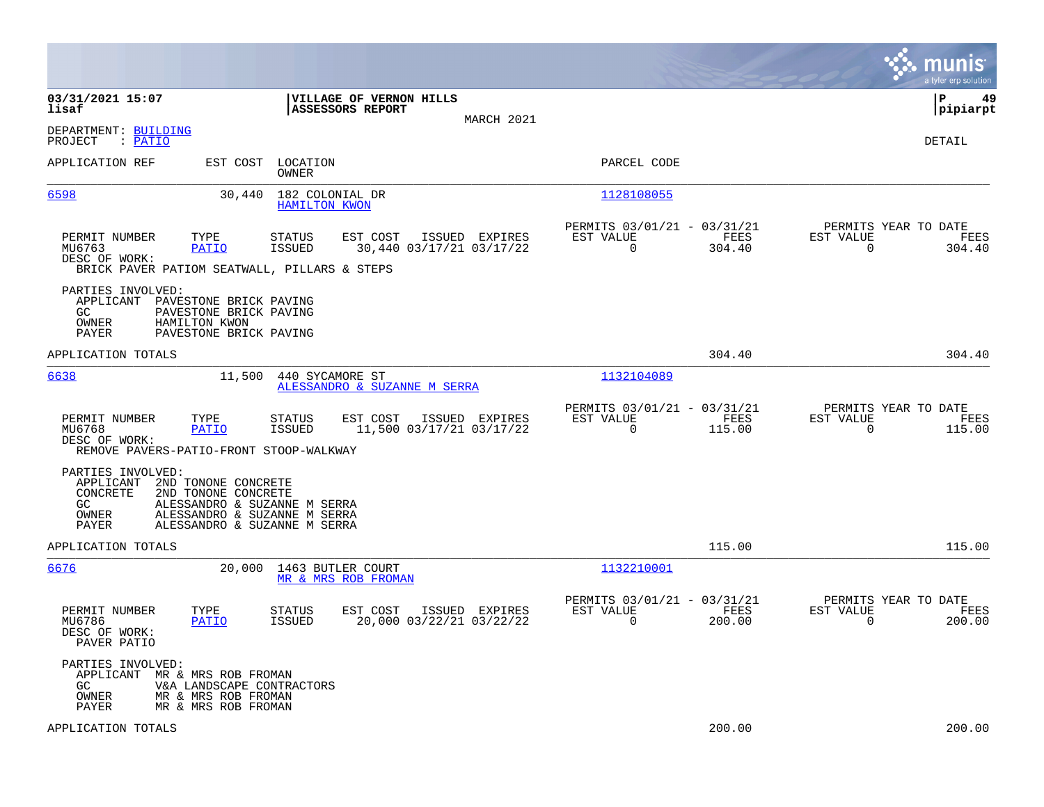**03/31/2021 15:07** | **VILLAGE OF VERNON HILLS** | **P 49**
**lisaf** | **ASSESSORS REPORT** | **pipiarpt**

MARCH 2021

DEPARTMENT: BUILDING
PROJECT : PATIO

DETAIL

| APPLICATION REF | EST COST | LOCATION / OWNER | PARCEL CODE |
|---|---|---|---|
| 6598 | 30,440 | 182 COLONIAL DR / HAMILTON KWON | 1128108055 |

| PERMIT NUMBER | TYPE | STATUS | EST COST | ISSUED | EXPIRES | PERMITS 03/01/21 - 03/31/21 EST VALUE | FEES | PERMITS YEAR TO DATE EST VALUE | FEES |
|---|---|---|---|---|---|---|---|---|---|
| MU6763 | PATIO | ISSUED | 30,440 | 03/17/21 | 03/17/22 | 0 | 304.40 | 0 | 304.40 |

DESC OF WORK:
BRICK PAVER PATIOM SEATWALL, PILLARS & STEPS

PARTIES INVOLVED:
- APPLICANT PAVESTONE BRICK PAVING
- GC PAVESTONE BRICK PAVING
- OWNER HAMILTON KWON
- PAYER PAVESTONE BRICK PAVING

APPLICATION TOTALS 304.40 304.40

| APPLICATION REF | EST COST | LOCATION / OWNER | PARCEL CODE |
|---|---|---|---|
| 6638 | 11,500 | 440 SYCAMORE ST / ALESSANDRO & SUZANNE M SERRA | 1132104089 |

| PERMIT NUMBER | TYPE | STATUS | EST COST | ISSUED | EXPIRES | PERMITS 03/01/21 - 03/31/21 EST VALUE | FEES | PERMITS YEAR TO DATE EST VALUE | FEES |
|---|---|---|---|---|---|---|---|---|---|
| MU6768 | PATIO | ISSUED | 11,500 | 03/17/21 | 03/17/22 | 0 | 115.00 | 0 | 115.00 |

DESC OF WORK:
REMOVE PAVERS-PATIO-FRONT STOOP-WALKWAY

PARTIES INVOLVED:
- APPLICANT 2ND TONONE CONCRETE
- CONCRETE 2ND TONONE CONCRETE
- GC ALESSANDRO & SUZANNE M SERRA
- OWNER ALESSANDRO & SUZANNE M SERRA
- PAYER ALESSANDRO & SUZANNE M SERRA

APPLICATION TOTALS 115.00 115.00

| APPLICATION REF | EST COST | LOCATION / OWNER | PARCEL CODE |
|---|---|---|---|
| 6676 | 20,000 | 1463 BUTLER COURT / MR & MRS ROB FROMAN | 1132210001 |

| PERMIT NUMBER | TYPE | STATUS | EST COST | ISSUED | EXPIRES | PERMITS 03/01/21 - 03/31/21 EST VALUE | FEES | PERMITS YEAR TO DATE EST VALUE | FEES |
|---|---|---|---|---|---|---|---|---|---|
| MU6786 | PATIO | ISSUED | 20,000 | 03/22/21 | 03/22/22 | 0 | 200.00 | 0 | 200.00 |

DESC OF WORK:
PAVER PATIO

PARTIES INVOLVED:
- APPLICANT MR & MRS ROB FROMAN
- GC V&A LANDSCAPE CONTRACTORS
- OWNER MR & MRS ROB FROMAN
- PAYER MR & MRS ROB FROMAN

APPLICATION TOTALS 200.00 200.00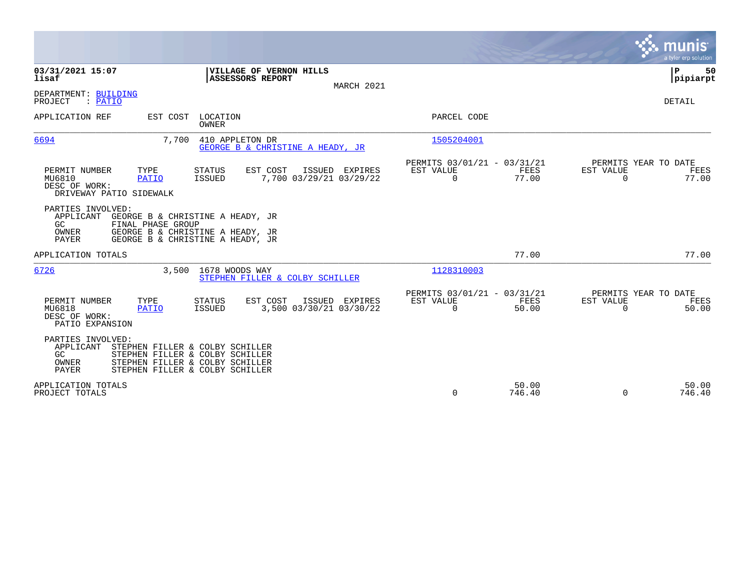**03/31/2021 15:07**
**lisaf**

**VILLAGE OF VERNON HILLS**
**ASSESSORS REPORT**
MARCH 2021

**pipiarpt**

DEPARTMENT: BUILDING
PROJECT : PATIO

DETAIL

| APPLICATION REF | EST COST | LOCATION / OWNER | PARCEL CODE |
|---|---|---|---|
| 6694 | 7,700 | 410 APPLETON DR / GEORGE B & CHRISTINE A HEADY, JR | 1505204001 |

| PERMIT NUMBER | TYPE | STATUS | EST COST | ISSUED | EXPIRES | PERMITS 03/01/21 - 03/31/21 EST VALUE | FEES | PERMITS YEAR TO DATE EST VALUE | FEES |
|---|---|---|---|---|---|---|---|---|---|
| MU6810 | PATIO | ISSUED | 7,700 | 03/29/21 | 03/29/22 | 0 | 77.00 | 0 | 77.00 |

DESC OF WORK:
DRIVEWAY PATIO SIDEWALK

PARTIES INVOLVED:
- APPLICANT GEORGE B & CHRISTINE A HEADY, JR
- GC FINAL PHASE GROUP
- OWNER GEORGE B & CHRISTINE A HEADY, JR
- PAYER GEORGE B & CHRISTINE A HEADY, JR

APPLICATION TOTALS — 77.00 — 77.00

| APPLICATION REF | EST COST | LOCATION / OWNER | PARCEL CODE |
|---|---|---|---|
| 6726 | 3,500 | 1678 WOODS WAY / STEPHEN FILLER & COLBY SCHILLER | 1128310003 |

| PERMIT NUMBER | TYPE | STATUS | EST COST | ISSUED | EXPIRES | PERMITS 03/01/21 - 03/31/21 EST VALUE | FEES | PERMITS YEAR TO DATE EST VALUE | FEES |
|---|---|---|---|---|---|---|---|---|---|
| MU6818 | PATIO | ISSUED | 3,500 | 03/30/21 | 03/30/22 | 0 | 50.00 | 0 | 50.00 |

DESC OF WORK:
PATIO EXPANSION

PARTIES INVOLVED:
- APPLICANT STEPHEN FILLER & COLBY SCHILLER
- GC STEPHEN FILLER & COLBY SCHILLER
- OWNER STEPHEN FILLER & COLBY SCHILLER
- PAYER STEPHEN FILLER & COLBY SCHILLER

| | EST VALUE | FEES | EST VALUE | FEES |
|---|---|---|---|---|
| APPLICATION TOTALS | | 50.00 | | 50.00 |
| PROJECT TOTALS | 0 | 746.40 | 0 | 746.40 |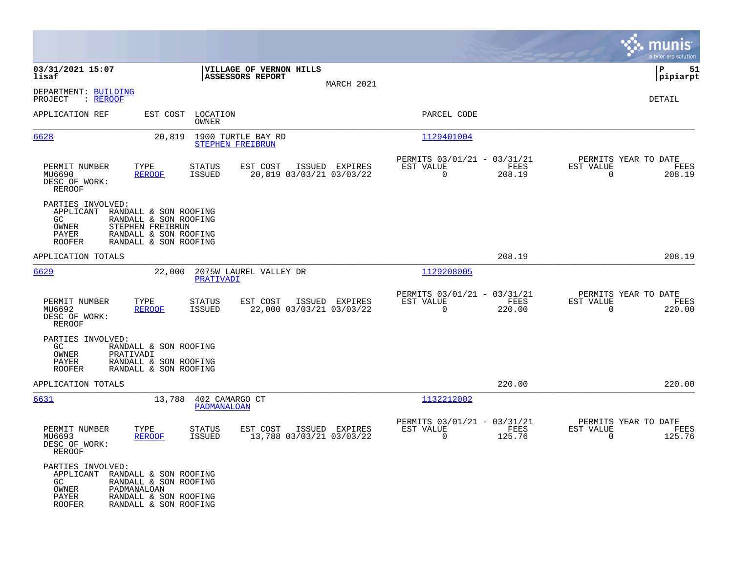03/31/2021 15:07
lisaf

**VILLAGE OF VERNON HILLS**
**ASSESSORS REPORT**

MARCH 2021

P 51
pipiarpt

DEPARTMENT: BUILDING
PROJECT : REROOF

DETAIL

| APPLICATION REF | EST COST | LOCATION / OWNER | PARCEL CODE |
|---|---|---|---|
| 6628 | 20,819 | 1900 TURTLE BAY RD / STEPHEN FREIBRUN | 1129401004 |

| PERMIT NUMBER | TYPE | STATUS | EST COST | ISSUED | EXPIRES | PERMITS 03/01/21 - 03/31/21 EST VALUE | FEES | PERMITS YEAR TO DATE EST VALUE | FEES |
|---|---|---|---|---|---|---|---|---|---|
| MU6690 | REROOF | ISSUED | 20,819 | 03/03/21 | 03/03/22 | 0 | 208.19 | 0 | 208.19 |

DESC OF WORK:
REROOF

PARTIES INVOLVED:
- APPLICANT RANDALL & SON ROOFING
- GC RANDALL & SON ROOFING
- OWNER STEPHEN FREIBRUN
- PAYER RANDALL & SON ROOFING
- ROOFER RANDALL & SON ROOFING

APPLICATION TOTALS 208.19 208.19

| APPLICATION REF | EST COST | LOCATION / OWNER | PARCEL CODE |
|---|---|---|---|
| 6629 | 22,000 | 2075W LAUREL VALLEY DR / PRATIVADI | 1129208005 |

| PERMIT NUMBER | TYPE | STATUS | EST COST | ISSUED | EXPIRES | PERMITS 03/01/21 - 03/31/21 EST VALUE | FEES | PERMITS YEAR TO DATE EST VALUE | FEES |
|---|---|---|---|---|---|---|---|---|---|
| MU6692 | REROOF | ISSUED | 22,000 | 03/03/21 | 03/03/22 | 0 | 220.00 | 0 | 220.00 |

DESC OF WORK:
REROOF

PARTIES INVOLVED:
- GC RANDALL & SON ROOFING
- OWNER PRATIVADI
- PAYER RANDALL & SON ROOFING
- ROOFER RANDALL & SON ROOFING

APPLICATION TOTALS 220.00 220.00

| APPLICATION REF | EST COST | LOCATION / OWNER | PARCEL CODE |
|---|---|---|---|
| 6631 | 13,788 | 402 CAMARGO CT / PADMANALOAN | 1132212002 |

| PERMIT NUMBER | TYPE | STATUS | EST COST | ISSUED | EXPIRES | PERMITS 03/01/21 - 03/31/21 EST VALUE | FEES | PERMITS YEAR TO DATE EST VALUE | FEES |
|---|---|---|---|---|---|---|---|---|---|
| MU6693 | REROOF | ISSUED | 13,788 | 03/03/21 | 03/03/22 | 0 | 125.76 | 0 | 125.76 |

DESC OF WORK:
REROOF

PARTIES INVOLVED:
- APPLICANT RANDALL & SON ROOFING
- GC RANDALL & SON ROOFING
- OWNER PADMANALOAN
- PAYER RANDALL & SON ROOFING
- ROOFER RANDALL & SON ROOFING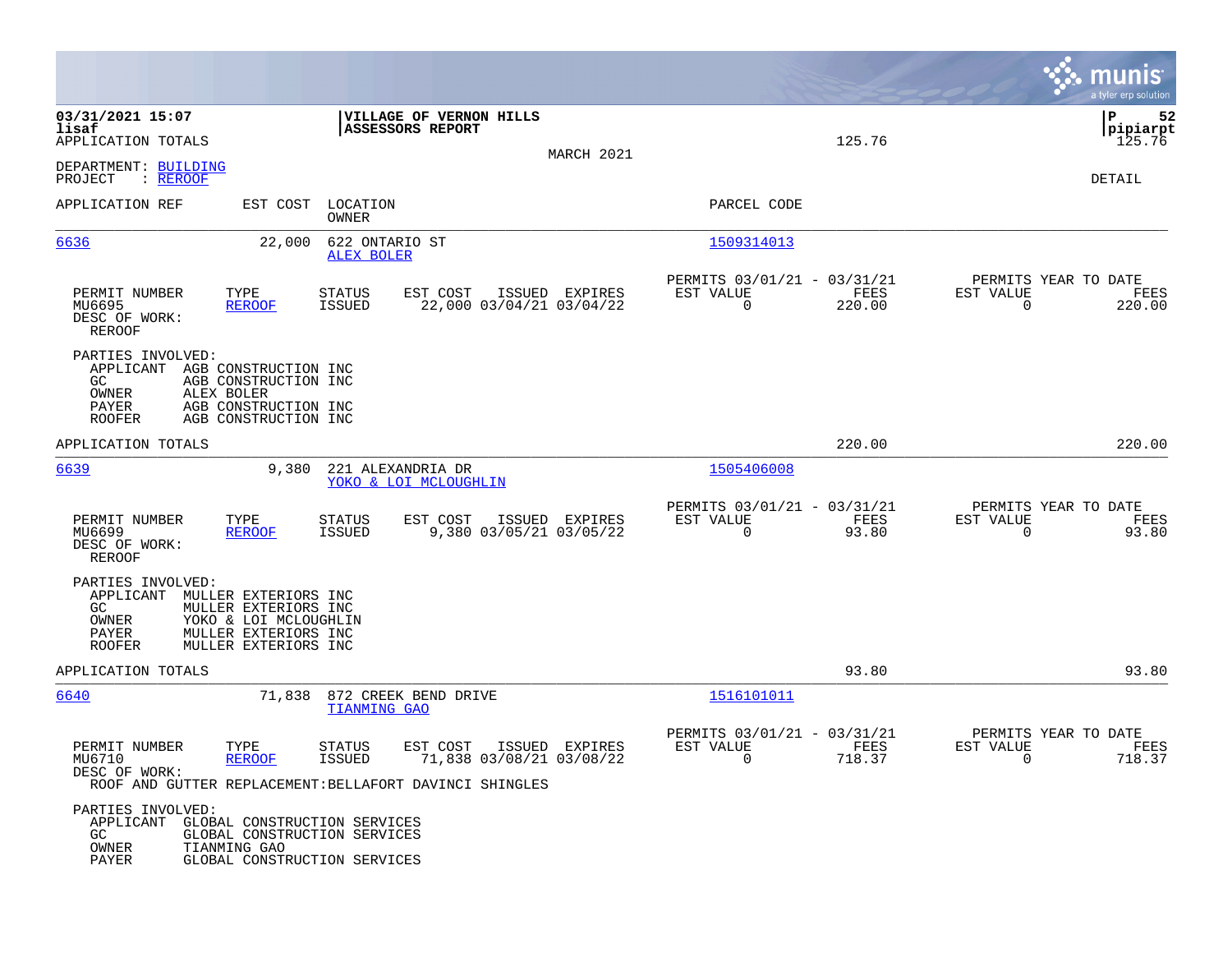**03/31/2021 15:07**
**lisaf**
APPLICATION TOTALS

**VILLAGE OF VERNON HILLS**
**ASSESSORS REPORT**

MARCH 2021

125.76

**pipiarpt**
125.76

DEPARTMENT: BUILDING
PROJECT : REROOF

DETAIL

| APPLICATION REF | EST COST | LOCATION / OWNER | PARCEL CODE |
|---|---|---|---|
| 6636 | 22,000 | 622 ONTARIO ST / ALEX BOLER | 1509314013 |

| PERMIT NUMBER | TYPE | STATUS | EST COST | ISSUED | EXPIRES | PERMITS 03/01/21 - 03/31/21 EST VALUE | FEES | PERMITS YEAR TO DATE EST VALUE | FEES |
|---|---|---|---|---|---|---|---|---|---|
| MU6695 | REROOF | ISSUED | 22,000 | 03/04/21 | 03/04/22 | 0 | 220.00 | 0 | 220.00 |

DESC OF WORK:
REROOF

PARTIES INVOLVED:
APPLICANT AGB CONSTRUCTION INC
GC AGB CONSTRUCTION INC
OWNER ALEX BOLER
PAYER AGB CONSTRUCTION INC
ROOFER AGB CONSTRUCTION INC

APPLICATION TOTALS 220.00 220.00

| APPLICATION REF | EST COST | LOCATION / OWNER | PARCEL CODE |
|---|---|---|---|
| 6639 | 9,380 | 221 ALEXANDRIA DR / YOKO & LOI MCLOUGHLIN | 1505406008 |

| PERMIT NUMBER | TYPE | STATUS | EST COST | ISSUED | EXPIRES | PERMITS 03/01/21 - 03/31/21 EST VALUE | FEES | PERMITS YEAR TO DATE EST VALUE | FEES |
|---|---|---|---|---|---|---|---|---|---|
| MU6699 | REROOF | ISSUED | 9,380 | 03/05/21 | 03/05/22 | 0 | 93.80 | 0 | 93.80 |

DESC OF WORK:
REROOF

PARTIES INVOLVED:
APPLICANT MULLER EXTERIORS INC
GC MULLER EXTERIORS INC
OWNER YOKO & LOI MCLOUGHLIN
PAYER MULLER EXTERIORS INC
ROOFER MULLER EXTERIORS INC

APPLICATION TOTALS 93.80 93.80

| APPLICATION REF | EST COST | LOCATION / OWNER | PARCEL CODE |
|---|---|---|---|
| 6640 | 71,838 | 872 CREEK BEND DRIVE / TIANMING GAO | 1516101011 |

| PERMIT NUMBER | TYPE | STATUS | EST COST | ISSUED | EXPIRES | PERMITS 03/01/21 - 03/31/21 EST VALUE | FEES | PERMITS YEAR TO DATE EST VALUE | FEES |
|---|---|---|---|---|---|---|---|---|---|
| MU6710 | REROOF | ISSUED | 71,838 | 03/08/21 | 03/08/22 | 0 | 718.37 | 0 | 718.37 |

DESC OF WORK:
ROOF AND GUTTER REPLACEMENT:BELLAFORT DAVINCI SHINGLES

PARTIES INVOLVED:
APPLICANT GLOBAL CONSTRUCTION SERVICES
GC GLOBAL CONSTRUCTION SERVICES
OWNER TIANMING GAO
PAYER GLOBAL CONSTRUCTION SERVICES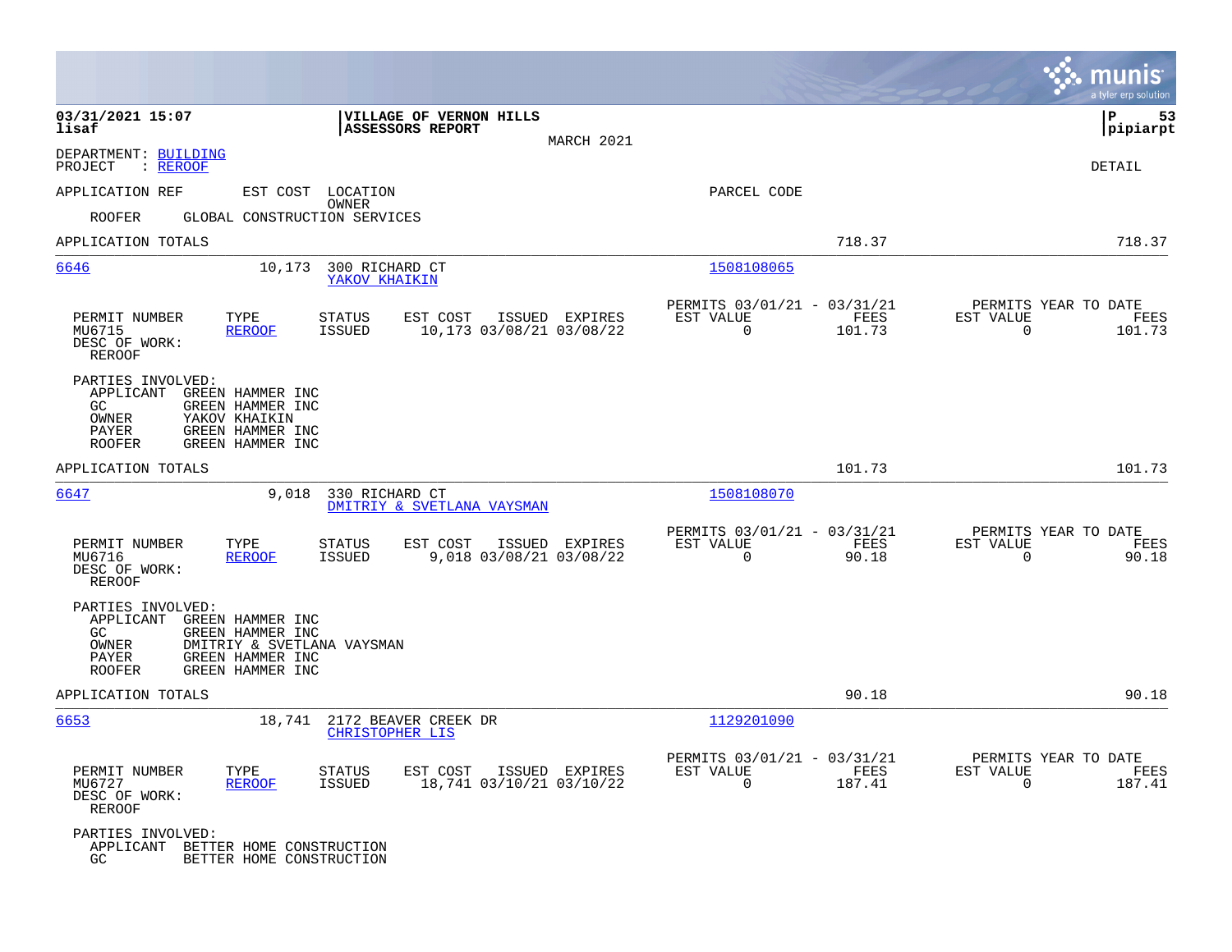**03/31/2021 15:07**
**lisaf**

**VILLAGE OF VERNON HILLS**
**ASSESSORS REPORT**

MARCH 2021

**P 53**
**pipiarpt**

DEPARTMENT: BUILDING
PROJECT : REROOF

DETAIL

APPLICATION REF | EST COST | LOCATION / OWNER | PARCEL CODE

ROOFER GLOBAL CONSTRUCTION SERVICES

| | | |
|---|---|---|
| APPLICATION TOTALS | 718.37 | 718.37 |

---

**6646** | 10,173 | 300 RICHARD CT | 1508108065
YAKOV KHAIKIN

| PERMIT NUMBER | TYPE | STATUS | EST COST | ISSUED | EXPIRES | PERMITS 03/01/21 - 03/31/21 EST VALUE | FEES | PERMITS YEAR TO DATE EST VALUE | FEES |
|---|---|---|---|---|---|---|---|---|---|
| MU6715 | REROOF | ISSUED | 10,173 | 03/08/21 | 03/08/22 | 0 | 101.73 | 0 | 101.73 |

DESC OF WORK:
REROOF

PARTIES INVOLVED:
- APPLICANT GREEN HAMMER INC
- GC GREEN HAMMER INC
- OWNER YAKOV KHAIKIN
- PAYER GREEN HAMMER INC
- ROOFER GREEN HAMMER INC

| | | |
|---|---|---|
| APPLICATION TOTALS | 101.73 | 101.73 |

---

**6647** | 9,018 | 330 RICHARD CT | 1508108070
DMITRIY & SVETLANA VAYSMAN

| PERMIT NUMBER | TYPE | STATUS | EST COST | ISSUED | EXPIRES | PERMITS 03/01/21 - 03/31/21 EST VALUE | FEES | PERMITS YEAR TO DATE EST VALUE | FEES |
|---|---|---|---|---|---|---|---|---|---|
| MU6716 | REROOF | ISSUED | 9,018 | 03/08/21 | 03/08/22 | 0 | 90.18 | 0 | 90.18 |

DESC OF WORK:
REROOF

PARTIES INVOLVED:
- APPLICANT GREEN HAMMER INC
- GC GREEN HAMMER INC
- OWNER DMITRIY & SVETLANA VAYSMAN
- PAYER GREEN HAMMER INC
- ROOFER GREEN HAMMER INC

| | | |
|---|---|---|
| APPLICATION TOTALS | 90.18 | 90.18 |

---

**6653** | 18,741 | 2172 BEAVER CREEK DR | 1129201090
CHRISTOPHER LIS

| PERMIT NUMBER | TYPE | STATUS | EST COST | ISSUED | EXPIRES | PERMITS 03/01/21 - 03/31/21 EST VALUE | FEES | PERMITS YEAR TO DATE EST VALUE | FEES |
|---|---|---|---|---|---|---|---|---|---|
| MU6727 | REROOF | ISSUED | 18,741 | 03/10/21 | 03/10/22 | 0 | 187.41 | 0 | 187.41 |

DESC OF WORK:
REROOF

PARTIES INVOLVED:
- APPLICANT BETTER HOME CONSTRUCTION
- GC BETTER HOME CONSTRUCTION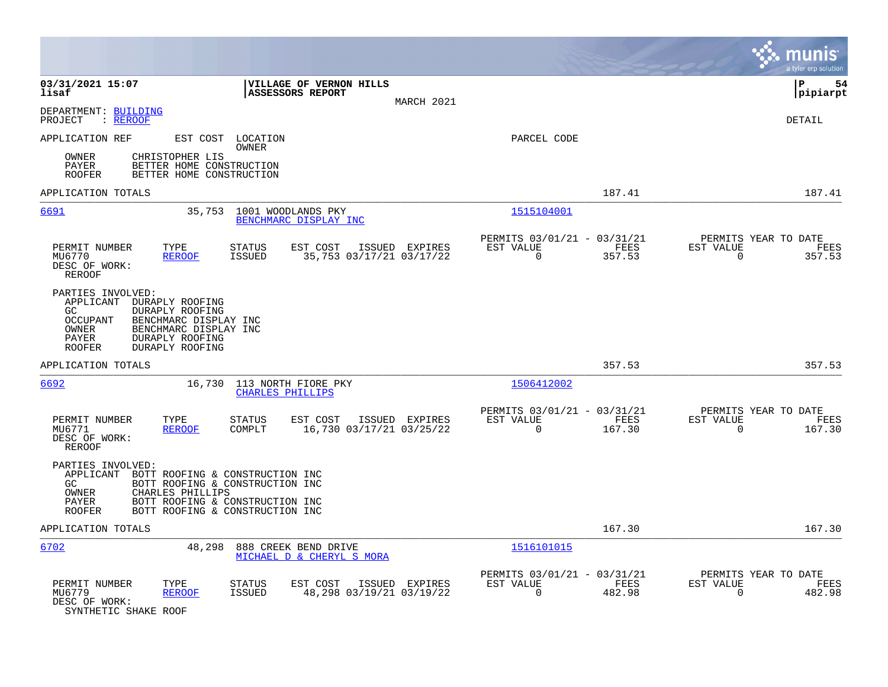**03/31/2021 15:07**
**lisaf**

**VILLAGE OF VERNON HILLS**
**ASSESSORS REPORT**

MARCH 2021

**P 54**
**pipiarpt**

DEPARTMENT: BUILDING
PROJECT : REROOF

DETAIL

| APPLICATION REF | EST COST | LOCATION / OWNER | PARCEL CODE |
|---|---|---|---|

OWNER CHRISTOPHER LIS
PAYER BETTER HOME CONSTRUCTION
ROOFER BETTER HOME CONSTRUCTION

APPLICATION TOTALS 187.41 187.41

---

**6691** 35,753 1001 WOODLANDS PKY — BENCHMARC DISPLAY INC — 1515104001

| PERMIT NUMBER | TYPE | STATUS | EST COST | ISSUED | EXPIRES | PERMITS 03/01/21 - 03/31/21 EST VALUE | FEES | PERMITS YEAR TO DATE EST VALUE | FEES |
|---|---|---|---|---|---|---|---|---|---|
| MU6770 | REROOF | ISSUED | 35,753 | 03/17/21 | 03/17/22 | 0 | 357.53 | 0 | 357.53 |

DESC OF WORK:
REROOF

PARTIES INVOLVED:
APPLICANT DURAPLY ROOFING
GC DURAPLY ROOFING
OCCUPANT BENCHMARC DISPLAY INC
OWNER BENCHMARC DISPLAY INC
PAYER DURAPLY ROOFING
ROOFER DURAPLY ROOFING

APPLICATION TOTALS 357.53 357.53

---

**6692** 16,730 113 NORTH FIORE PKY — CHARLES PHILLIPS — 1506412002

| PERMIT NUMBER | TYPE | STATUS | EST COST | ISSUED | EXPIRES | PERMITS 03/01/21 - 03/31/21 EST VALUE | FEES | PERMITS YEAR TO DATE EST VALUE | FEES |
|---|---|---|---|---|---|---|---|---|---|
| MU6771 | REROOF | COMPLT | 16,730 | 03/17/21 | 03/25/22 | 0 | 167.30 | 0 | 167.30 |

DESC OF WORK:
REROOF

PARTIES INVOLVED:
APPLICANT BOTT ROOFING & CONSTRUCTION INC
GC BOTT ROOFING & CONSTRUCTION INC
OWNER CHARLES PHILLIPS
PAYER BOTT ROOFING & CONSTRUCTION INC
ROOFER BOTT ROOFING & CONSTRUCTION INC

APPLICATION TOTALS 167.30 167.30

---

**6702** 48,298 888 CREEK BEND DRIVE — MICHAEL D & CHERYL S MORA — 1516101015

| PERMIT NUMBER | TYPE | STATUS | EST COST | ISSUED | EXPIRES | PERMITS 03/01/21 - 03/31/21 EST VALUE | FEES | PERMITS YEAR TO DATE EST VALUE | FEES |
|---|---|---|---|---|---|---|---|---|---|
| MU6779 | REROOF | ISSUED | 48,298 | 03/19/21 | 03/19/22 | 0 | 482.98 | 0 | 482.98 |

DESC OF WORK:
SYNTHETIC SHAKE ROOF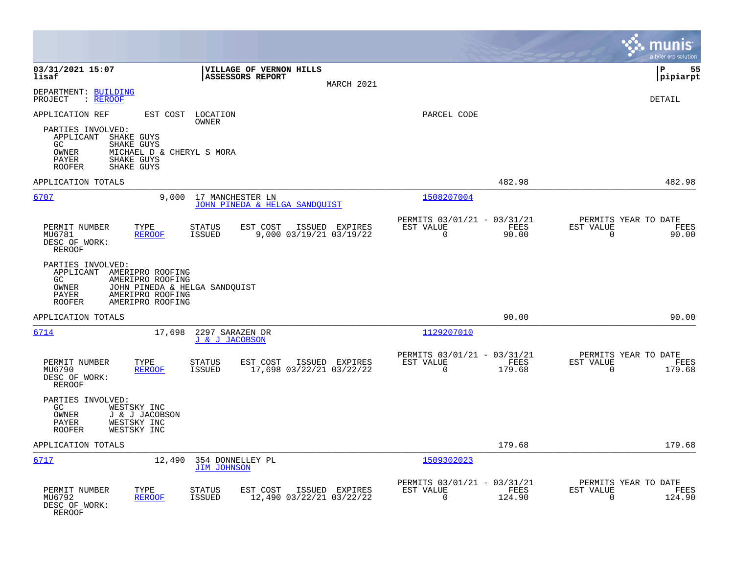03/31/2021 15:07
lisaf

**VILLAGE OF VERNON HILLS**
**ASSESSORS REPORT**
MARCH 2021

P 55
pipiarpt

DEPARTMENT: BUILDING
PROJECT : REROOF

DETAIL

APPLICATION REF | EST COST | LOCATION / OWNER | PARCEL CODE

PARTIES INVOLVED:
- APPLICANT SHAKE GUYS
- GC SHAKE GUYS
- OWNER MICHAEL D & CHERYL S MORA
- PAYER SHAKE GUYS
- ROOFER SHAKE GUYS

APPLICATION TOTALS 482.98 482.98

---

**6707** | 9,000 | 17 MANCHESTER LN / JOHN PINEDA & HELGA SANDQUIST | 1508207004

| PERMIT NUMBER | TYPE | STATUS | EST COST | ISSUED | EXPIRES | PERMITS 03/01/21 - 03/31/21 EST VALUE | FEES | PERMITS YEAR TO DATE EST VALUE | FEES |
|---|---|---|---|---|---|---|---|---|---|
| MU6781 | REROOF | ISSUED | 9,000 | 03/19/21 | 03/19/22 | 0 | 90.00 | 0 | 90.00 |

DESC OF WORK:
REROOF

PARTIES INVOLVED:
- APPLICANT AMERIPRO ROOFING
- GC AMERIPRO ROOFING
- OWNER JOHN PINEDA & HELGA SANDQUIST
- PAYER AMERIPRO ROOFING
- ROOFER AMERIPRO ROOFING

APPLICATION TOTALS 90.00 90.00

---

**6714** | 17,698 | 2297 SARAZEN DR / J & J JACOBSON | 1129207010

| PERMIT NUMBER | TYPE | STATUS | EST COST | ISSUED | EXPIRES | PERMITS 03/01/21 - 03/31/21 EST VALUE | FEES | PERMITS YEAR TO DATE EST VALUE | FEES |
|---|---|---|---|---|---|---|---|---|---|
| MU6790 | REROOF | ISSUED | 17,698 | 03/22/21 | 03/22/22 | 0 | 179.68 | 0 | 179.68 |

DESC OF WORK:
REROOF

PARTIES INVOLVED:
- GC WESTSKY INC
- OWNER J & J JACOBSON
- PAYER WESTSKY INC
- ROOFER WESTSKY INC

APPLICATION TOTALS 179.68 179.68

---

**6717** | 12,490 | 354 DONNELLEY PL / JIM JOHNSON | 1509302023

| PERMIT NUMBER | TYPE | STATUS | EST COST | ISSUED | EXPIRES | PERMITS 03/01/21 - 03/31/21 EST VALUE | FEES | PERMITS YEAR TO DATE EST VALUE | FEES |
|---|---|---|---|---|---|---|---|---|---|
| MU6792 | REROOF | ISSUED | 12,490 | 03/22/21 | 03/22/22 | 0 | 124.90 | 0 | 124.90 |

DESC OF WORK:
REROOF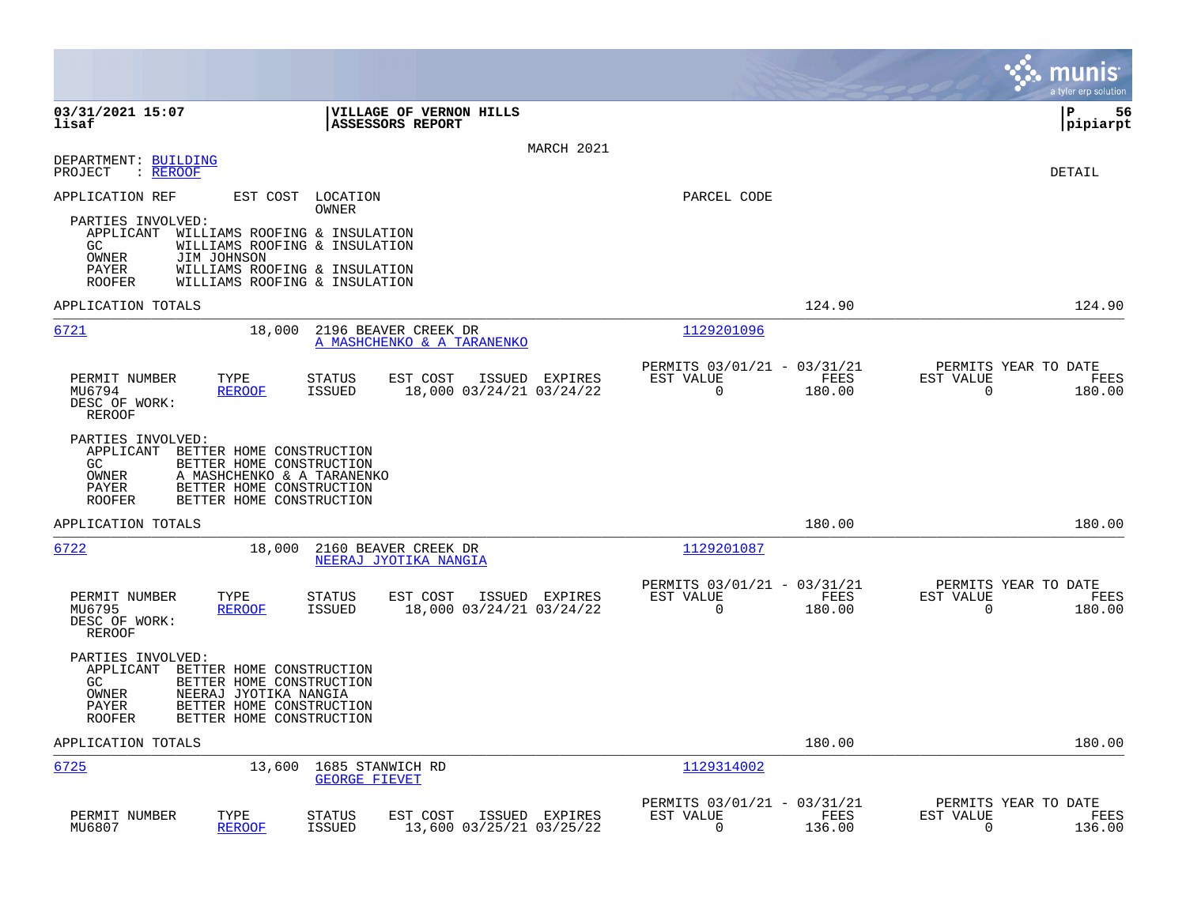**03/31/2021 15:07** | **VILLAGE OF VERNON HILLS** | **P 56**
**lisaf** | **ASSESSORS REPORT** | **pipiarpt**

MARCH 2021

DEPARTMENT: BUILDING
PROJECT : REROOF

DETAIL

APPLICATION REF | EST COST | LOCATION / OWNER | PARCEL CODE

PARTIES INVOLVED:
- APPLICANT WILLIAMS ROOFING & INSULATION
- GC WILLIAMS ROOFING & INSULATION
- OWNER JIM JOHNSON
- PAYER WILLIAMS ROOFING & INSULATION
- ROOFER WILLIAMS ROOFING & INSULATION

APPLICATION TOTALS 124.90 124.90

---

**6721** 18,000 2196 BEAVER CREEK DR — A MASHCHENKO & A TARANENKO — 1129201096

| PERMIT NUMBER | TYPE | STATUS | EST COST | ISSUED | EXPIRES | PERMITS 03/01/21 - 03/31/21 EST VALUE | FEES | PERMITS YEAR TO DATE EST VALUE | FEES |
|---|---|---|---|---|---|---|---|---|---|
| MU6794 | REROOF | ISSUED | 18,000 | 03/24/21 | 03/24/22 | 0 | 180.00 | 0 | 180.00 |

DESC OF WORK:
REROOF

PARTIES INVOLVED:
- APPLICANT BETTER HOME CONSTRUCTION
- GC BETTER HOME CONSTRUCTION
- OWNER A MASHCHENKO & A TARANENKO
- PAYER BETTER HOME CONSTRUCTION
- ROOFER BETTER HOME CONSTRUCTION

APPLICATION TOTALS 180.00 180.00

---

**6722** 18,000 2160 BEAVER CREEK DR — NEERAJ JYOTIKA NANGIA — 1129201087

| PERMIT NUMBER | TYPE | STATUS | EST COST | ISSUED | EXPIRES | PERMITS 03/01/21 - 03/31/21 EST VALUE | FEES | PERMITS YEAR TO DATE EST VALUE | FEES |
|---|---|---|---|---|---|---|---|---|---|
| MU6795 | REROOF | ISSUED | 18,000 | 03/24/21 | 03/24/22 | 0 | 180.00 | 0 | 180.00 |

DESC OF WORK:
REROOF

PARTIES INVOLVED:
- APPLICANT BETTER HOME CONSTRUCTION
- GC BETTER HOME CONSTRUCTION
- OWNER NEERAJ JYOTIKA NANGIA
- PAYER BETTER HOME CONSTRUCTION
- ROOFER BETTER HOME CONSTRUCTION

APPLICATION TOTALS 180.00 180.00

---

**6725** 13,600 1685 STANWICH RD — GEORGE FIEVET — 1129314002

| PERMIT NUMBER | TYPE | STATUS | EST COST | ISSUED | EXPIRES | PERMITS 03/01/21 - 03/31/21 EST VALUE | FEES | PERMITS YEAR TO DATE EST VALUE | FEES |
|---|---|---|---|---|---|---|---|---|---|
| MU6807 | REROOF | ISSUED | 13,600 | 03/25/21 | 03/25/22 | 0 | 136.00 | 0 | 136.00 |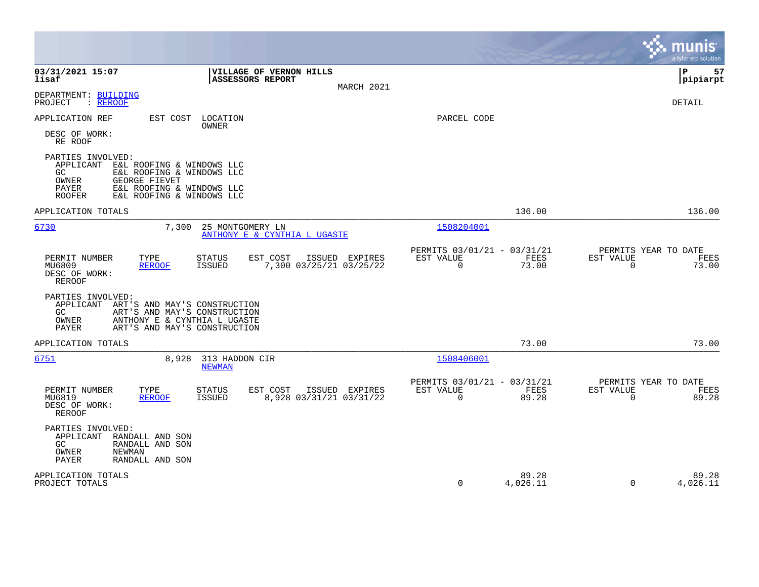**VILLAGE OF VERNON HILLS**
**ASSESSORS REPORT**
MARCH 2021

03/31/2021 15:07
lisaf

P 57
pipiarpt

DEPARTMENT: BUILDING
PROJECT : REROOF

DETAIL

APPLICATION REF | EST COST | LOCATION / OWNER | PARCEL CODE

DESC OF WORK:
RE ROOF

PARTIES INVOLVED:
APPLICANT E&L ROOFING & WINDOWS LLC
GC E&L ROOFING & WINDOWS LLC
OWNER GEORGE FIEVET
PAYER E&L ROOFING & WINDOWS LLC
ROOFER E&L ROOFING & WINDOWS LLC

APPLICATION TOTALS 136.00 136.00

---

**6730** | 7,300 | 25 MONTGOMERY LN / ANTHONY E & CYNTHIA L UGASTE | 1508204001

| PERMIT NUMBER | TYPE | STATUS | EST COST | ISSUED | EXPIRES | PERMITS 03/01/21 - 03/31/21 EST VALUE | FEES | PERMITS YEAR TO DATE EST VALUE | FEES |
|---|---|---|---|---|---|---|---|---|---|
| MU6809 | REROOF | ISSUED | 7,300 | 03/25/21 | 03/25/22 | 0 | 73.00 | 0 | 73.00 |

DESC OF WORK:
REROOF

PARTIES INVOLVED:
APPLICANT ART'S AND MAY'S CONSTRUCTION
GC ART'S AND MAY'S CONSTRUCTION
OWNER ANTHONY E & CYNTHIA L UGASTE
PAYER ART'S AND MAY'S CONSTRUCTION

APPLICATION TOTALS 73.00 73.00

---

**6751** | 8,928 | 313 HADDON CIR / NEWMAN | 1508406001

| PERMIT NUMBER | TYPE | STATUS | EST COST | ISSUED | EXPIRES | PERMITS 03/01/21 - 03/31/21 EST VALUE | FEES | PERMITS YEAR TO DATE EST VALUE | FEES |
|---|---|---|---|---|---|---|---|---|---|
| MU6819 | REROOF | ISSUED | 8,928 | 03/31/21 | 03/31/22 | 0 | 89.28 | 0 | 89.28 |

DESC OF WORK:
REROOF

PARTIES INVOLVED:
APPLICANT RANDALL AND SON
GC RANDALL AND SON
OWNER NEWMAN
PAYER RANDALL AND SON

| | EST VALUE | FEES | YTD EST VALUE | YTD FEES |
|---|---|---|---|---|
| APPLICATION TOTALS | | 89.28 | | 89.28 |
| PROJECT TOTALS | 0 | 4,026.11 | 0 | 4,026.11 |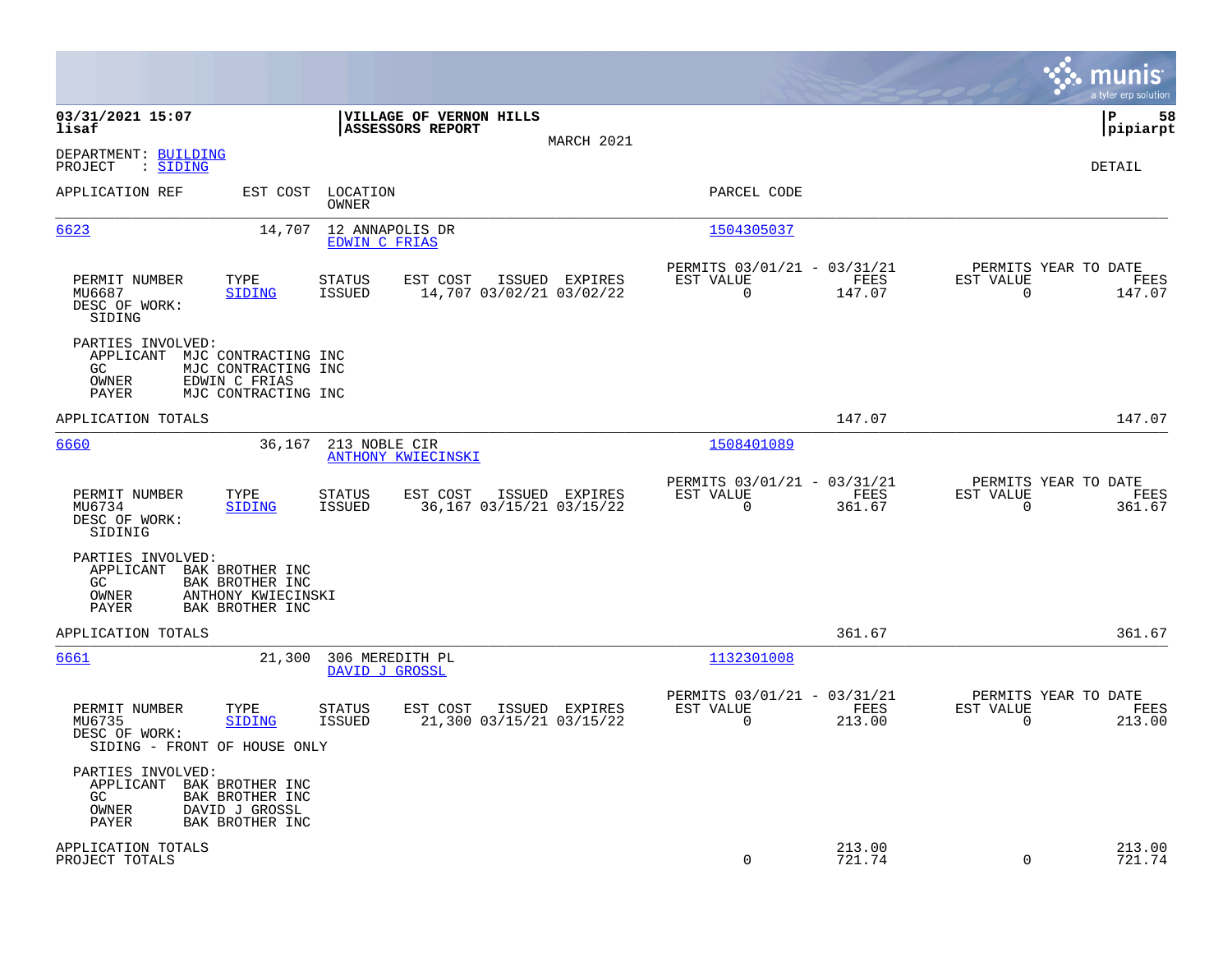03/31/2021 15:07
lisaf

**VILLAGE OF VERNON HILLS**
**ASSESSORS REPORT**

MARCH 2021

P 58
pipiarpt

DEPARTMENT: BUILDING
PROJECT : SIDING

DETAIL

| APPLICATION REF | EST COST | LOCATION / OWNER | PARCEL CODE |
|---|---|---|---|
| 6623 | 14,707 | 12 ANNAPOLIS DR / EDWIN C FRIAS | 1504305037 |

| PERMIT NUMBER | TYPE | STATUS | EST COST | ISSUED | EXPIRES | PERMITS 03/01/21 - 03/31/21 EST VALUE | FEES | PERMITS YEAR TO DATE EST VALUE | FEES |
|---|---|---|---|---|---|---|---|---|---|
| MU6687 | SIDING | ISSUED | 14,707 | 03/02/21 | 03/02/22 | 0 | 147.07 | 0 | 147.07 |

DESC OF WORK:
SIDING

PARTIES INVOLVED:
APPLICANT MJC CONTRACTING INC
GC MJC CONTRACTING INC
OWNER EDWIN C FRIAS
PAYER MJC CONTRACTING INC

APPLICATION TOTALS 147.07 147.07

| APPLICATION REF | EST COST | LOCATION / OWNER | PARCEL CODE |
|---|---|---|---|
| 6660 | 36,167 | 213 NOBLE CIR / ANTHONY KWIECINSKI | 1508401089 |

| PERMIT NUMBER | TYPE | STATUS | EST COST | ISSUED | EXPIRES | PERMITS 03/01/21 - 03/31/21 EST VALUE | FEES | PERMITS YEAR TO DATE EST VALUE | FEES |
|---|---|---|---|---|---|---|---|---|---|
| MU6734 | SIDING | ISSUED | 36,167 | 03/15/21 | 03/15/22 | 0 | 361.67 | 0 | 361.67 |

DESC OF WORK:
SIDINIG

PARTIES INVOLVED:
APPLICANT BAK BROTHER INC
GC BAK BROTHER INC
OWNER ANTHONY KWIECINSKI
PAYER BAK BROTHER INC

APPLICATION TOTALS 361.67 361.67

| APPLICATION REF | EST COST | LOCATION / OWNER | PARCEL CODE |
|---|---|---|---|
| 6661 | 21,300 | 306 MEREDITH PL / DAVID J GROSSL | 1132301008 |

| PERMIT NUMBER | TYPE | STATUS | EST COST | ISSUED | EXPIRES | PERMITS 03/01/21 - 03/31/21 EST VALUE | FEES | PERMITS YEAR TO DATE EST VALUE | FEES |
|---|---|---|---|---|---|---|---|---|---|
| MU6735 | SIDING | ISSUED | 21,300 | 03/15/21 | 03/15/22 | 0 | 213.00 | 0 | 213.00 |

DESC OF WORK:
SIDING - FRONT OF HOUSE ONLY

PARTIES INVOLVED:
APPLICANT BAK BROTHER INC
GC BAK BROTHER INC
OWNER DAVID J GROSSL
PAYER BAK BROTHER INC

| | EST VALUE | FEES | YTD EST VALUE | YTD FEES |
|---|---|---|---|---|
| APPLICATION TOTALS | | 213.00 | | 213.00 |
| PROJECT TOTALS | 0 | 721.74 | 0 | 721.74 |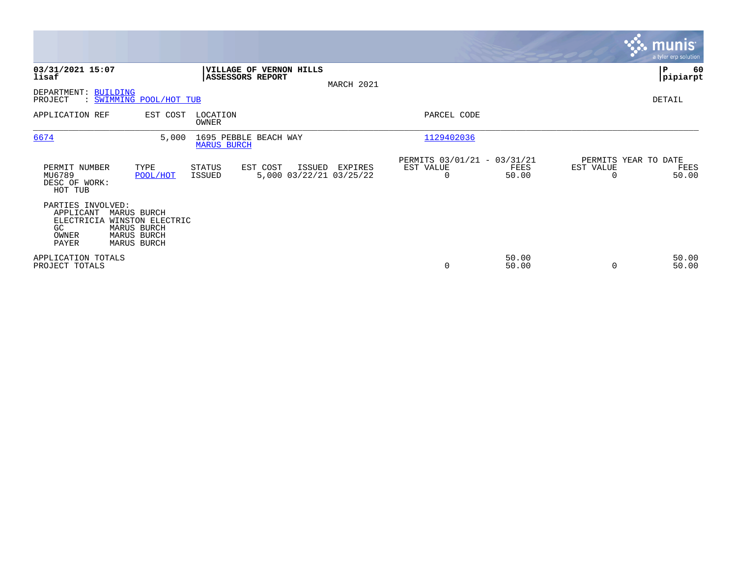**03/31/2021 15:07**
**lisaf**

**VILLAGE OF VERNON HILLS**
**ASSESSORS REPORT**

MARCH 2021

**P 60**
**pipiarpt**

DEPARTMENT: BUILDING
PROJECT : SWIMMING POOL/HOT TUB

DETAIL

| APPLICATION REF | EST COST | LOCATION / OWNER | PARCEL CODE |
|---|---|---|---|
| 6674 | 5,000 | 1695 PEBBLE BEACH WAY / MARUS BURCH | 1129402036 |

| PERMIT NUMBER | TYPE | STATUS | EST COST | ISSUED | EXPIRES | PERMITS 03/01/21 - 03/31/21 EST VALUE | FEES | PERMITS YEAR TO DATE EST VALUE | FEES |
|---|---|---|---|---|---|---|---|---|---|
| MU6789 | POOL/HOT | ISSUED | 5,000 | 03/22/21 | 03/25/22 | 0 | 50.00 | 0 | 50.00 |

DESC OF WORK:
HOT TUB

PARTIES INVOLVED:

| | |
|---|---|
| APPLICANT | MARUS BURCH |
| ELECTRICIA | WINSTON ELECTRIC |
| GC | MARUS BURCH |
| OWNER | MARUS BURCH |
| PAYER | MARUS BURCH |

| | EST VALUE | FEES | EST VALUE | FEES |
|---|---|---|---|---|
| APPLICATION TOTALS | | 50.00 | | 50.00 |
| PROJECT TOTALS | 0 | 50.00 | 0 | 50.00 |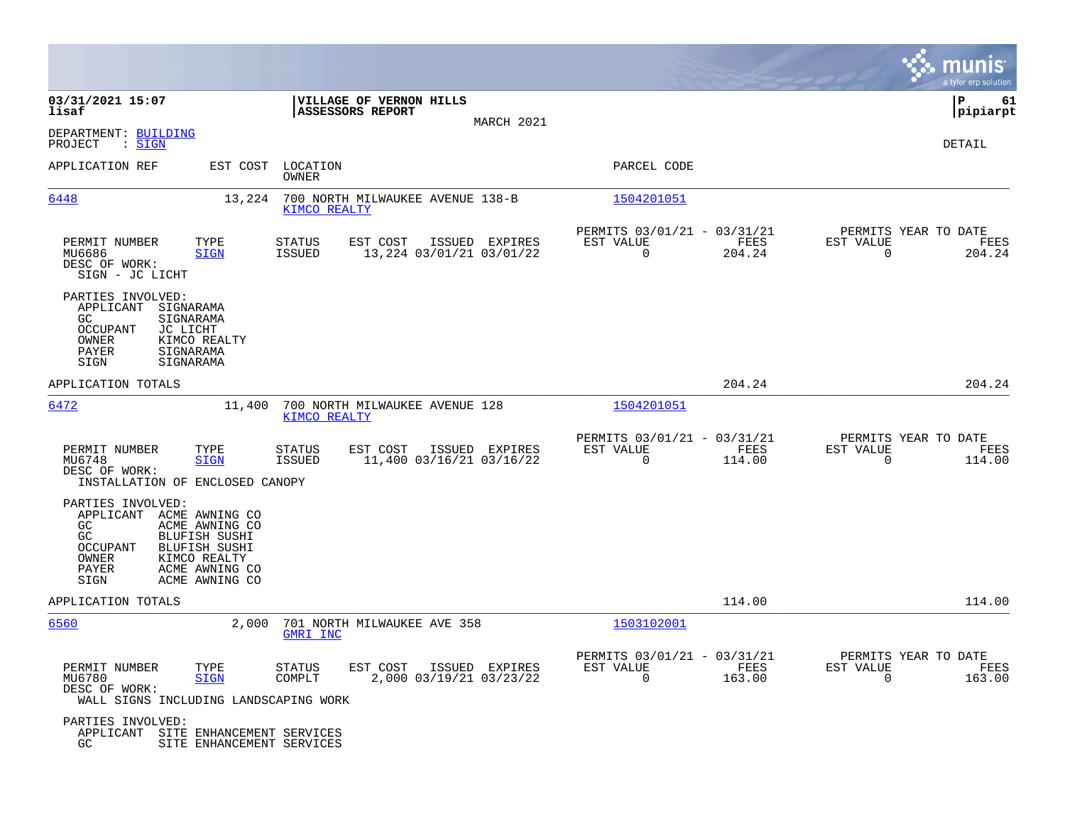**03/31/2021 15:07**
**lisaf**

**VILLAGE OF VERNON HILLS**
**ASSESSORS REPORT**

MARCH 2021

**P 61**
**pipiarpt**

DEPARTMENT: BUILDING
PROJECT : SIGN

DETAIL

| APPLICATION REF | EST COST | LOCATION / OWNER | PARCEL CODE |
|---|---|---|---|
| 6448 | 13,224 | 700 NORTH MILWAUKEE AVENUE 138-B / KIMCO REALTY | 1504201051 |

| PERMIT NUMBER | TYPE | STATUS | EST COST | ISSUED | EXPIRES | PERMITS 03/01/21 - 03/31/21 EST VALUE | FEES | PERMITS YEAR TO DATE EST VALUE | FEES |
|---|---|---|---|---|---|---|---|---|---|
| MU6686 | SIGN | ISSUED | 13,224 | 03/01/21 | 03/01/22 | 0 | 204.24 | 0 | 204.24 |

DESC OF WORK:
SIGN - JC LICHT

PARTIES INVOLVED:

| | |
|---|---|
| APPLICANT | SIGNARAMA |
| GC | SIGNARAMA |
| OCCUPANT | JC LICHT |
| OWNER | KIMCO REALTY |
| PAYER | SIGNARAMA |
| SIGN | SIGNARAMA |

APPLICATION TOTALS — 204.24 — 204.24

| APPLICATION REF | EST COST | LOCATION / OWNER | PARCEL CODE |
|---|---|---|---|
| 6472 | 11,400 | 700 NORTH MILWAUKEE AVENUE 128 / KIMCO REALTY | 1504201051 |

| PERMIT NUMBER | TYPE | STATUS | EST COST | ISSUED | EXPIRES | PERMITS 03/01/21 - 03/31/21 EST VALUE | FEES | PERMITS YEAR TO DATE EST VALUE | FEES |
|---|---|---|---|---|---|---|---|---|---|
| MU6748 | SIGN | ISSUED | 11,400 | 03/16/21 | 03/16/22 | 0 | 114.00 | 0 | 114.00 |

DESC OF WORK:
INSTALLATION OF ENCLOSED CANOPY

PARTIES INVOLVED:

| | |
|---|---|
| APPLICANT | ACME AWNING CO |
| GC | ACME AWNING CO |
| GC | BLUFISH SUSHI |
| OCCUPANT | BLUFISH SUSHI |
| OWNER | KIMCO REALTY |
| PAYER | ACME AWNING CO |
| SIGN | ACME AWNING CO |

APPLICATION TOTALS — 114.00 — 114.00

| APPLICATION REF | EST COST | LOCATION / OWNER | PARCEL CODE |
|---|---|---|---|
| 6560 | 2,000 | 701 NORTH MILWAUKEE AVE 358 / GMRI INC | 1503102001 |

| PERMIT NUMBER | TYPE | STATUS | EST COST | ISSUED | EXPIRES | PERMITS 03/01/21 - 03/31/21 EST VALUE | FEES | PERMITS YEAR TO DATE EST VALUE | FEES |
|---|---|---|---|---|---|---|---|---|---|
| MU6780 | SIGN | COMPLT | 2,000 | 03/19/21 | 03/23/22 | 0 | 163.00 | 0 | 163.00 |

DESC OF WORK:
WALL SIGNS INCLUDING LANDSCAPING WORK

PARTIES INVOLVED:

| | |
|---|---|
| APPLICANT | SITE ENHANCEMENT SERVICES |
| GC | SITE ENHANCEMENT SERVICES |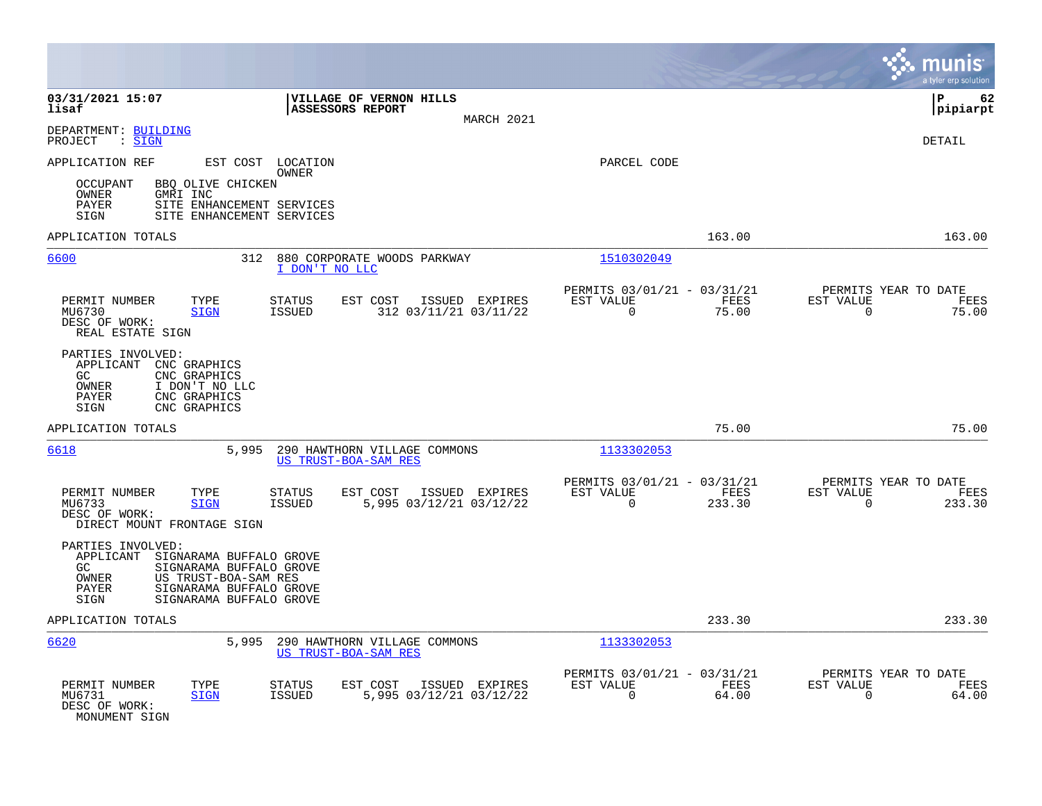**VILLAGE OF VERNON HILLS**
**ASSESSORS REPORT**
MARCH 2021

DEPARTMENT: BUILDING
PROJECT : SIGN

DETAIL

APPLICATION REF | EST COST | LOCATION OWNER | PARCEL CODE

OCCUPANT BBQ OLIVE CHICKEN
OWNER GMRI INC
PAYER SITE ENHANCEMENT SERVICES
SIGN SITE ENHANCEMENT SERVICES

APPLICATION TOTALS 163.00 163.00

---

**6600** | 312 | 880 CORPORATE WOODS PARKWAY | I DON'T NO LLC | 1510302049

| PERMIT NUMBER | TYPE | STATUS | EST COST | ISSUED | EXPIRES | PERMITS 03/01/21 - 03/31/21 EST VALUE | FEES | PERMITS YEAR TO DATE EST VALUE | FEES |
|---|---|---|---|---|---|---|---|---|---|
| MU6730 | SIGN | ISSUED | 312 | 03/11/21 | 03/11/22 | 0 | 75.00 | 0 | 75.00 |

DESC OF WORK:
REAL ESTATE SIGN

PARTIES INVOLVED:
APPLICANT CNC GRAPHICS
GC CNC GRAPHICS
OWNER I DON'T NO LLC
PAYER CNC GRAPHICS
SIGN CNC GRAPHICS

APPLICATION TOTALS 75.00 75.00

---

**6618** | 5,995 | 290 HAWTHORN VILLAGE COMMONS | US TRUST-BOA-SAM RES | 1133302053

| PERMIT NUMBER | TYPE | STATUS | EST COST | ISSUED | EXPIRES | PERMITS 03/01/21 - 03/31/21 EST VALUE | FEES | PERMITS YEAR TO DATE EST VALUE | FEES |
|---|---|---|---|---|---|---|---|---|---|
| MU6733 | SIGN | ISSUED | 5,995 | 03/12/21 | 03/12/22 | 0 | 233.30 | 0 | 233.30 |

DESC OF WORK:
DIRECT MOUNT FRONTAGE SIGN

PARTIES INVOLVED:
APPLICANT SIGNARAMA BUFFALO GROVE
GC SIGNARAMA BUFFALO GROVE
OWNER US TRUST-BOA-SAM RES
PAYER SIGNARAMA BUFFALO GROVE
SIGN SIGNARAMA BUFFALO GROVE

APPLICATION TOTALS 233.30 233.30

---

**6620** | 5,995 | 290 HAWTHORN VILLAGE COMMONS | US TRUST-BOA-SAM RES | 1133302053

| PERMIT NUMBER | TYPE | STATUS | EST COST | ISSUED | EXPIRES | PERMITS 03/01/21 - 03/31/21 EST VALUE | FEES | PERMITS YEAR TO DATE EST VALUE | FEES |
|---|---|---|---|---|---|---|---|---|---|
| MU6731 | SIGN | ISSUED | 5,995 | 03/12/21 | 03/12/22 | 0 | 64.00 | 0 | 64.00 |

DESC OF WORK:
MONUMENT SIGN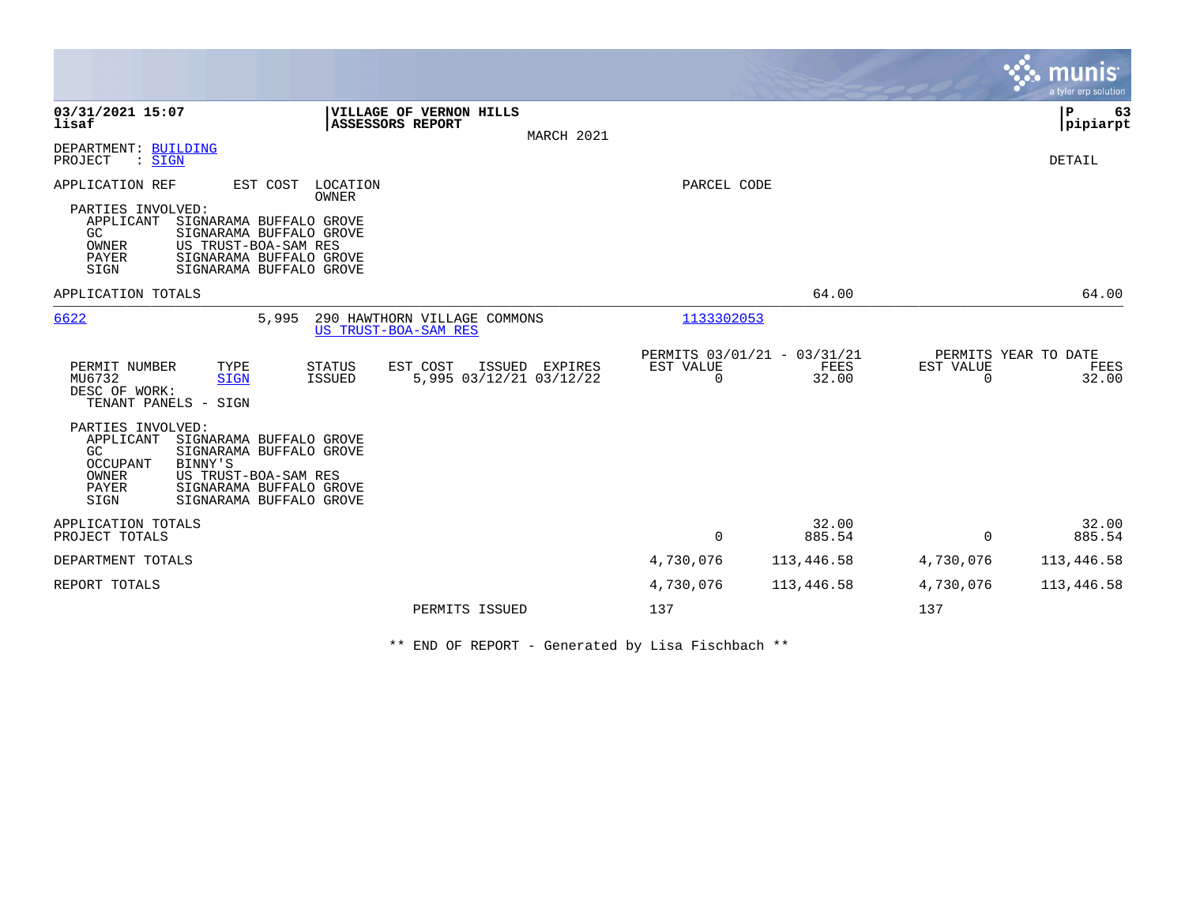**03/31/2021 15:07** **VILLAGE OF VERNON HILLS**
**lisaf** **ASSESSORS REPORT** **pipiarpt**
MARCH 2021

DEPARTMENT: BUILDING
PROJECT : SIGN

DETAIL

APPLICATION REF | EST COST | LOCATION / OWNER | PARCEL CODE

PARTIES INVOLVED:
- APPLICANT SIGNARAMA BUFFALO GROVE
- GC SIGNARAMA BUFFALO GROVE
- OWNER US TRUST-BOA-SAM RES
- PAYER SIGNARAMA BUFFALO GROVE
- SIGN SIGNARAMA BUFFALO GROVE

APPLICATION TOTALS 64.00 64.00

6622 | 5,995 | 290 HAWTHORN VILLAGE COMMONS / US TRUST-BOA-SAM RES | 1133302053

| PERMIT NUMBER | TYPE | STATUS | EST COST | ISSUED | EXPIRES | PERMITS 03/01/21 - 03/31/21 EST VALUE | FEES | PERMITS YEAR TO DATE EST VALUE | FEES |
|---|---|---|---|---|---|---|---|---|---|
| MU6732 | SIGN | ISSUED | 5,995 | 03/12/21 | 03/12/22 | 0 | 32.00 | 0 | 32.00 |

DESC OF WORK:
TENANT PANELS - SIGN

PARTIES INVOLVED:
- APPLICANT SIGNARAMA BUFFALO GROVE
- GC SIGNARAMA BUFFALO GROVE
- OCCUPANT BINNY'S
- OWNER US TRUST-BOA-SAM RES
- PAYER SIGNARAMA BUFFALO GROVE
- SIGN SIGNARAMA BUFFALO GROVE

| | EST VALUE | FEES | EST VALUE | FEES |
|---|---|---|---|---|
| APPLICATION TOTALS | | 32.00 | | 32.00 |
| PROJECT TOTALS | 0 | 885.54 | 0 | 885.54 |
| DEPARTMENT TOTALS | 4,730,076 | 113,446.58 | 4,730,076 | 113,446.58 |
| REPORT TOTALS | 4,730,076 | 113,446.58 | 4,730,076 | 113,446.58 |
| PERMITS ISSUED | 137 | | 137 | |

** END OF REPORT - Generated by Lisa Fischbach **